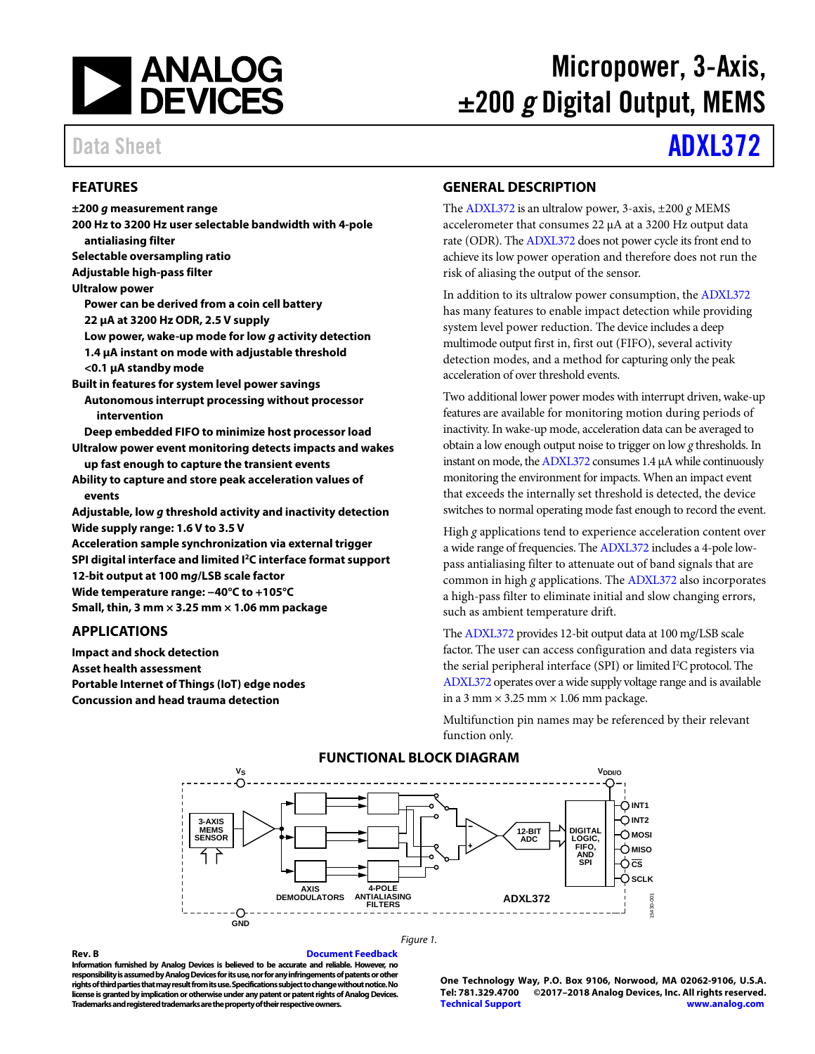# Micropower, 3-Axis, ±200 *g* Digital Output, MEMS

Data Sheet

# ADXL372

## FEATURES

**±200 *g* measurement range**
**200 Hz to 3200 Hz user selectable bandwidth with 4-pole antialiasing filter**
**Selectable oversampling ratio**
**Adjustable high-pass filter**
**Ultralow power**
- **Power can be derived from a coin cell battery**
- **22 µA at 3200 Hz ODR, 2.5 V supply**
- **Low power, wake-up mode for low *g* activity detection**
- **1.4 µA instant on mode with adjustable threshold**
- **<0.1 µA standby mode**

**Built in features for system level power savings**
- **Autonomous interrupt processing without processor intervention**
- **Deep embedded FIFO to minimize host processor load**

**Ultralow power event monitoring detects impacts and wakes up fast enough to capture the transient events**
**Ability to capture and store peak acceleration values of events**
**Adjustable, low *g* threshold activity and inactivity detection**
**Wide supply range: 1.6 V to 3.5 V**
**Acceleration sample synchronization via external trigger**
**SPI digital interface and limited I²C interface format support**
**12-bit output at 100 m*g*/LSB scale factor**
**Wide temperature range: −40°C to +105°C**
**Small, thin, 3 mm × 3.25 mm × 1.06 mm package**

## APPLICATIONS

**Impact and shock detection**
**Asset health assessment**
**Portable Internet of Things (IoT) edge nodes**
**Concussion and head trauma detection**

## GENERAL DESCRIPTION

The ADXL372 is an ultralow power, 3-axis, ±200 *g* MEMS accelerometer that consumes 22 µA at a 3200 Hz output data rate (ODR). The ADXL372 does not power cycle its front end to achieve its low power operation and therefore does not run the risk of aliasing the output of the sensor.

In addition to its ultralow power consumption, the ADXL372 has many features to enable impact detection while providing system level power reduction. The device includes a deep multimode output first in, first out (FIFO), several activity detection modes, and a method for capturing only the peak acceleration of over threshold events.

Two additional lower power modes with interrupt driven, wake-up features are available for monitoring motion during periods of inactivity. In wake-up mode, acceleration data can be averaged to obtain a low enough output noise to trigger on low *g* thresholds. In instant on mode, the ADXL372 consumes 1.4 µA while continuously monitoring the environment for impacts. When an impact event that exceeds the internally set threshold is detected, the device switches to normal operating mode fast enough to record the event.

High *g* applications tend to experience acceleration content over a wide range of frequencies. The ADXL372 includes a 4-pole low-pass antialiasing filter to attenuate out of band signals that are common in high *g* applications. The ADXL372 also incorporates a high-pass filter to eliminate initial and slow changing errors, such as ambient temperature drift.

The ADXL372 provides 12-bit output data at 100 m*g*/LSB scale factor. The user can access configuration and data registers via the serial peripheral interface (SPI) or limited I²C protocol. The ADXL372 operates over a wide supply voltage range and is available in a 3 mm × 3.25 mm × 1.06 mm package.

Multifunction pin names may be referenced by their relevant function only.

## FUNCTIONAL BLOCK DIAGRAM

Figure 1.

Rev. B

Information furnished by Analog Devices is believed to be accurate and reliable. However, no responsibility is assumed by Analog Devices for its use, nor for any infringements of patents or other rights of third parties that may result from its use. Specifications subject to change without notice. No license is granted by implication or otherwise under any patent or patent rights of Analog Devices. Trademarks and registered trademarks are the property of their respective owners.

One Technology Way, P.O. Box 9106, Norwood, MA 02062-9106, U.S.A.
Tel: 781.329.4700 ©2017–2018 Analog Devices, Inc. All rights reserved.
Technical Support www.analog.com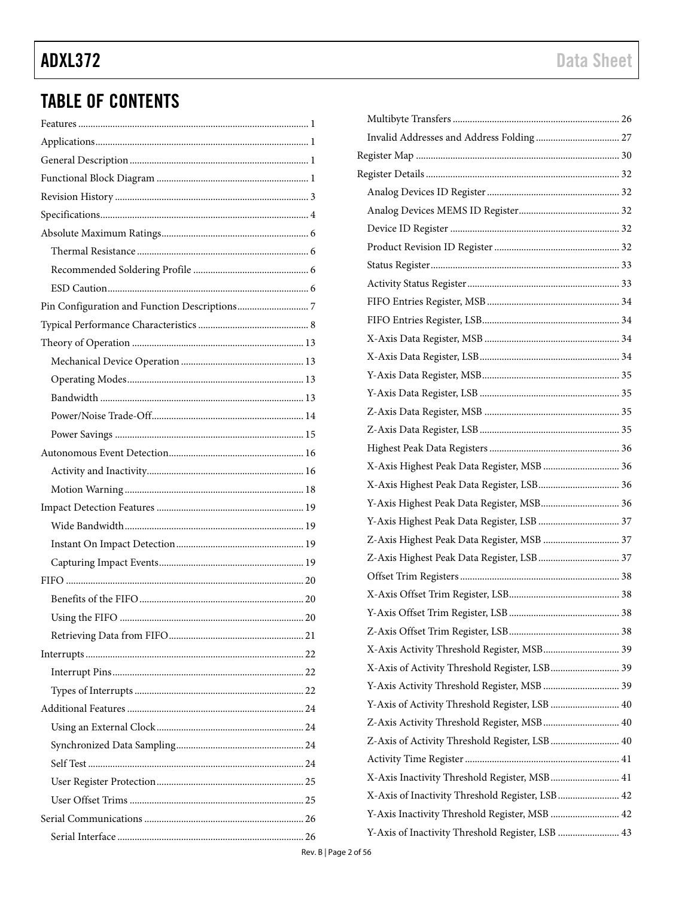## TABLE OF CONTENTS

Features ... 1
Applications ... 1
General Description ... 1
Functional Block Diagram ... 1
Revision History ... 3
Specifications ... 4
Absolute Maximum Ratings ... 6
- Thermal Resistance ... 6
- Recommended Soldering Profile ... 6
- ESD Caution ... 6

Pin Configuration and Function Descriptions ... 7
Typical Performance Characteristics ... 8
Theory of Operation ... 13
- Mechanical Device Operation ... 13
- Operating Modes ... 13
- Bandwidth ... 13
- Power/Noise Trade-Off ... 14
- Power Savings ... 15

Autonomous Event Detection ... 16
- Activity and Inactivity ... 16
- Motion Warning ... 18

Impact Detection Features ... 19
- Wide Bandwidth ... 19
- Instant On Impact Detection ... 19
- Capturing Impact Events ... 19

FIFO ... 20
- Benefits of the FIFO ... 20
- Using the FIFO ... 20
- Retrieving Data from FIFO ... 21

Interrupts ... 22
- Interrupt Pins ... 22
- Types of Interrupts ... 22

Additional Features ... 24
- Using an External Clock ... 24
- Synchronized Data Sampling ... 24
- Self Test ... 24
- User Register Protection ... 25
- User Offset Trims ... 25

Serial Communications ... 26
- Serial Interface ... 26
- Multibyte Transfers ... 26
- Invalid Addresses and Address Folding ... 27

Register Map ... 30
Register Details ... 32
- Analog Devices ID Register ... 32
- Analog Devices MEMS ID Register ... 32
- Device ID Register ... 32
- Product Revision ID Register ... 32
- Status Register ... 33
- Activity Status Register ... 33
- FIFO Entries Register, MSB ... 34
- FIFO Entries Register, LSB ... 34
- X-Axis Data Register, MSB ... 34
- X-Axis Data Register, LSB ... 34
- Y-Axis Data Register, MSB ... 35
- Y-Axis Data Register, LSB ... 35
- Z-Axis Data Register, MSB ... 35
- Z-Axis Data Register, LSB ... 35
- Highest Peak Data Registers ... 36
- X-Axis Highest Peak Data Register, MSB ... 36
- X-Axis Highest Peak Data Register, LSB ... 36
- Y-Axis Highest Peak Data Register, MSB ... 36
- Y-Axis Highest Peak Data Register, LSB ... 37
- Z-Axis Highest Peak Data Register, MSB ... 37
- Z-Axis Highest Peak Data Register, LSB ... 37
- Offset Trim Registers ... 38
- X-Axis Offset Trim Register, LSB ... 38
- Y-Axis Offset Trim Register, LSB ... 38
- Z-Axis Offset Trim Register, LSB ... 38
- X-Axis Activity Threshold Register, MSB ... 39
- X-Axis of Activity Threshold Register, LSB ... 39
- Y-Axis Activity Threshold Register, MSB ... 39
- Y-Axis of Activity Threshold Register, LSB ... 40
- Z-Axis Activity Threshold Register, MSB ... 40
- Z-Axis of Activity Threshold Register, LSB ... 40
- Activity Time Register ... 41
- X-Axis Inactivity Threshold Register, MSB ... 41
- X-Axis of Inactivity Threshold Register, LSB ... 42
- Y-Axis Inactivity Threshold Register, MSB ... 42
- Y-Axis of Inactivity Threshold Register, LSB ... 43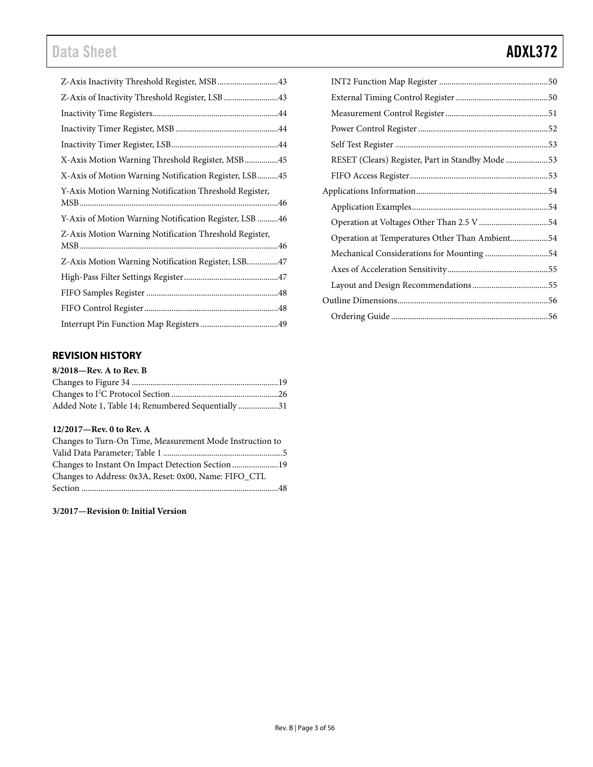Z-Axis Inactivity Threshold Register, MSB ............................43

Z-Axis of Inactivity Threshold Register, LSB .........................43

Inactivity Time Registers...........................................................44

Inactivity Timer Register, MSB ................................................44

Inactivity Timer Register, LSB..................................................44

X-Axis Motion Warning Threshold Register, MSB................45

X-Axis of Motion Warning Notification Register, LSB..........45

Y-Axis Motion Warning Notification Threshold Register, MSB..............................................................................................46

Y-Axis of Motion Warning Notification Register, LSB ..........46

Z-Axis Motion Warning Notification Threshold Register, MSB..............................................................................................46

Z-Axis Motion Warning Notification Register, LSB...............47

High-Pass Filter Settings Register............................................47

FIFO Samples Register ..............................................................48

FIFO Control Register...............................................................48

Interrupt Pin Function Map Registers .....................................49

INT2 Function Map Register ...................................................50

External Timing Control Register ...........................................50

Measurement Control Register ................................................51

Power Control Register .............................................................52

Self Test Register .......................................................................53

RESET (Clears) Register, Part in Standby Mode ....................53

FIFO Access Register.................................................................53

Applications Information..............................................................54

Application Examples................................................................54

Operation at Voltages Other Than 2.5 V ................................54

Operation at Temperatures Other Than Ambient..................54

Mechanical Considerations for Mounting ..............................54

Axes of Acceleration Sensitivity...............................................55

Layout and Design Recommendations ....................................55

Outline Dimensions.......................................................................56

Ordering Guide ..........................................................................56

## REVISION HISTORY

**8/2018—Rev. A to Rev. B**

Changes to Figure 34 .....................................................................19

Changes to I²C Protocol Section ..................................................26

Added Note 1, Table 14; Renumbered Sequentially ...................31

**12/2017—Rev. 0 to Rev. A**

Changes to Turn-On Time, Measurement Mode Instruction to Valid Data Parameter; Table 1 ........................................................5

Changes to Instant On Impact Detection Section......................19

Changes to Address: 0x3A, Reset: 0x00, Name: FIFO_CTL Section ............................................................................................48

**3/2017—Revision 0: Initial Version**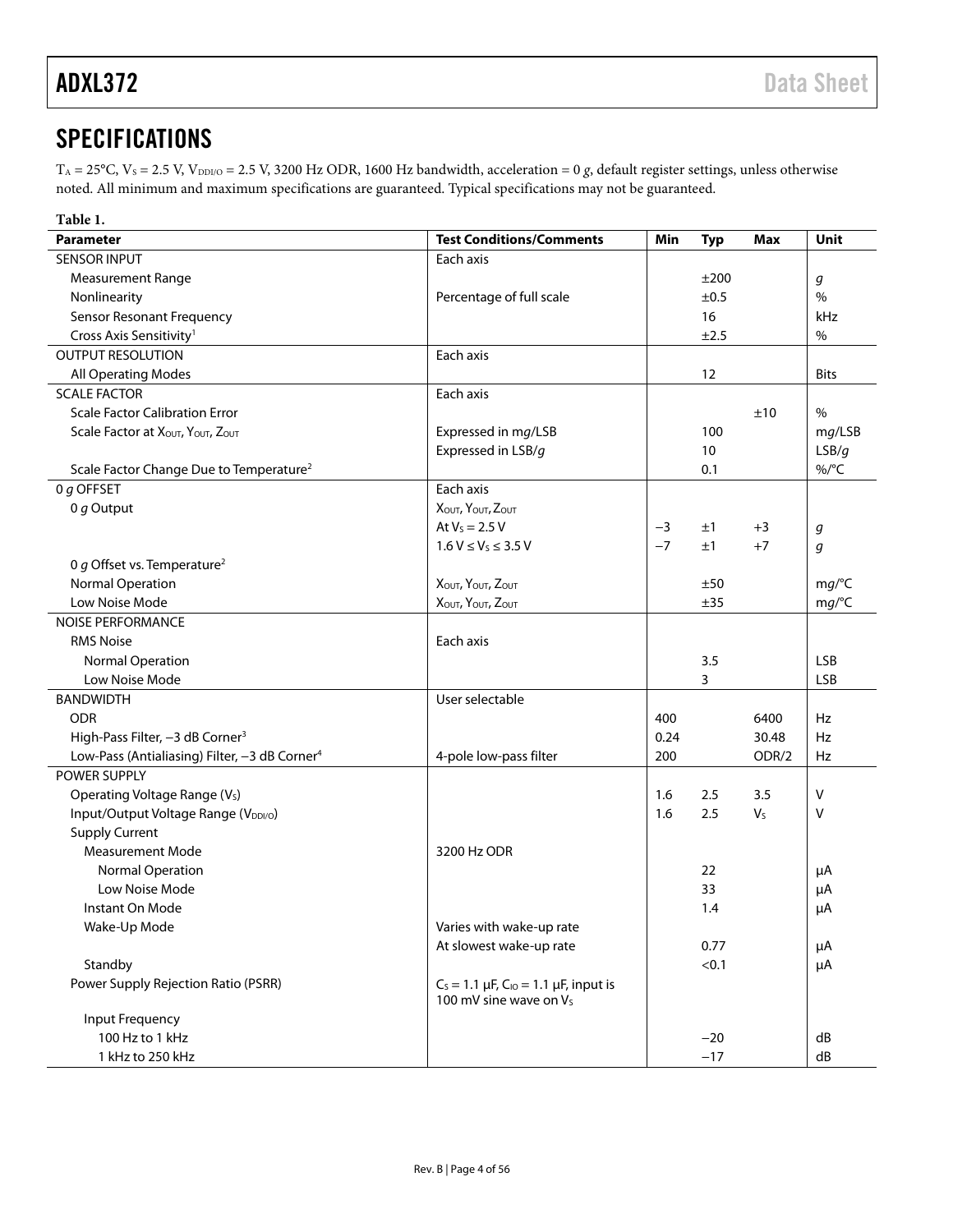## SPECIFICATIONS

$T_A$ = 25°C, $V_S$ = 2.5 V, $V_{DDI/O}$ = 2.5 V, 3200 Hz ODR, 1600 Hz bandwidth, acceleration = 0 *g*, default register settings, unless otherwise noted. All minimum and maximum specifications are guaranteed. Typical specifications may not be guaranteed.

**Table 1.**

| Parameter | Test Conditions/Comments | Min | Typ | Max | Unit |
|---|---|---|---|---|---|
| SENSOR INPUT | Each axis | | | | |
| Measurement Range | | | ±200 | | *g* |
| Nonlinearity | Percentage of full scale | | ±0.5 | | % |
| Sensor Resonant Frequency | | | 16 | | kHz |
| Cross Axis Sensitivity[1] | | | ±2.5 | | % |
| OUTPUT RESOLUTION | Each axis | | | | |
| All Operating Modes | | | 12 | | Bits |
| SCALE FACTOR | Each axis | | | | |
| Scale Factor Calibration Error | | | | ±10 | % |
| Scale Factor at $X_{OUT}$, $Y_{OUT}$, $Z_{OUT}$ | Expressed in m*g*/LSB | | 100 | | m*g*/LSB |
| | Expressed in LSB/*g* | | 10 | | LSB/*g* |
| Scale Factor Change Due to Temperature[2] | | | 0.1 | | %/°C |
| 0 *g* OFFSET | Each axis | | | | |
| 0 *g* Output | $X_{OUT}$, $Y_{OUT}$, $Z_{OUT}$ | | | | |
| | At $V_S$ = 2.5 V | −3 | ±1 | +3 | *g* |
| | 1.6 V ≤ $V_S$ ≤ 3.5 V | −7 | ±1 | +7 | *g* |
| 0 *g* Offset vs. Temperature[2] | | | | | |
| Normal Operation | $X_{OUT}$, $Y_{OUT}$, $Z_{OUT}$ | | ±50 | | m*g*/°C |
| Low Noise Mode | $X_{OUT}$, $Y_{OUT}$, $Z_{OUT}$ | | ±35 | | m*g*/°C |
| NOISE PERFORMANCE | | | | | |
| RMS Noise | Each axis | | | | |
| Normal Operation | | | 3.5 | | LSB |
| Low Noise Mode | | | 3 | | LSB |
| BANDWIDTH | User selectable | | | | |
| ODR | | 400 | | 6400 | Hz |
| High-Pass Filter, −3 dB Corner[3] | | 0.24 | | 30.48 | Hz |
| Low-Pass (Antialiasing) Filter, −3 dB Corner[4] | 4-pole low-pass filter | 200 | | ODR/2 | Hz |
| POWER SUPPLY | | | | | |
| Operating Voltage Range ($V_S$) | | 1.6 | 2.5 | 3.5 | V |
| Input/Output Voltage Range ($V_{DDI/O}$) | | 1.6 | 2.5 | $V_S$ | V |
| Supply Current | | | | | |
| Measurement Mode | 3200 Hz ODR | | | | |
| Normal Operation | | | 22 | | μA |
| Low Noise Mode | | | 33 | | μA |
| Instant On Mode | | | 1.4 | | μA |
| Wake-Up Mode | Varies with wake-up rate | | | | |
| | At slowest wake-up rate | | 0.77 | | μA |
| Standby | | | <0.1 | | μA |
| Power Supply Rejection Ratio (PSRR) | $C_S$ = 1.1 μF, $C_{IO}$ = 1.1 μF, input is 100 mV sine wave on $V_S$ | | | | |
| Input Frequency | | | | | |
| 100 Hz to 1 kHz | | | −20 | | dB |
| 1 kHz to 250 kHz | | | −17 | | dB |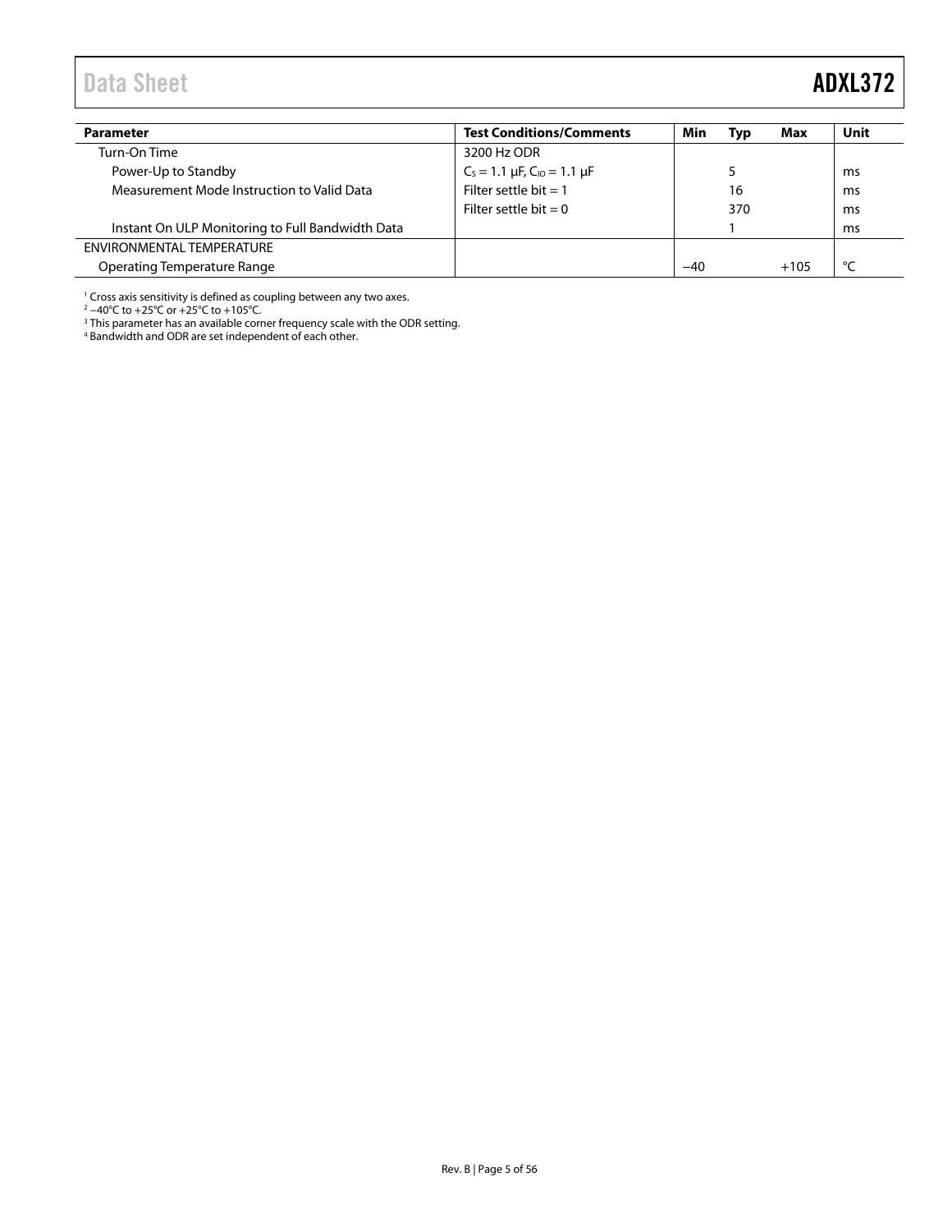| Parameter | Test Conditions/Comments | Min | Typ | Max | Unit |
|---|---|---|---|---|---|
| Turn-On Time | 3200 Hz ODR | | | | |
| Power-Up to Standby | $C_S$ = 1.1 µF, $C_{IO}$ = 1.1 µF | | 5 | | ms |
| Measurement Mode Instruction to Valid Data | Filter settle bit = 1 | | 16 | | ms |
| | Filter settle bit = 0 | | 370 | | ms |
| Instant On ULP Monitoring to Full Bandwidth Data | | | 1 | | ms |
| ENVIRONMENTAL TEMPERATURE | | | | | |
| Operating Temperature Range | | −40 | | +105 | °C |

[1] Cross axis sensitivity is defined as coupling between any two axes.
[2] −40°C to +25°C or +25°C to +105°C.
[3] This parameter has an available corner frequency scale with the ODR setting.
[4] Bandwidth and ODR are set independent of each other.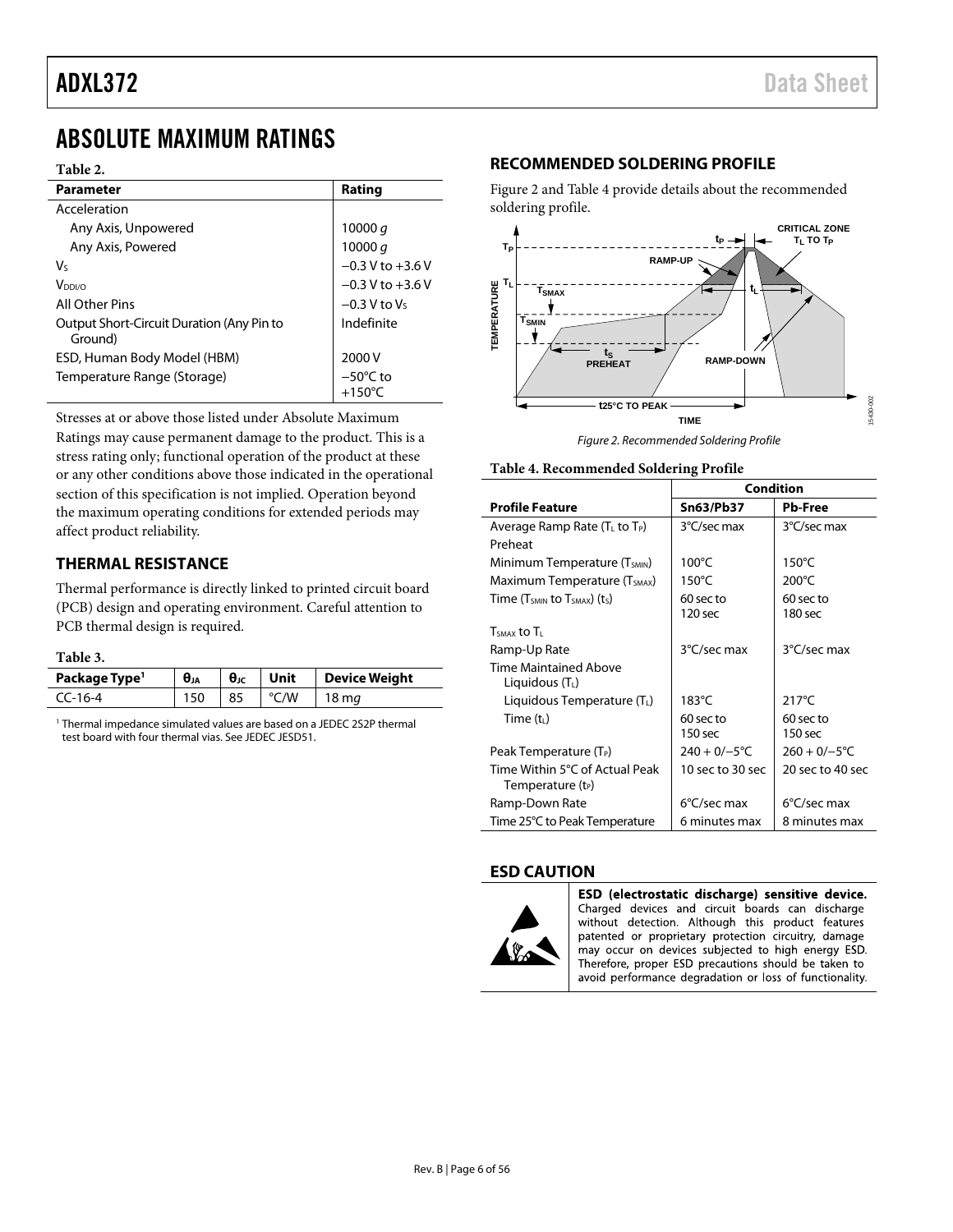# ABSOLUTE MAXIMUM RATINGS

**Table 2.**

| Parameter | Rating |
|---|---|
| Acceleration | |
| Any Axis, Unpowered | 10000 *g* |
| Any Axis, Powered | 10000 *g* |
| $V_S$ | −0.3 V to +3.6 V |
| $V_{DDI/O}$ | −0.3 V to +3.6 V |
| All Other Pins | −0.3 V to $V_S$ |
| Output Short-Circuit Duration (Any Pin to Ground) | Indefinite |
| ESD, Human Body Model (HBM) | 2000 V |
| Temperature Range (Storage) | −50°C to +150°C |

Stresses at or above those listed under Absolute Maximum Ratings may cause permanent damage to the product. This is a stress rating only; functional operation of the product at these or any other conditions above those indicated in the operational section of this specification is not implied. Operation beyond the maximum operating conditions for extended periods may affect product reliability.

## THERMAL RESISTANCE

Thermal performance is directly linked to printed circuit board (PCB) design and operating environment. Careful attention to PCB thermal design is required.

**Table 3.**

| Package Type[1] | $\theta_{JA}$ | $\theta_{JC}$ | Unit | Device Weight |
|---|---|---|---|---|
| CC-16-4 | 150 | 85 | °C/W | 18 m*g* |

[1] Thermal impedance simulated values are based on a JEDEC 2S2P thermal test board with four thermal vias. See JEDEC JESD51.

## RECOMMENDED SOLDERING PROFILE

Figure 2 and Table 4 provide details about the recommended soldering profile.

Figure 2. Recommended Soldering Profile

**Table 4. Recommended Soldering Profile**

| | Condition | |
|---|---|---|
| **Profile Feature** | **Sn63/Pb37** | **Pb-Free** |
| Average Ramp Rate ($T_L$ to $T_P$) | 3°C/sec max | 3°C/sec max |
| Preheat | | |
| Minimum Temperature ($T_{SMIN}$) | 100°C | 150°C |
| Maximum Temperature ($T_{SMAX}$) | 150°C | 200°C |
| Time ($T_{SMIN}$ to $T_{SMAX}$) ($t_S$) | 60 sec to 120 sec | 60 sec to 180 sec |
| $T_{SMAX}$ to $T_L$ | | |
| Ramp-Up Rate | 3°C/sec max | 3°C/sec max |
| Time Maintained Above Liquidous ($T_L$) | | |
| Liquidous Temperature ($T_L$) | 183°C | 217°C |
| Time ($t_L$) | 60 sec to 150 sec | 60 sec to 150 sec |
| Peak Temperature ($T_P$) | 240 + 0/−5°C | 260 + 0/−5°C |
| Time Within 5°C of Actual Peak Temperature ($t_P$) | 10 sec to 30 sec | 20 sec to 40 sec |
| Ramp-Down Rate | 6°C/sec max | 6°C/sec max |
| Time 25°C to Peak Temperature | 6 minutes max | 8 minutes max |

## ESD CAUTION

**ESD (electrostatic discharge) sensitive device.** Charged devices and circuit boards can discharge without detection. Although this product features patented or proprietary protection circuitry, damage may occur on devices subjected to high energy ESD. Therefore, proper ESD precautions should be taken to avoid performance degradation or loss of functionality.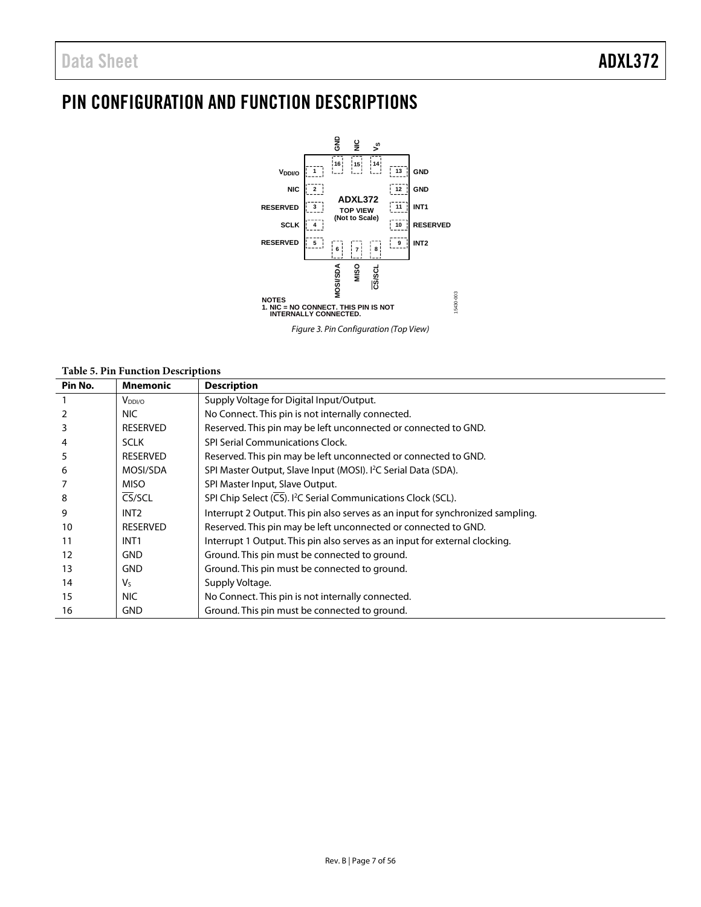# PIN CONFIGURATION AND FUNCTION DESCRIPTIONS

NOTES
1. NIC = NO CONNECT. THIS PIN IS NOT INTERNALLY CONNECTED.

*Figure 3. Pin Configuration (Top View)*

**Table 5. Pin Function Descriptions**

| Pin No. | Mnemonic | Description |
|---|---|---|
| 1 | $V_{DDI/O}$ | Supply Voltage for Digital Input/Output. |
| 2 | NIC | No Connect. This pin is not internally connected. |
| 3 | RESERVED | Reserved. This pin may be left unconnected or connected to GND. |
| 4 | SCLK | SPI Serial Communications Clock. |
| 5 | RESERVED | Reserved. This pin may be left unconnected or connected to GND. |
| 6 | MOSI/SDA | SPI Master Output, Slave Input (MOSI). I²C Serial Data (SDA). |
| 7 | MISO | SPI Master Input, Slave Output. |
| 8 | $\overline{CS}$/SCL | SPI Chip Select ($\overline{CS}$). I²C Serial Communications Clock (SCL). |
| 9 | INT2 | Interrupt 2 Output. This pin also serves as an input for synchronized sampling. |
| 10 | RESERVED | Reserved. This pin may be left unconnected or connected to GND. |
| 11 | INT1 | Interrupt 1 Output. This pin also serves as an input for external clocking. |
| 12 | GND | Ground. This pin must be connected to ground. |
| 13 | GND | Ground. This pin must be connected to ground. |
| 14 | $V_S$ | Supply Voltage. |
| 15 | NIC | No Connect. This pin is not internally connected. |
| 16 | GND | Ground. This pin must be connected to ground. |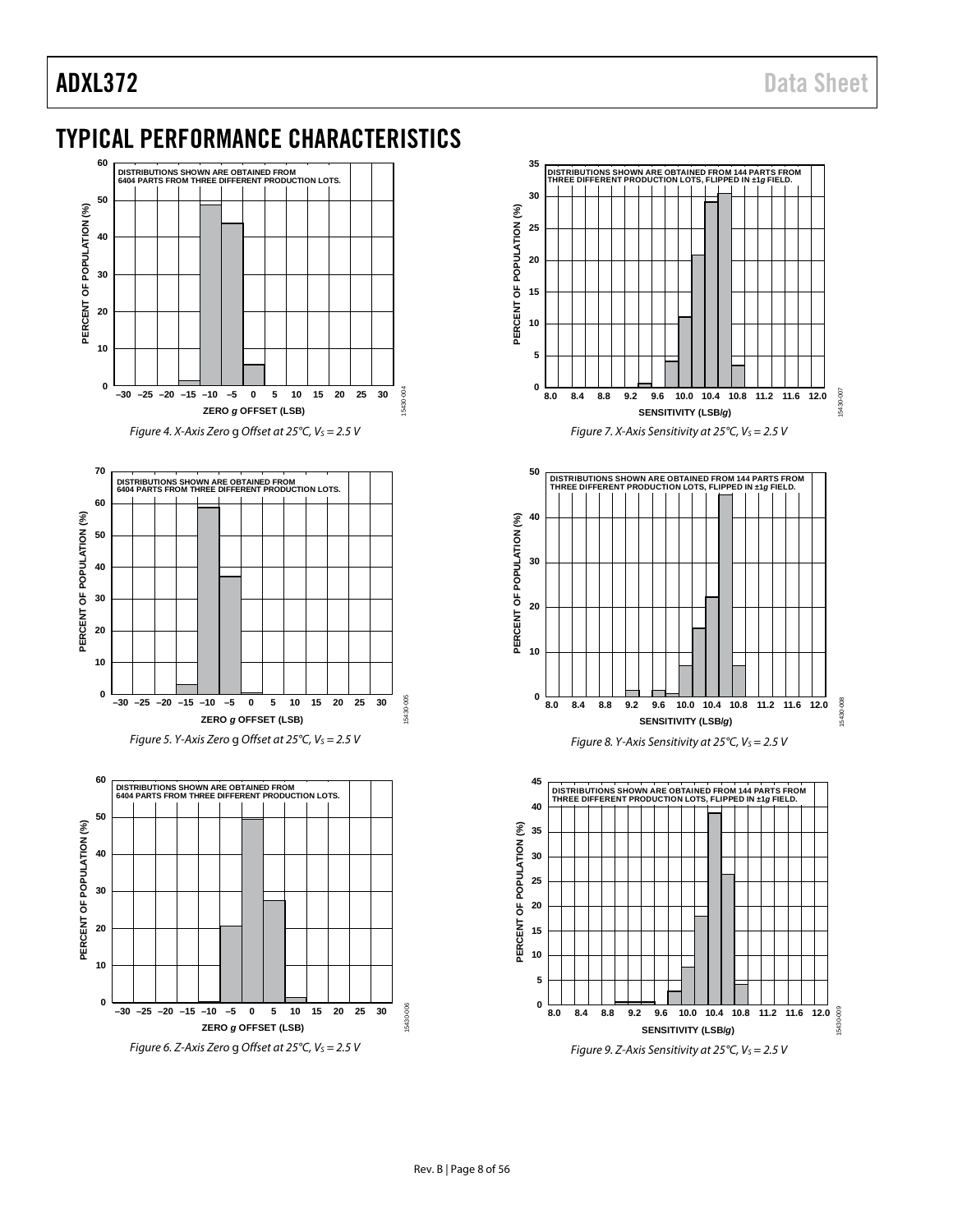# TYPICAL PERFORMANCE CHARACTERISTICS

*Figure 4. X-Axis Zero g Offset at 25°C, $V_S$ = 2.5 V*

*Figure 5. Y-Axis Zero g Offset at 25°C, $V_S$ = 2.5 V*

*Figure 6. Z-Axis Zero g Offset at 25°C, $V_S$ = 2.5 V*

*Figure 7. X-Axis Sensitivity at 25°C, $V_S$ = 2.5 V*

*Figure 8. Y-Axis Sensitivity at 25°C, $V_S$ = 2.5 V*

*Figure 9. Z-Axis Sensitivity at 25°C, $V_S$ = 2.5 V*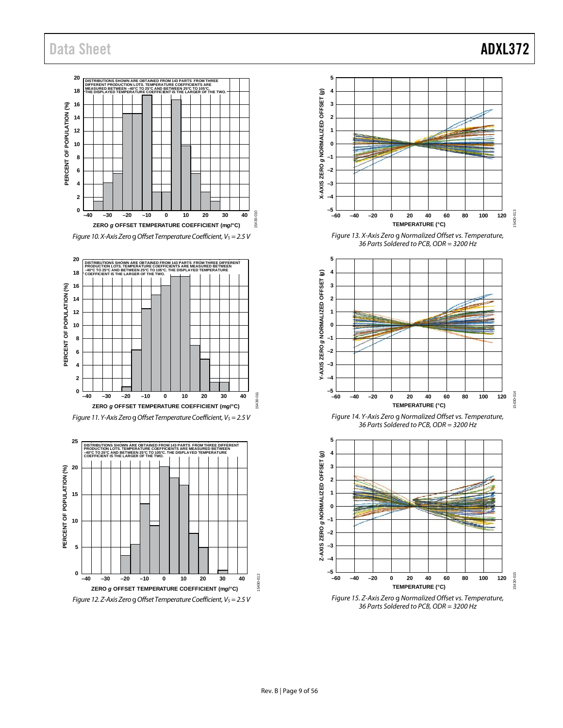Figure 10. X-Axis Zero g Offset Temperature Coefficient, $V_S$ = 2.5 V

Figure 11. Y-Axis Zero g Offset Temperature Coefficient, $V_S$ = 2.5 V

Figure 12. Z-Axis Zero g Offset Temperature Coefficient, $V_S$ = 2.5 V

Figure 13. X-Axis Zero g Normalized Offset vs. Temperature, 36 Parts Soldered to PCB, ODR = 3200 Hz

Figure 14. Y-Axis Zero g Normalized Offset vs. Temperature, 36 Parts Soldered to PCB, ODR = 3200 Hz

Figure 15. Z-Axis Zero g Normalized Offset vs. Temperature, 36 Parts Soldered to PCB, ODR = 3200 Hz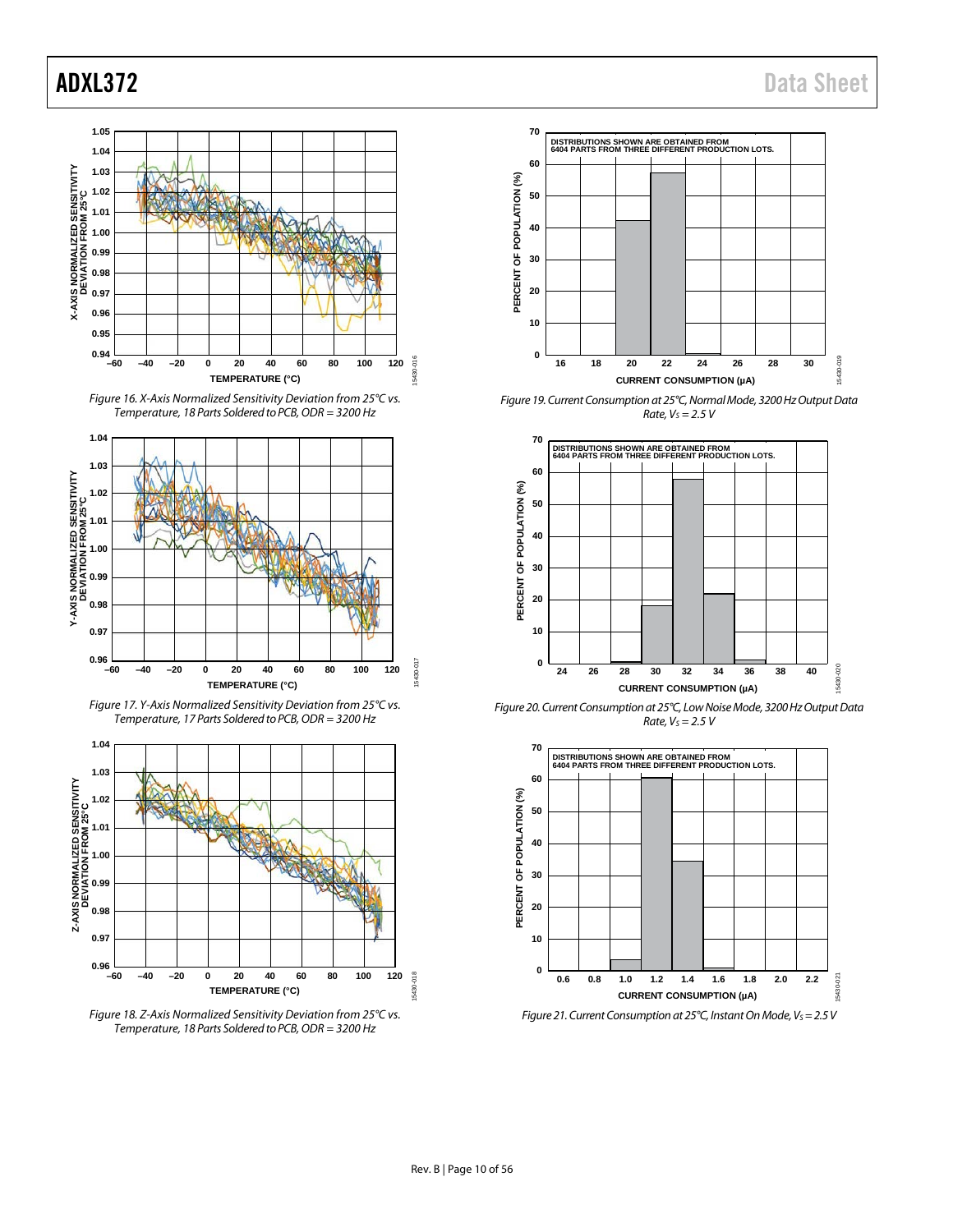Figure 16. X-Axis Normalized Sensitivity Deviation from 25°C vs. Temperature, 18 Parts Soldered to PCB, ODR = 3200 Hz

Figure 17. Y-Axis Normalized Sensitivity Deviation from 25°C vs. Temperature, 17 Parts Soldered to PCB, ODR = 3200 Hz

Figure 18. Z-Axis Normalized Sensitivity Deviation from 25°C vs. Temperature, 18 Parts Soldered to PCB, ODR = 3200 Hz

Figure 19. Current Consumption at 25°C, Normal Mode, 3200 Hz Output Data Rate, $V_S$ = 2.5 V

Figure 20. Current Consumption at 25°C, Low Noise Mode, 3200 Hz Output Data Rate, $V_S$ = 2.5 V

Figure 21. Current Consumption at 25°C, Instant On Mode, $V_S$ = 2.5 V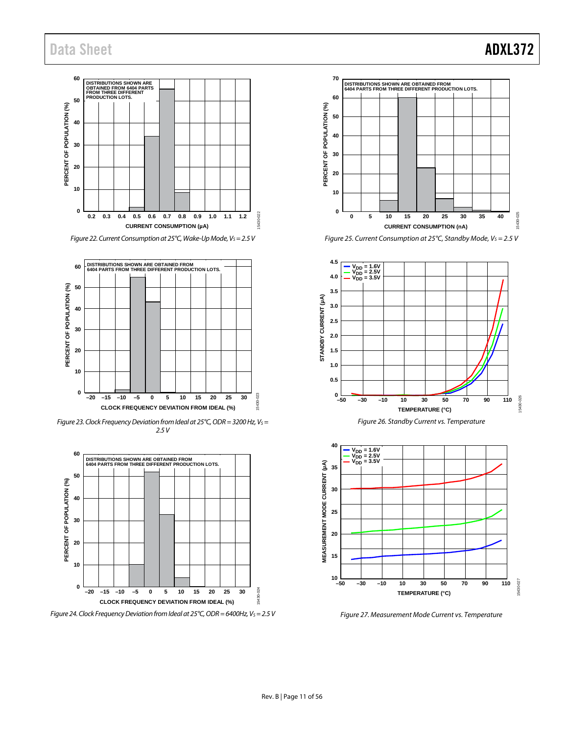Figure 22. Current Consumption at 25°C, Wake-Up Mode, $V_S = 2.5$ V

Figure 23. Clock Frequency Deviation from Ideal at 25°C, ODR = 3200 Hz, $V_S = 2.5$ V

Figure 24. Clock Frequency Deviation from Ideal at 25°C, ODR = 6400Hz, $V_S = 2.5$ V

Figure 25. Current Consumption at 25°C, Standby Mode, $V_S = 2.5$ V

Figure 26. Standby Current vs. Temperature

Figure 27. Measurement Mode Current vs. Temperature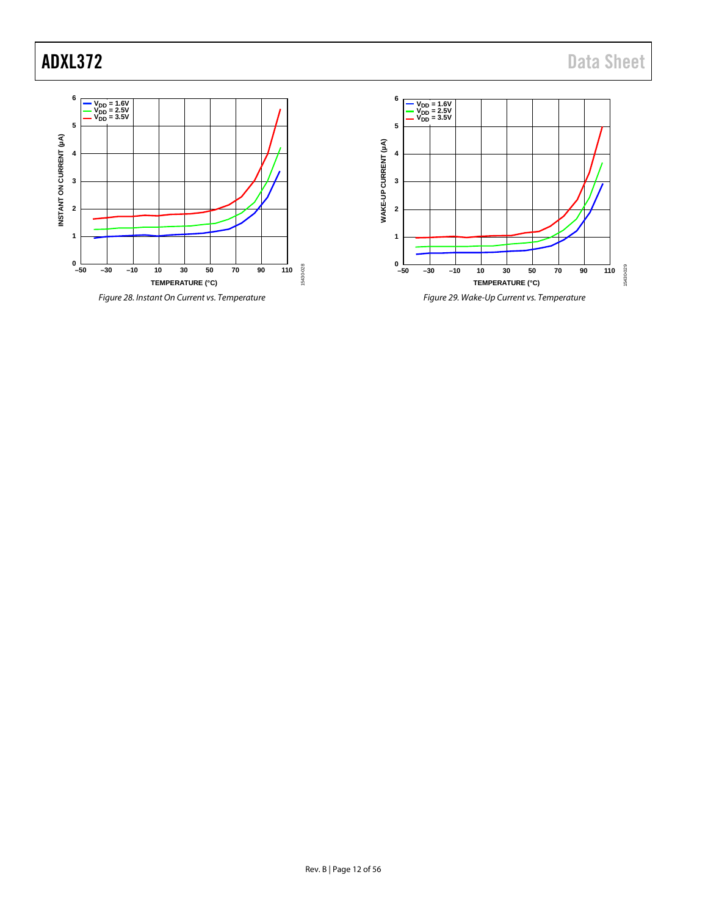Figure 28. Instant On Current vs. Temperature

Figure 29. Wake-Up Current vs. Temperature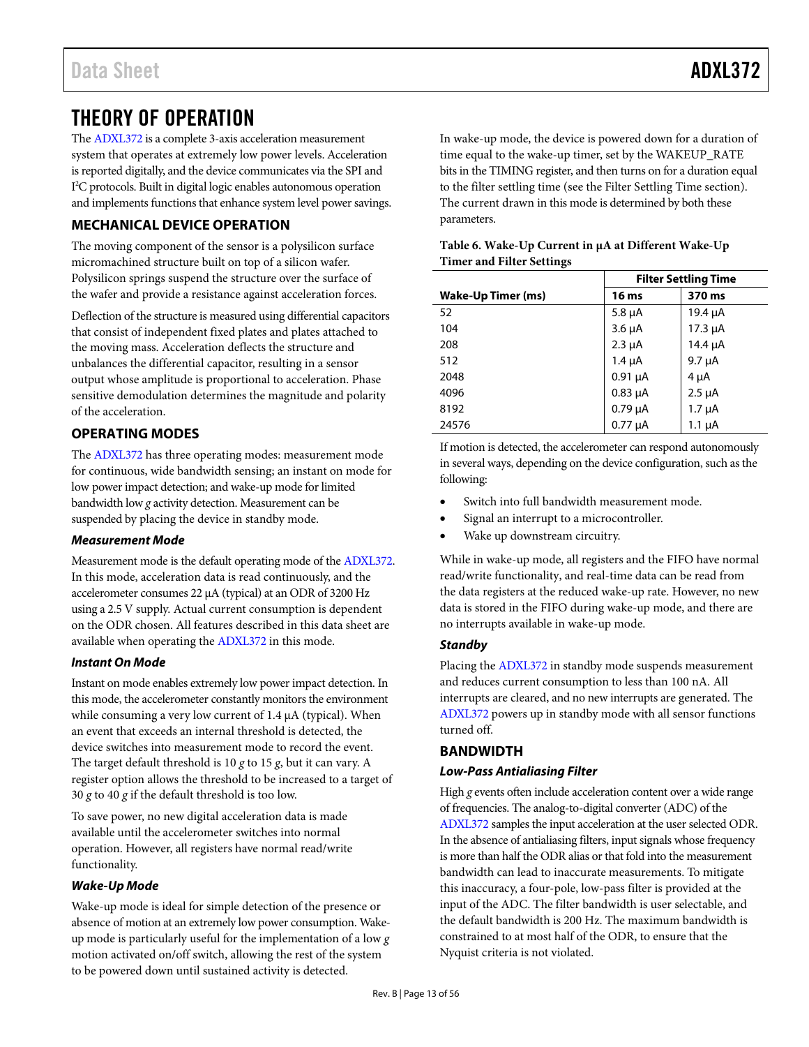# THEORY OF OPERATION

The ADXL372 is a complete 3-axis acceleration measurement system that operates at extremely low power levels. Acceleration is reported digitally, and the device communicates via the SPI and I$^2$C protocols. Built in digital logic enables autonomous operation and implements functions that enhance system level power savings.

## MECHANICAL DEVICE OPERATION

The moving component of the sensor is a polysilicon surface micromachined structure built on top of a silicon wafer. Polysilicon springs suspend the structure over the surface of the wafer and provide a resistance against acceleration forces.

Deflection of the structure is measured using differential capacitors that consist of independent fixed plates and plates attached to the moving mass. Acceleration deflects the structure and unbalances the differential capacitor, resulting in a sensor output whose amplitude is proportional to acceleration. Phase sensitive demodulation determines the magnitude and polarity of the acceleration.

## OPERATING MODES

The ADXL372 has three operating modes: measurement mode for continuous, wide bandwidth sensing; an instant on mode for low power impact detection; and wake-up mode for limited bandwidth low *g* activity detection. Measurement can be suspended by placing the device in standby mode.

### Measurement Mode

Measurement mode is the default operating mode of the ADXL372. In this mode, acceleration data is read continuously, and the accelerometer consumes 22 µA (typical) at an ODR of 3200 Hz using a 2.5 V supply. Actual current consumption is dependent on the ODR chosen. All features described in this data sheet are available when operating the ADXL372 in this mode.

### Instant On Mode

Instant on mode enables extremely low power impact detection. In this mode, the accelerometer constantly monitors the environment while consuming a very low current of 1.4 µA (typical). When an event that exceeds an internal threshold is detected, the device switches into measurement mode to record the event. The target default threshold is 10 *g* to 15 *g*, but it can vary. A register option allows the threshold to be increased to a target of 30 *g* to 40 *g* if the default threshold is too low.

To save power, no new digital acceleration data is made available until the accelerometer switches into normal operation. However, all registers have normal read/write functionality.

### Wake-Up Mode

Wake-up mode is ideal for simple detection of the presence or absence of motion at an extremely low power consumption. Wake-up mode is particularly useful for the implementation of a low *g* motion activated on/off switch, allowing the rest of the system to be powered down until sustained activity is detected.

In wake-up mode, the device is powered down for a duration of time equal to the wake-up timer, set by the WAKEUP_RATE bits in the TIMING register, and then turns on for a duration equal to the filter settling time (see the Filter Settling Time section). The current drawn in this mode is determined by both these parameters.

**Table 6. Wake-Up Current in µA at Different Wake-Up Timer and Filter Settings**

| | Filter Settling Time | |
|---|---|---|
| **Wake-Up Timer (ms)** | **16 ms** | **370 ms** |
| 52 | 5.8 µA | 19.4 µA |
| 104 | 3.6 µA | 17.3 µA |
| 208 | 2.3 µA | 14.4 µA |
| 512 | 1.4 µA | 9.7 µA |
| 2048 | 0.91 µA | 4 µA |
| 4096 | 0.83 µA | 2.5 µA |
| 8192 | 0.79 µA | 1.7 µA |
| 24576 | 0.77 µA | 1.1 µA |

If motion is detected, the accelerometer can respond autonomously in several ways, depending on the device configuration, such as the following:

- Switch into full bandwidth measurement mode.
- Signal an interrupt to a microcontroller.
- Wake up downstream circuitry.

While in wake-up mode, all registers and the FIFO have normal read/write functionality, and real-time data can be read from the data registers at the reduced wake-up rate. However, no new data is stored in the FIFO during wake-up mode, and there are no interrupts available in wake-up mode.

### Standby

Placing the ADXL372 in standby mode suspends measurement and reduces current consumption to less than 100 nA. All interrupts are cleared, and no new interrupts are generated. The ADXL372 powers up in standby mode with all sensor functions turned off.

## BANDWIDTH

### Low-Pass Antialiasing Filter

High *g* events often include acceleration content over a wide range of frequencies. The analog-to-digital converter (ADC) of the ADXL372 samples the input acceleration at the user selected ODR. In the absence of antialiasing filters, input signals whose frequency is more than half the ODR alias or that fold into the measurement bandwidth can lead to inaccurate measurements. To mitigate this inaccuracy, a four-pole, low-pass filter is provided at the input of the ADC. The filter bandwidth is user selectable, and the default bandwidth is 200 Hz. The maximum bandwidth is constrained to at most half of the ODR, to ensure that the Nyquist criteria is not violated.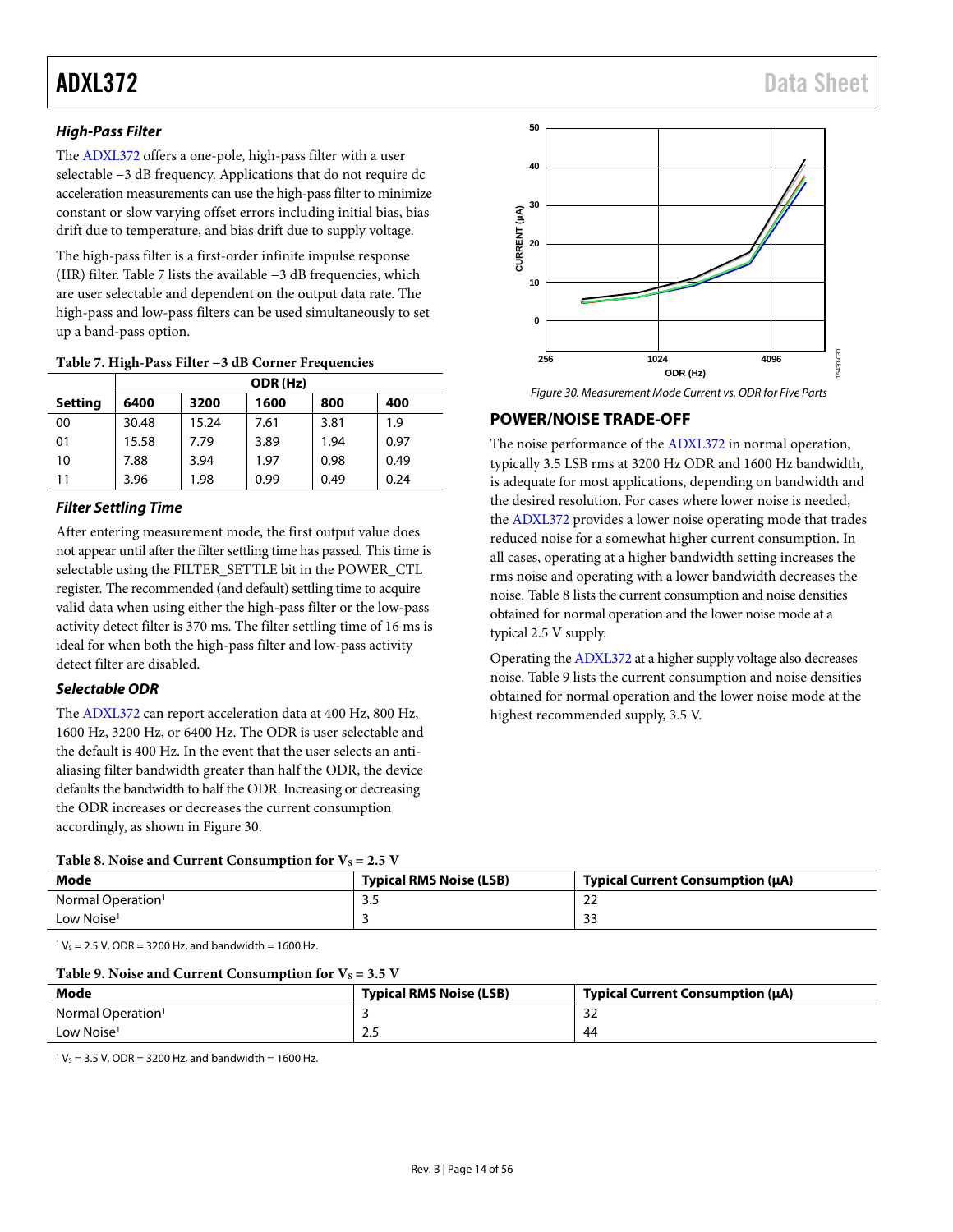### High-Pass Filter

The ADXL372 offers a one-pole, high-pass filter with a user selectable −3 dB frequency. Applications that do not require dc acceleration measurements can use the high-pass filter to minimize constant or slow varying offset errors including initial bias, bias drift due to temperature, and bias drift due to supply voltage.

The high-pass filter is a first-order infinite impulse response (IIR) filter. Table 7 lists the available −3 dB frequencies, which are user selectable and dependent on the output data rate. The high-pass and low-pass filters can be used simultaneously to set up a band-pass option.

**Table 7. High-Pass Filter −3 dB Corner Frequencies**

| | ODR (Hz) | | | | |
|---|---|---|---|---|---|
| Setting | 6400 | 3200 | 1600 | 800 | 400 |
| 00 | 30.48 | 15.24 | 7.61 | 3.81 | 1.9 |
| 01 | 15.58 | 7.79 | 3.89 | 1.94 | 0.97 |
| 10 | 7.88 | 3.94 | 1.97 | 0.98 | 0.49 |
| 11 | 3.96 | 1.98 | 0.99 | 0.49 | 0.24 |

### Filter Settling Time

After entering measurement mode, the first output value does not appear until after the filter settling time has passed. This time is selectable using the FILTER_SETTLE bit in the POWER_CTL register. The recommended (and default) settling time to acquire valid data when using either the high-pass filter or the low-pass activity detect filter is 370 ms. The filter settling time of 16 ms is ideal for when both the high-pass filter and low-pass activity detect filter are disabled.

### Selectable ODR

The ADXL372 can report acceleration data at 400 Hz, 800 Hz, 1600 Hz, 3200 Hz, or 6400 Hz. The ODR is user selectable and the default is 400 Hz. In the event that the user selects an anti-aliasing filter bandwidth greater than half the ODR, the device defaults the bandwidth to half the ODR. Increasing or decreasing the ODR increases or decreases the current consumption accordingly, as shown in Figure 30.

*Figure 30. Measurement Mode Current vs. ODR for Five Parts*

## POWER/NOISE TRADE-OFF

The noise performance of the ADXL372 in normal operation, typically 3.5 LSB rms at 3200 Hz ODR and 1600 Hz bandwidth, is adequate for most applications, depending on bandwidth and the desired resolution. For cases where lower noise is needed, the ADXL372 provides a lower noise operating mode that trades reduced noise for a somewhat higher current consumption. In all cases, operating at a higher bandwidth setting increases the rms noise and operating with a lower bandwidth decreases the noise. Table 8 lists the current consumption and noise densities obtained for normal operation and the lower noise mode at a typical 2.5 V supply.

Operating the ADXL372 at a higher supply voltage also decreases noise. Table 9 lists the current consumption and noise densities obtained for normal operation and the lower noise mode at the highest recommended supply, 3.5 V.

**Table 8. Noise and Current Consumption for $V_S$ = 2.5 V**

| Mode | Typical RMS Noise (LSB) | Typical Current Consumption (µA) |
|---|---|---|
| Normal Operation[1] | 3.5 | 22 |
| Low Noise[1] | 3 | 33 |

[1] $V_S$ = 2.5 V, ODR = 3200 Hz, and bandwidth = 1600 Hz.

**Table 9. Noise and Current Consumption for $V_S$ = 3.5 V**

| Mode | Typical RMS Noise (LSB) | Typical Current Consumption (µA) |
|---|---|---|
| Normal Operation[1] | 3 | 32 |
| Low Noise[1] | 2.5 | 44 |

[1] $V_S$ = 3.5 V, ODR = 3200 Hz, and bandwidth = 1600 Hz.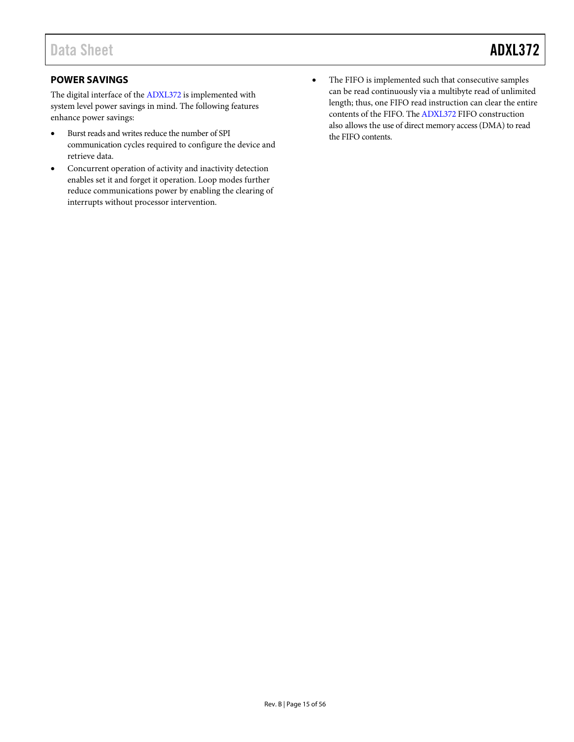## POWER SAVINGS

The digital interface of the ADXL372 is implemented with system level power savings in mind. The following features enhance power savings:

- Burst reads and writes reduce the number of SPI communication cycles required to configure the device and retrieve data.
- Concurrent operation of activity and inactivity detection enables set it and forget it operation. Loop modes further reduce communications power by enabling the clearing of interrupts without processor intervention.
- The FIFO is implemented such that consecutive samples can be read continuously via a multibyte read of unlimited length; thus, one FIFO read instruction can clear the entire contents of the FIFO. The ADXL372 FIFO construction also allows the use of direct memory access (DMA) to read the FIFO contents.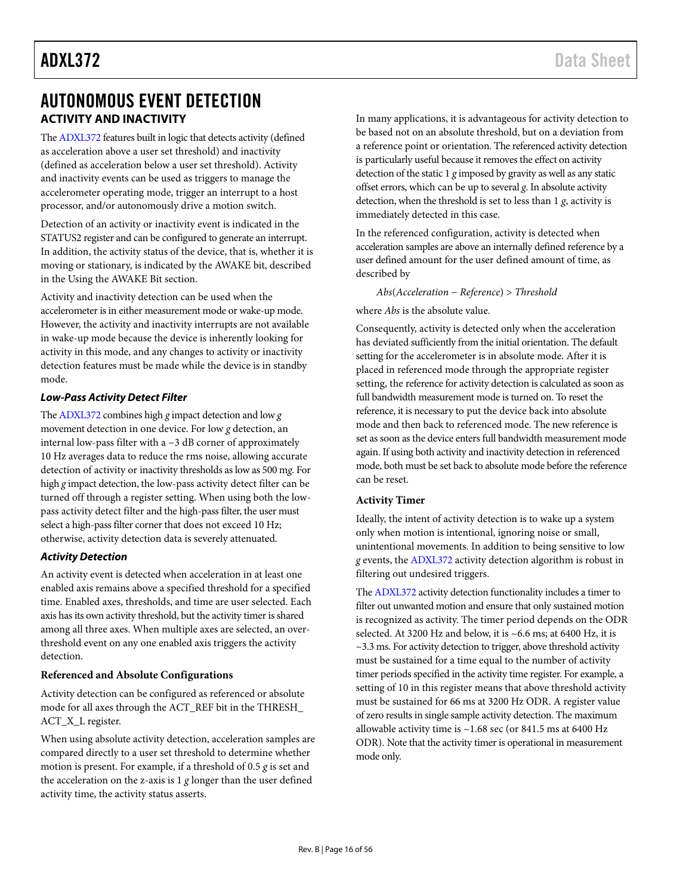# AUTONOMOUS EVENT DETECTION

## ACTIVITY AND INACTIVITY

The ADXL372 features built in logic that detects activity (defined as acceleration above a user set threshold) and inactivity (defined as acceleration below a user set threshold). Activity and inactivity events can be used as triggers to manage the accelerometer operating mode, trigger an interrupt to a host processor, and/or autonomously drive a motion switch.

Detection of an activity or inactivity event is indicated in the STATUS2 register and can be configured to generate an interrupt. In addition, the activity status of the device, that is, whether it is moving or stationary, is indicated by the AWAKE bit, described in the Using the AWAKE Bit section.

Activity and inactivity detection can be used when the accelerometer is in either measurement mode or wake-up mode. However, the activity and inactivity interrupts are not available in wake-up mode because the device is inherently looking for activity in this mode, and any changes to activity or inactivity detection features must be made while the device is in standby mode.

### *Low-Pass Activity Detect Filter*

The ADXL372 combines high *g* impact detection and low *g* movement detection in one device. For low *g* detection, an internal low-pass filter with a −3 dB corner of approximately 10 Hz averages data to reduce the rms noise, allowing accurate detection of activity or inactivity thresholds as low as 500 m*g*. For high *g* impact detection, the low-pass activity detect filter can be turned off through a register setting. When using both the low-pass activity detect filter and the high-pass filter, the user must select a high-pass filter corner that does not exceed 10 Hz; otherwise, activity detection data is severely attenuated.

### *Activity Detection*

An activity event is detected when acceleration in at least one enabled axis remains above a specified threshold for a specified time. Enabled axes, thresholds, and time are user selected. Each axis has its own activity threshold, but the activity timer is shared among all three axes. When multiple axes are selected, an over-threshold event on any one enabled axis triggers the activity detection.

#### Referenced and Absolute Configurations

Activity detection can be configured as referenced or absolute mode for all axes through the ACT_REF bit in the THRESH_ACT_X_L register.

When using absolute activity detection, acceleration samples are compared directly to a user set threshold to determine whether motion is present. For example, if a threshold of 0.5 *g* is set and the acceleration on the z-axis is 1 *g* longer than the user defined activity time, the activity status asserts.

In many applications, it is advantageous for activity detection to be based not on an absolute threshold, but on a deviation from a reference point or orientation. The referenced activity detection is particularly useful because it removes the effect on activity detection of the static 1 *g* imposed by gravity as well as any static offset errors, which can be up to several *g*. In absolute activity detection, when the threshold is set to less than 1 *g*, activity is immediately detected in this case.

In the referenced configuration, activity is detected when acceleration samples are above an internally defined reference by a user defined amount for the user defined amount of time, as described by

$$Abs(Acceleration - Reference) > Threshold$$

where *Abs* is the absolute value.

Consequently, activity is detected only when the acceleration has deviated sufficiently from the initial orientation. The default setting for the accelerometer is in absolute mode. After it is placed in referenced mode through the appropriate register setting, the reference for activity detection is calculated as soon as full bandwidth measurement mode is turned on. To reset the reference, it is necessary to put the device back into absolute mode and then back to referenced mode. The new reference is set as soon as the device enters full bandwidth measurement mode again. If using both activity and inactivity detection in referenced mode, both must be set back to absolute mode before the reference can be reset.

#### Activity Timer

Ideally, the intent of activity detection is to wake up a system only when motion is intentional, ignoring noise or small, unintentional movements. In addition to being sensitive to low *g* events, the ADXL372 activity detection algorithm is robust in filtering out undesired triggers.

The ADXL372 activity detection functionality includes a timer to filter out unwanted motion and ensure that only sustained motion is recognized as activity. The timer period depends on the ODR selected. At 3200 Hz and below, it is ~6.6 ms; at 6400 Hz, it is ~3.3 ms. For activity detection to trigger, above threshold activity must be sustained for a time equal to the number of activity timer periods specified in the activity time register. For example, a setting of 10 in this register means that above threshold activity must be sustained for 66 ms at 3200 Hz ODR. A register value of zero results in single sample activity detection. The maximum allowable activity time is ~1.68 sec (or 841.5 ms at 6400 Hz ODR). Note that the activity timer is operational in measurement mode only.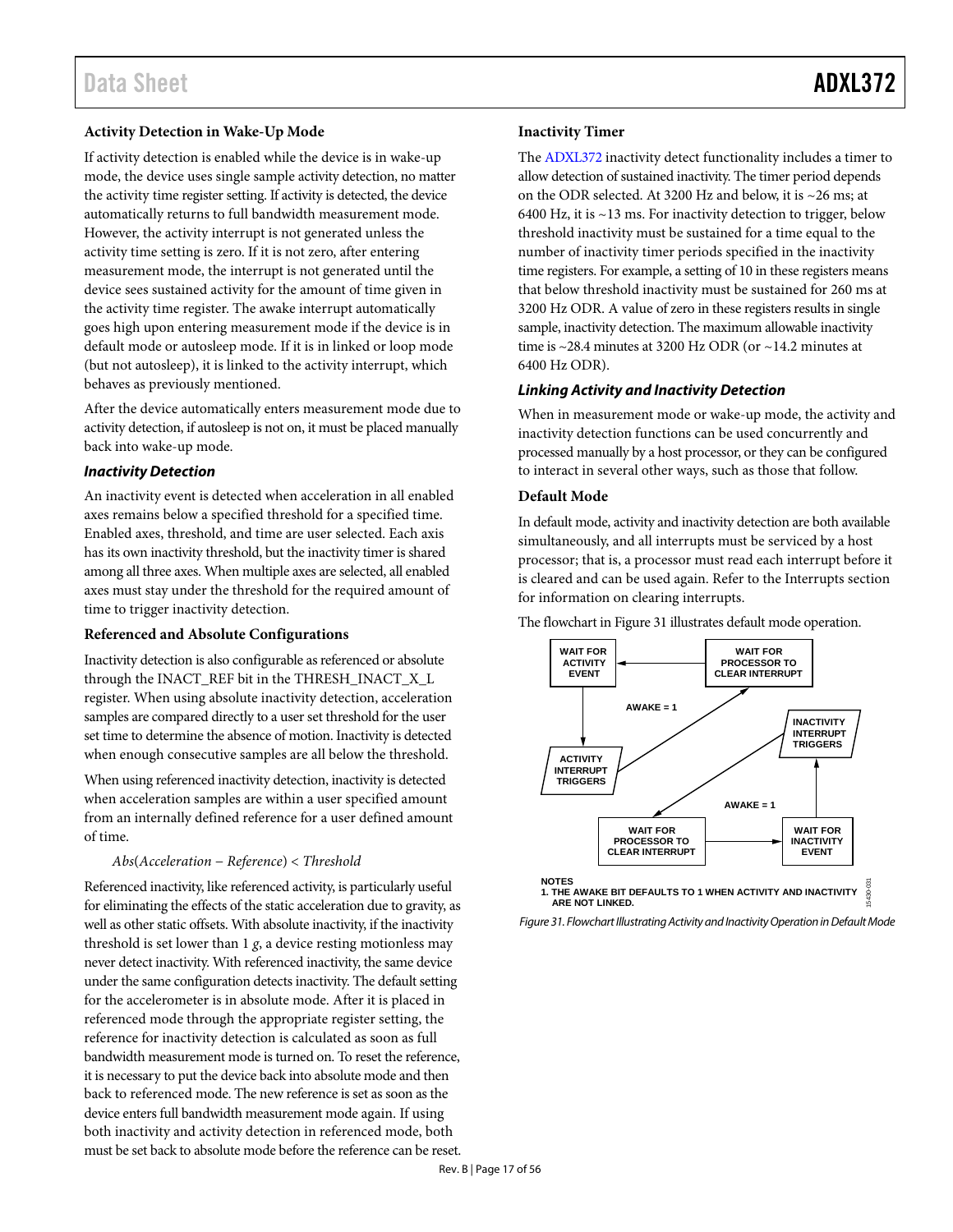### Activity Detection in Wake-Up Mode

If activity detection is enabled while the device is in wake-up mode, the device uses single sample activity detection, no matter the activity time register setting. If activity is detected, the device automatically returns to full bandwidth measurement mode. However, the activity interrupt is not generated unless the activity time setting is zero. If it is not zero, after entering measurement mode, the interrupt is not generated until the device sees sustained activity for the amount of time given in the activity time register. The awake interrupt automatically goes high upon entering measurement mode if the device is in default mode or autosleep mode. If it is in linked or loop mode (but not autosleep), it is linked to the activity interrupt, which behaves as previously mentioned.

After the device automatically enters measurement mode due to activity detection, if autosleep is not on, it must be placed manually back into wake-up mode.

## *Inactivity Detection*

An inactivity event is detected when acceleration in all enabled axes remains below a specified threshold for a specified time. Enabled axes, threshold, and time are user selected. Each axis has its own inactivity threshold, but the inactivity timer is shared among all three axes. When multiple axes are selected, all enabled axes must stay under the threshold for the required amount of time to trigger inactivity detection.

### Referenced and Absolute Configurations

Inactivity detection is also configurable as referenced or absolute through the INACT_REF bit in the THRESH_INACT_X_L register. When using absolute inactivity detection, acceleration samples are compared directly to a user set threshold for the user set time to determine the absence of motion. Inactivity is detected when enough consecutive samples are all below the threshold.

When using referenced inactivity detection, inactivity is detected when acceleration samples are within a user specified amount from an internally defined reference for a user defined amount of time.

$$Abs(Acceleration - Reference) < Threshold$$

Referenced inactivity, like referenced activity, is particularly useful for eliminating the effects of the static acceleration due to gravity, as well as other static offsets. With absolute inactivity, if the inactivity threshold is set lower than 1 *g*, a device resting motionless may never detect inactivity. With referenced inactivity, the same device under the same configuration detects inactivity. The default setting for the accelerometer is in absolute mode. After it is placed in referenced mode through the appropriate register setting, the reference for inactivity detection is calculated as soon as full bandwidth measurement mode is turned on. To reset the reference, it is necessary to put the device back into absolute mode and then back to referenced mode. The new reference is set as soon as the device enters full bandwidth measurement mode again. If using both inactivity and activity detection in referenced mode, both must be set back to absolute mode before the reference can be reset.

### Inactivity Timer

The ADXL372 inactivity detect functionality includes a timer to allow detection of sustained inactivity. The timer period depends on the ODR selected. At 3200 Hz and below, it is ~26 ms; at 6400 Hz, it is ~13 ms. For inactivity detection to trigger, below threshold inactivity must be sustained for a time equal to the number of inactivity timer periods specified in the inactivity time registers. For example, a setting of 10 in these registers means that below threshold inactivity must be sustained for 260 ms at 3200 Hz ODR. A value of zero in these registers results in single sample, inactivity detection. The maximum allowable inactivity time is ~28.4 minutes at 3200 Hz ODR (or ~14.2 minutes at 6400 Hz ODR).

## *Linking Activity and Inactivity Detection*

When in measurement mode or wake-up mode, the activity and inactivity detection functions can be used concurrently and processed manually by a host processor, or they can be configured to interact in several other ways, such as those that follow.

### Default Mode

In default mode, activity and inactivity detection are both available simultaneously, and all interrupts must be serviced by a host processor; that is, a processor must read each interrupt before it is cleared and can be used again. Refer to the Interrupts section for information on clearing interrupts.

The flowchart in Figure 31 illustrates default mode operation.

WAIT FOR ACTIVITY EVENT → ACTIVITY INTERRUPT TRIGGERS → (AWAKE = 1) → WAIT FOR PROCESSOR TO CLEAR INTERRUPT → WAIT FOR ACTIVITY EVENT

WAIT FOR INACTIVITY EVENT → INACTIVITY INTERRUPT TRIGGERS → (AWAKE = 1) → WAIT FOR PROCESSOR TO CLEAR INTERRUPT → WAIT FOR INACTIVITY EVENT

NOTES
1. THE AWAKE BIT DEFAULTS TO 1 WHEN ACTIVITY AND INACTIVITY ARE NOT LINKED.

*Figure 31. Flowchart Illustrating Activity and Inactivity Operation in Default Mode*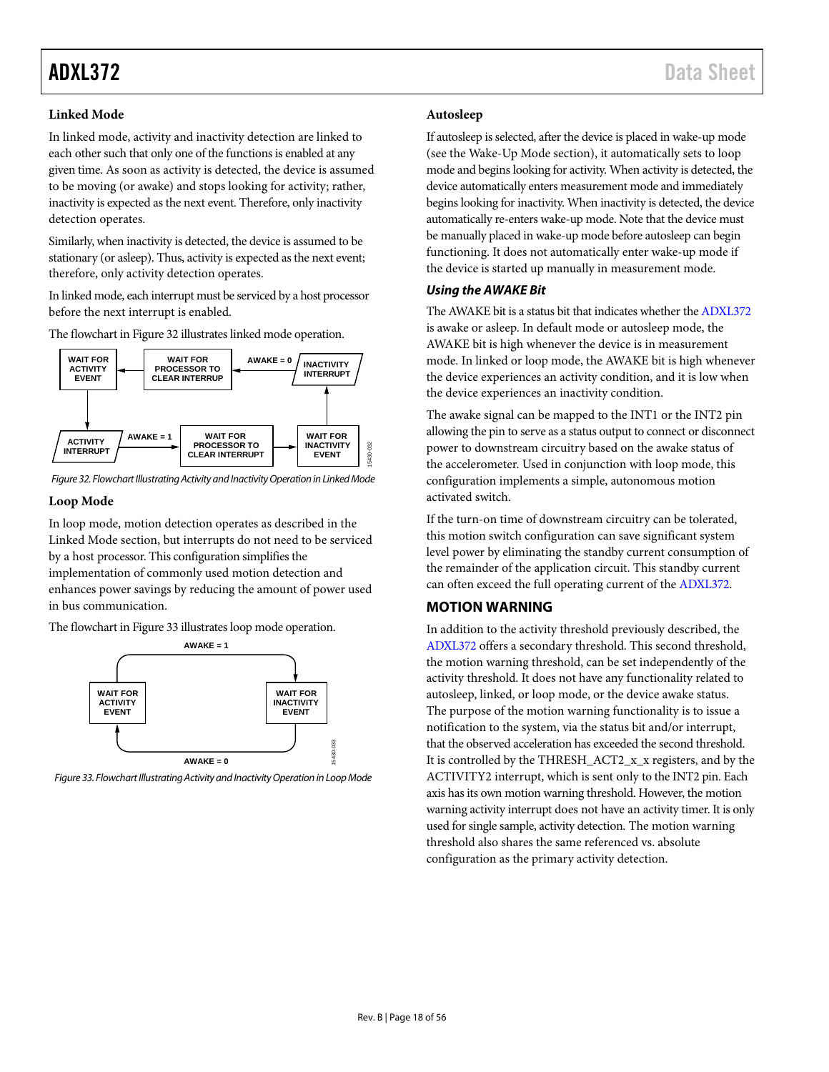### Linked Mode

In linked mode, activity and inactivity detection are linked to each other such that only one of the functions is enabled at any given time. As soon as activity is detected, the device is assumed to be moving (or awake) and stops looking for activity; rather, inactivity is expected as the next event. Therefore, only inactivity detection operates.

Similarly, when inactivity is detected, the device is assumed to be stationary (or asleep). Thus, activity is expected as the next event; therefore, only activity detection operates.

In linked mode, each interrupt must be serviced by a host processor before the next interrupt is enabled.

The flowchart in Figure 32 illustrates linked mode operation.

*Figure 32. Flowchart Illustrating Activity and Inactivity Operation in Linked Mode*

### Loop Mode

In loop mode, motion detection operates as described in the Linked Mode section, but interrupts do not need to be serviced by a host processor. This configuration simplifies the implementation of commonly used motion detection and enhances power savings by reducing the amount of power used in bus communication.

The flowchart in Figure 33 illustrates loop mode operation.

*Figure 33. Flowchart Illustrating Activity and Inactivity Operation in Loop Mode*

### Autosleep

If autosleep is selected, after the device is placed in wake-up mode (see the Wake-Up Mode section), it automatically sets to loop mode and begins looking for activity. When activity is detected, the device automatically enters measurement mode and immediately begins looking for inactivity. When inactivity is detected, the device automatically re-enters wake-up mode. Note that the device must be manually placed in wake-up mode before autosleep can begin functioning. It does not automatically enter wake-up mode if the device is started up manually in measurement mode.

#### *Using the AWAKE Bit*

The AWAKE bit is a status bit that indicates whether the ADXL372 is awake or asleep. In default mode or autosleep mode, the AWAKE bit is high whenever the device is in measurement mode. In linked or loop mode, the AWAKE bit is high whenever the device experiences an activity condition, and it is low when the device experiences an inactivity condition.

The awake signal can be mapped to the INT1 or the INT2 pin allowing the pin to serve as a status output to connect or disconnect power to downstream circuitry based on the awake status of the accelerometer. Used in conjunction with loop mode, this configuration implements a simple, autonomous motion activated switch.

If the turn-on time of downstream circuitry can be tolerated, this motion switch configuration can save significant system level power by eliminating the standby current consumption of the remainder of the application circuit. This standby current can often exceed the full operating current of the ADXL372.

## MOTION WARNING

In addition to the activity threshold previously described, the ADXL372 offers a secondary threshold. This second threshold, the motion warning threshold, can be set independently of the activity threshold. It does not have any functionality related to autosleep, linked, or loop mode, or the device awake status. The purpose of the motion warning functionality is to issue a notification to the system, via the status bit and/or interrupt, that the observed acceleration has exceeded the second threshold. It is controlled by the THRESH_ACT2_x_x registers, and by the ACTIVITY2 interrupt, which is sent only to the INT2 pin. Each axis has its own motion warning threshold. However, the motion warning activity interrupt does not have an activity timer. It is only used for single sample, activity detection. The motion warning threshold also shares the same referenced vs. absolute configuration as the primary activity detection.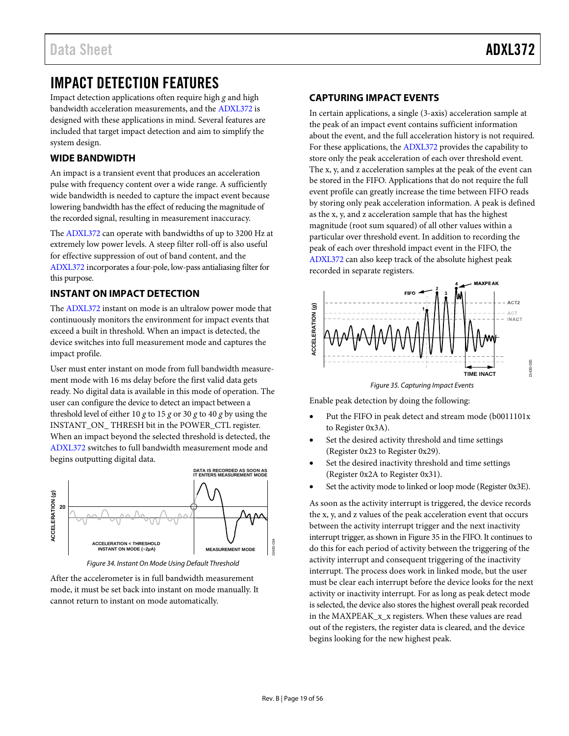# IMPACT DETECTION FEATURES

Impact detection applications often require high *g* and high bandwidth acceleration measurements, and the ADXL372 is designed with these applications in mind. Several features are included that target impact detection and aim to simplify the system design.

## WIDE BANDWIDTH

An impact is a transient event that produces an acceleration pulse with frequency content over a wide range. A sufficiently wide bandwidth is needed to capture the impact event because lowering bandwidth has the effect of reducing the magnitude of the recorded signal, resulting in measurement inaccuracy.

The ADXL372 can operate with bandwidths of up to 3200 Hz at extremely low power levels. A steep filter roll-off is also useful for effective suppression of out of band content, and the ADXL372 incorporates a four-pole, low-pass antialiasing filter for this purpose.

## INSTANT ON IMPACT DETECTION

The ADXL372 instant on mode is an ultralow power mode that continuously monitors the environment for impact events that exceed a built in threshold. When an impact is detected, the device switches into full measurement mode and captures the impact profile.

User must enter instant on mode from full bandwidth measurement mode with 16 ms delay before the first valid data gets ready. No digital data is available in this mode of operation. The user can configure the device to detect an impact between a threshold level of either 10 *g* to 15 *g* or 30 *g* to 40 *g* by using the INSTANT_ON_ THRESH bit in the POWER_CTL register. When an impact beyond the selected threshold is detected, the ADXL372 switches to full bandwidth measurement mode and begins outputting digital data.

*Figure 34. Instant On Mode Using Default Threshold*

After the accelerometer is in full bandwidth measurement mode, it must be set back into instant on mode manually. It cannot return to instant on mode automatically.

## CAPTURING IMPACT EVENTS

In certain applications, a single (3-axis) acceleration sample at the peak of an impact event contains sufficient information about the event, and the full acceleration history is not required. For these applications, the ADXL372 provides the capability to store only the peak acceleration of each over threshold event. The x, y, and z acceleration samples at the peak of the event can be stored in the FIFO. Applications that do not require the full event profile can greatly increase the time between FIFO reads by storing only peak acceleration information. A peak is defined as the x, y, and z acceleration sample that has the highest magnitude (root sum squared) of all other values within a particular over threshold event. In addition to recording the peak of each over threshold impact event in the FIFO, the ADXL372 can also keep track of the absolute highest peak recorded in separate registers.

*Figure 35. Capturing Impact Events*

Enable peak detection by doing the following:

- Put the FIFO in peak detect and stream mode (b0011101x to Register 0x3A).
- Set the desired activity threshold and time settings (Register 0x23 to Register 0x29).
- Set the desired inactivity threshold and time settings (Register 0x2A to Register 0x31).
- Set the activity mode to linked or loop mode (Register 0x3E).

As soon as the activity interrupt is triggered, the device records the x, y, and z values of the peak acceleration event that occurs between the activity interrupt trigger and the next inactivity interrupt trigger, as shown in Figure 35 in the FIFO. It continues to do this for each period of activity between the triggering of the activity interrupt and consequent triggering of the inactivity interrupt. The process does work in linked mode, but the user must be clear each interrupt before the device looks for the next activity or inactivity interrupt. For as long as peak detect mode is selected, the device also stores the highest overall peak recorded in the MAXPEAK_x_x registers. When these values are read out of the registers, the register data is cleared, and the device begins looking for the new highest peak.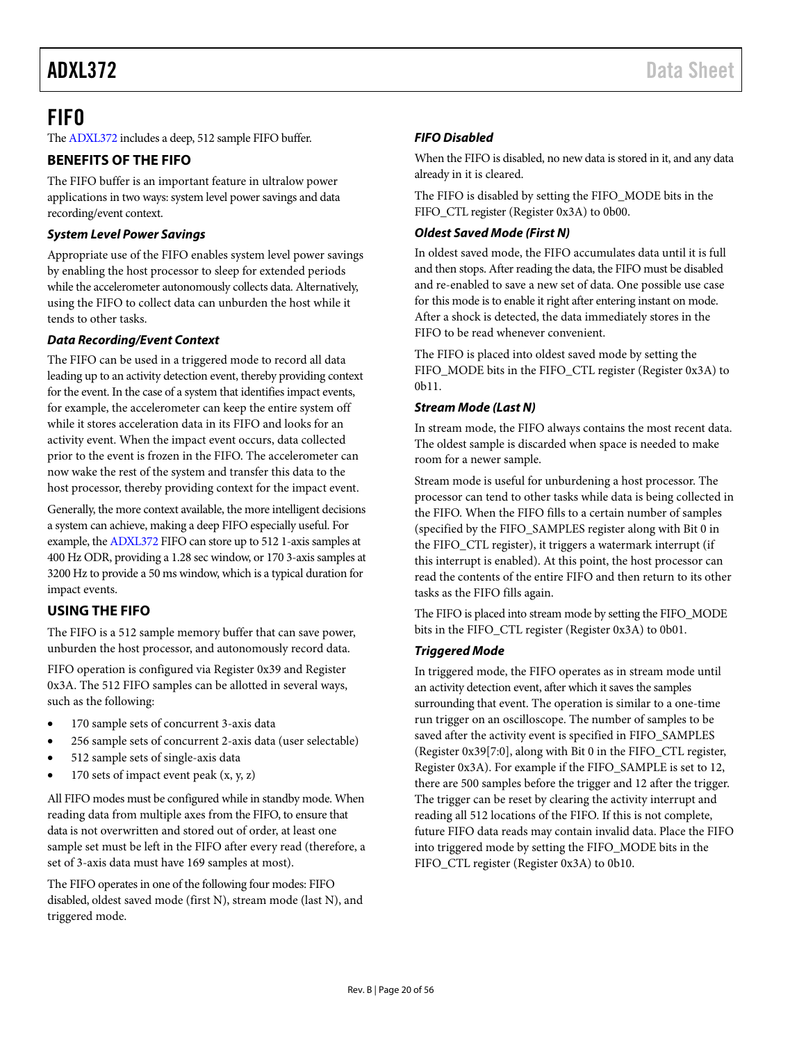# FIFO

The ADXL372 includes a deep, 512 sample FIFO buffer.

## BENEFITS OF THE FIFO

The FIFO buffer is an important feature in ultralow power applications in two ways: system level power savings and data recording/event context.

### *System Level Power Savings*

Appropriate use of the FIFO enables system level power savings by enabling the host processor to sleep for extended periods while the accelerometer autonomously collects data. Alternatively, using the FIFO to collect data can unburden the host while it tends to other tasks.

### *Data Recording/Event Context*

The FIFO can be used in a triggered mode to record all data leading up to an activity detection event, thereby providing context for the event. In the case of a system that identifies impact events, for example, the accelerometer can keep the entire system off while it stores acceleration data in its FIFO and looks for an activity event. When the impact event occurs, data collected prior to the event is frozen in the FIFO. The accelerometer can now wake the rest of the system and transfer this data to the host processor, thereby providing context for the impact event.

Generally, the more context available, the more intelligent decisions a system can achieve, making a deep FIFO especially useful. For example, the ADXL372 FIFO can store up to 512 1-axis samples at 400 Hz ODR, providing a 1.28 sec window, or 170 3-axis samples at 3200 Hz to provide a 50 ms window, which is a typical duration for impact events.

## USING THE FIFO

The FIFO is a 512 sample memory buffer that can save power, unburden the host processor, and autonomously record data.

FIFO operation is configured via Register 0x39 and Register 0x3A. The 512 FIFO samples can be allotted in several ways, such as the following:

- 170 sample sets of concurrent 3-axis data
- 256 sample sets of concurrent 2-axis data (user selectable)
- 512 sample sets of single-axis data
- 170 sets of impact event peak (x, y, z)

All FIFO modes must be configured while in standby mode. When reading data from multiple axes from the FIFO, to ensure that data is not overwritten and stored out of order, at least one sample set must be left in the FIFO after every read (therefore, a set of 3-axis data must have 169 samples at most).

The FIFO operates in one of the following four modes: FIFO disabled, oldest saved mode (first N), stream mode (last N), and triggered mode.

### *FIFO Disabled*

When the FIFO is disabled, no new data is stored in it, and any data already in it is cleared.

The FIFO is disabled by setting the FIFO_MODE bits in the FIFO_CTL register (Register 0x3A) to 0b00.

### *Oldest Saved Mode (First N)*

In oldest saved mode, the FIFO accumulates data until it is full and then stops. After reading the data, the FIFO must be disabled and re-enabled to save a new set of data. One possible use case for this mode is to enable it right after entering instant on mode. After a shock is detected, the data immediately stores in the FIFO to be read whenever convenient.

The FIFO is placed into oldest saved mode by setting the FIFO_MODE bits in the FIFO_CTL register (Register 0x3A) to 0b11.

### *Stream Mode (Last N)*

In stream mode, the FIFO always contains the most recent data. The oldest sample is discarded when space is needed to make room for a newer sample.

Stream mode is useful for unburdening a host processor. The processor can tend to other tasks while data is being collected in the FIFO. When the FIFO fills to a certain number of samples (specified by the FIFO_SAMPLES register along with Bit 0 in the FIFO_CTL register), it triggers a watermark interrupt (if this interrupt is enabled). At this point, the host processor can read the contents of the entire FIFO and then return to its other tasks as the FIFO fills again.

The FIFO is placed into stream mode by setting the FIFO_MODE bits in the FIFO_CTL register (Register 0x3A) to 0b01.

### *Triggered Mode*

In triggered mode, the FIFO operates as in stream mode until an activity detection event, after which it saves the samples surrounding that event. The operation is similar to a one-time run trigger on an oscilloscope. The number of samples to be saved after the activity event is specified in FIFO_SAMPLES (Register 0x39[7:0], along with Bit 0 in the FIFO_CTL register, Register 0x3A). For example if the FIFO_SAMPLE is set to 12, there are 500 samples before the trigger and 12 after the trigger. The trigger can be reset by clearing the activity interrupt and reading all 512 locations of the FIFO. If this is not complete, future FIFO data reads may contain invalid data. Place the FIFO into triggered mode by setting the FIFO_MODE bits in the FIFO_CTL register (Register 0x3A) to 0b10.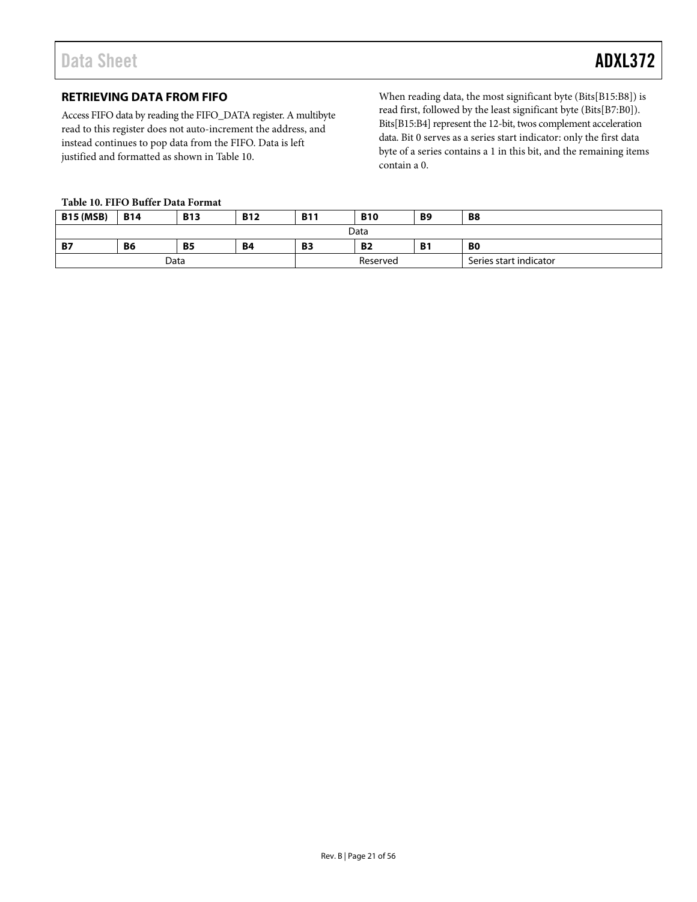## RETRIEVING DATA FROM FIFO

Access FIFO data by reading the FIFO_DATA register. A multibyte read to this register does not auto-increment the address, and instead continues to pop data from the FIFO. Data is left justified and formatted as shown in Table 10.

When reading data, the most significant byte (Bits[B15:B8]) is read first, followed by the least significant byte (Bits[B7:B0]). Bits[B15:B4] represent the 12-bit, twos complement acceleration data. Bit 0 serves as a series start indicator: only the first data byte of a series contains a 1 in this bit, and the remaining items contain a 0.

**Table 10. FIFO Buffer Data Format**

| B15 (MSB) | B14 | B13 | B12 | B11 | B10 | B9 | B8 |
|---|---|---|---|---|---|---|---|
| Data | | | | | | | |
| **B7** | **B6** | **B5** | **B4** | **B3** | **B2** | **B1** | **B0** |
| Data | | | | Reserved | | | Series start indicator |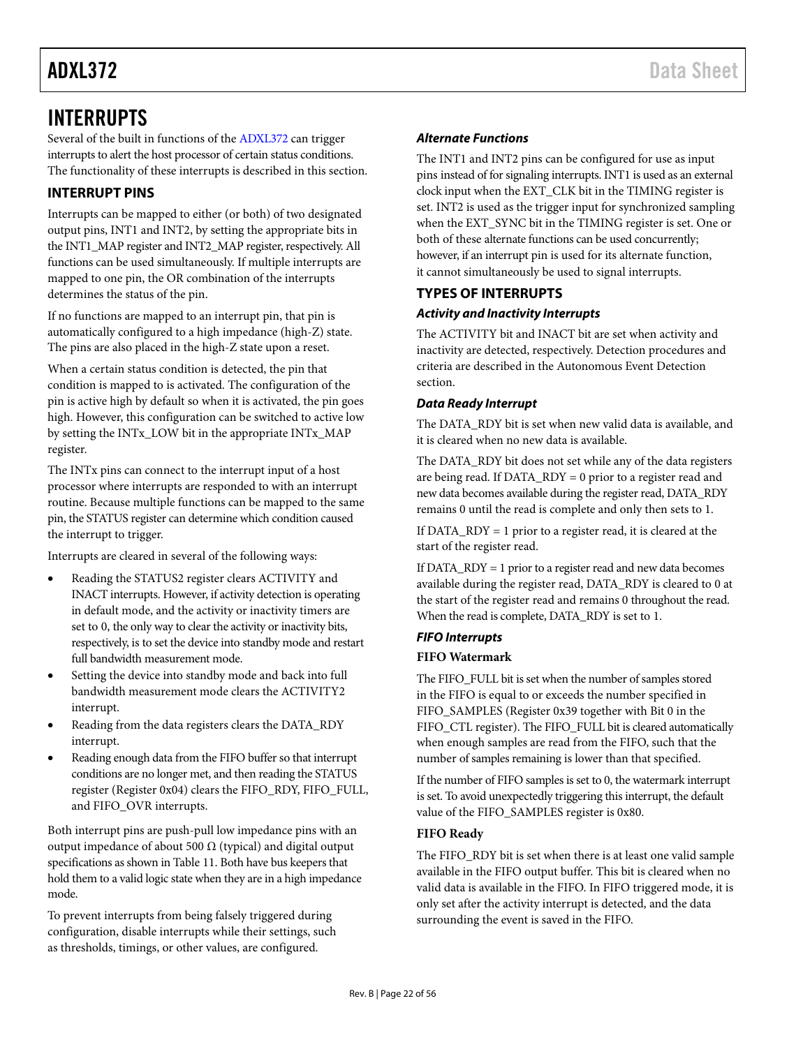# INTERRUPTS

Several of the built in functions of the ADXL372 can trigger interrupts to alert the host processor of certain status conditions. The functionality of these interrupts is described in this section.

## INTERRUPT PINS

Interrupts can be mapped to either (or both) of two designated output pins, INT1 and INT2, by setting the appropriate bits in the INT1_MAP register and INT2_MAP register, respectively. All functions can be used simultaneously. If multiple interrupts are mapped to one pin, the OR combination of the interrupts determines the status of the pin.

If no functions are mapped to an interrupt pin, that pin is automatically configured to a high impedance (high-Z) state. The pins are also placed in the high-Z state upon a reset.

When a certain status condition is detected, the pin that condition is mapped to is activated. The configuration of the pin is active high by default so when it is activated, the pin goes high. However, this configuration can be switched to active low by setting the INTx_LOW bit in the appropriate INTx_MAP register.

The INTx pins can connect to the interrupt input of a host processor where interrupts are responded to with an interrupt routine. Because multiple functions can be mapped to the same pin, the STATUS register can determine which condition caused the interrupt to trigger.

Interrupts are cleared in several of the following ways:

- Reading the STATUS2 register clears ACTIVITY and INACT interrupts. However, if activity detection is operating in default mode, and the activity or inactivity timers are set to 0, the only way to clear the activity or inactivity bits, respectively, is to set the device into standby mode and restart full bandwidth measurement mode.
- Setting the device into standby mode and back into full bandwidth measurement mode clears the ACTIVITY2 interrupt.
- Reading from the data registers clears the DATA_RDY interrupt.
- Reading enough data from the FIFO buffer so that interrupt conditions are no longer met, and then reading the STATUS register (Register 0x04) clears the FIFO_RDY, FIFO_FULL, and FIFO_OVR interrupts.

Both interrupt pins are push-pull low impedance pins with an output impedance of about 500 Ω (typical) and digital output specifications as shown in Table 11. Both have bus keepers that hold them to a valid logic state when they are in a high impedance mode.

To prevent interrupts from being falsely triggered during configuration, disable interrupts while their settings, such as thresholds, timings, or other values, are configured.

### *Alternate Functions*

The INT1 and INT2 pins can be configured for use as input pins instead of for signaling interrupts. INT1 is used as an external clock input when the EXT_CLK bit in the TIMING register is set. INT2 is used as the trigger input for synchronized sampling when the EXT_SYNC bit in the TIMING register is set. One or both of these alternate functions can be used concurrently; however, if an interrupt pin is used for its alternate function, it cannot simultaneously be used to signal interrupts.

## TYPES OF INTERRUPTS

### *Activity and Inactivity Interrupts*

The ACTIVITY bit and INACT bit are set when activity and inactivity are detected, respectively. Detection procedures and criteria are described in the Autonomous Event Detection section.

### *Data Ready Interrupt*

The DATA_RDY bit is set when new valid data is available, and it is cleared when no new data is available.

The DATA_RDY bit does not set while any of the data registers are being read. If DATA_RDY = 0 prior to a register read and new data becomes available during the register read, DATA_RDY remains 0 until the read is complete and only then sets to 1.

If DATA_RDY = 1 prior to a register read, it is cleared at the start of the register read.

If DATA_RDY = 1 prior to a register read and new data becomes available during the register read, DATA_RDY is cleared to 0 at the start of the register read and remains 0 throughout the read. When the read is complete, DATA_RDY is set to 1.

### *FIFO Interrupts*

**FIFO Watermark**

The FIFO_FULL bit is set when the number of samples stored in the FIFO is equal to or exceeds the number specified in FIFO_SAMPLES (Register 0x39 together with Bit 0 in the FIFO_CTL register). The FIFO_FULL bit is cleared automatically when enough samples are read from the FIFO, such that the number of samples remaining is lower than that specified.

If the number of FIFO samples is set to 0, the watermark interrupt is set. To avoid unexpectedly triggering this interrupt, the default value of the FIFO_SAMPLES register is 0x80.

**FIFO Ready**

The FIFO_RDY bit is set when there is at least one valid sample available in the FIFO output buffer. This bit is cleared when no valid data is available in the FIFO. In FIFO triggered mode, it is only set after the activity interrupt is detected, and the data surrounding the event is saved in the FIFO.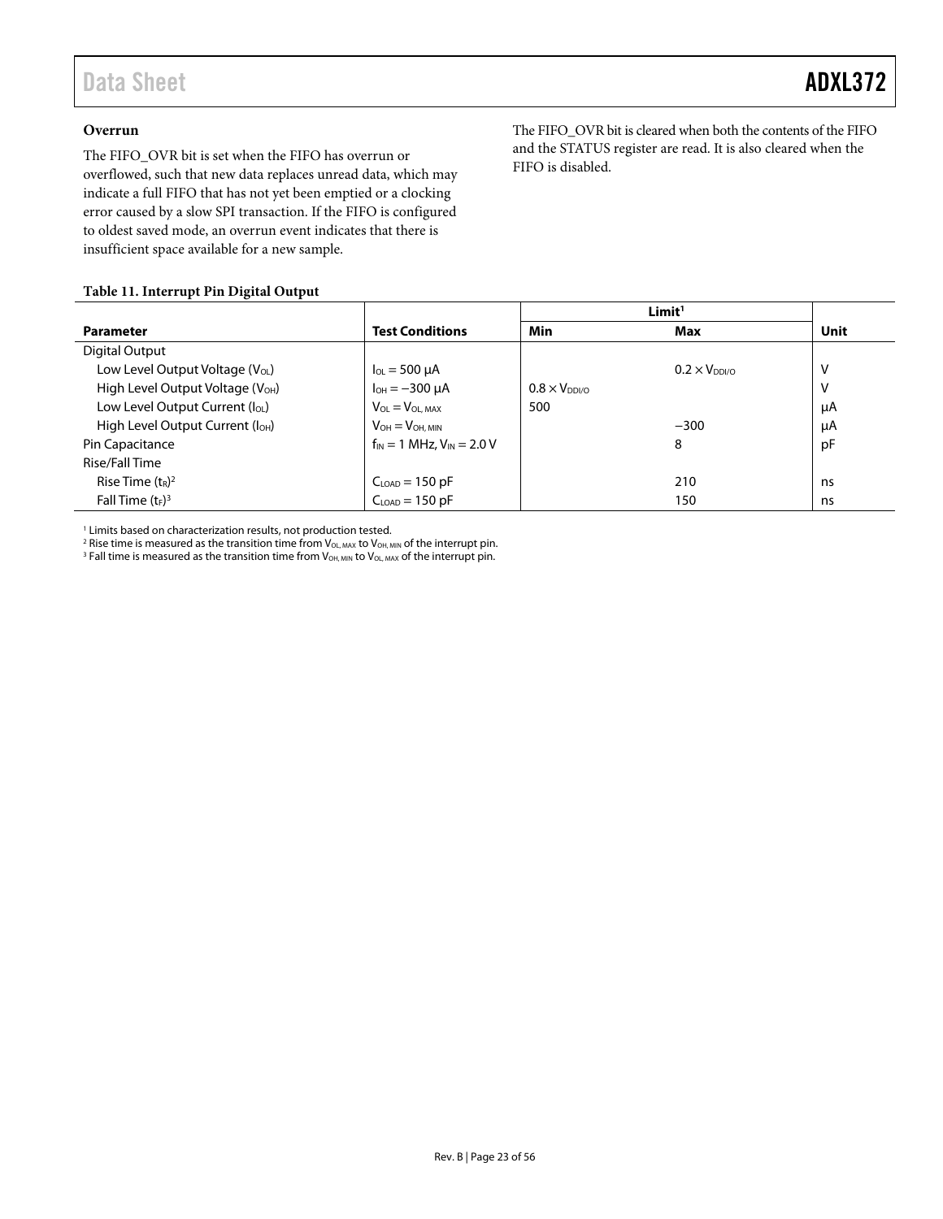### Overrun

The FIFO_OVR bit is set when the FIFO has overrun or overflowed, such that new data replaces unread data, which may indicate a full FIFO that has not yet been emptied or a clocking error caused by a slow SPI transaction. If the FIFO is configured to oldest saved mode, an overrun event indicates that there is insufficient space available for a new sample.

The FIFO_OVR bit is cleared when both the contents of the FIFO and the STATUS register are read. It is also cleared when the FIFO is disabled.

**Table 11. Interrupt Pin Digital Output**

| Parameter | Test Conditions | Limit[1] | | Unit |
|---|---|---|---|---|
| | | Min | Max | |
| Digital Output | | | | |
| Low Level Output Voltage ($V_{OL}$) | $I_{OL}$ = 500 μA | | $0.2 \times V_{DDI/O}$ | V |
| High Level Output Voltage ($V_{OH}$) | $I_{OH}$ = −300 μA | $0.8 \times V_{DDI/O}$ | | V |
| Low Level Output Current ($I_{OL}$) | $V_{OL} = V_{OL, MAX}$ | 500 | | μA |
| High Level Output Current ($I_{OH}$) | $V_{OH} = V_{OH, MIN}$ | | −300 | μA |
| Pin Capacitance | $f_{IN}$ = 1 MHz, $V_{IN}$ = 2.0 V | | 8 | pF |
| Rise/Fall Time | | | | |
| Rise Time ($t_R$)[2] | $C_{LOAD}$ = 150 pF | | 210 | ns |
| Fall Time ($t_F$)[3] | $C_{LOAD}$ = 150 pF | | 150 | ns |

[1] Limits based on characterization results, not production tested.
[2] Rise time is measured as the transition time from $V_{OL, MAX}$ to $V_{OH, MIN}$ of the interrupt pin.
[3] Fall time is measured as the transition time from $V_{OH, MIN}$ to $V_{OL, MAX}$ of the interrupt pin.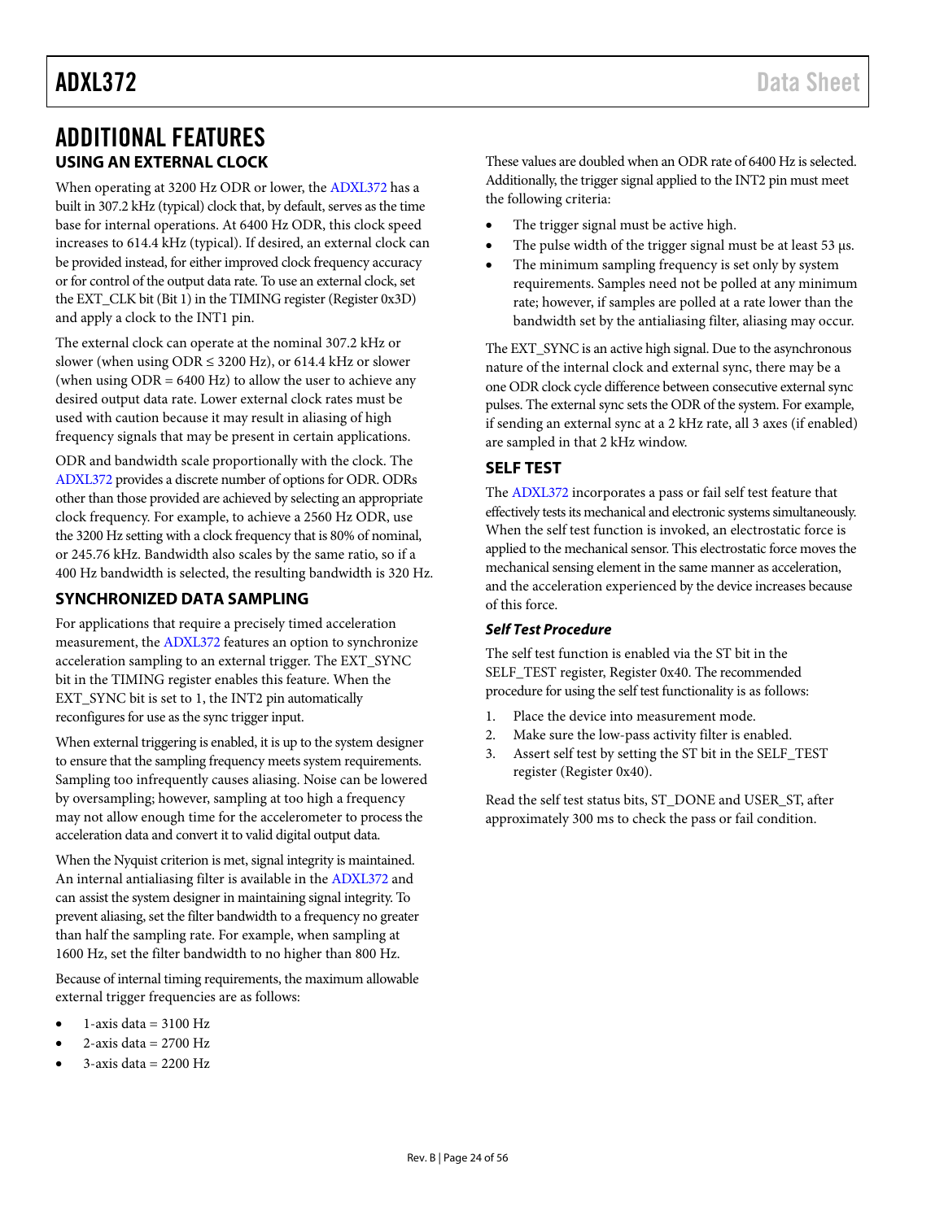# ADDITIONAL FEATURES

## USING AN EXTERNAL CLOCK

When operating at 3200 Hz ODR or lower, the ADXL372 has a built in 307.2 kHz (typical) clock that, by default, serves as the time base for internal operations. At 6400 Hz ODR, this clock speed increases to 614.4 kHz (typical). If desired, an external clock can be provided instead, for either improved clock frequency accuracy or for control of the output data rate. To use an external clock, set the EXT_CLK bit (Bit 1) in the TIMING register (Register 0x3D) and apply a clock to the INT1 pin.

The external clock can operate at the nominal 307.2 kHz or slower (when using ODR ≤ 3200 Hz), or 614.4 kHz or slower (when using ODR = 6400 Hz) to allow the user to achieve any desired output data rate. Lower external clock rates must be used with caution because it may result in aliasing of high frequency signals that may be present in certain applications.

ODR and bandwidth scale proportionally with the clock. The ADXL372 provides a discrete number of options for ODR. ODRs other than those provided are achieved by selecting an appropriate clock frequency. For example, to achieve a 2560 Hz ODR, use the 3200 Hz setting with a clock frequency that is 80% of nominal, or 245.76 kHz. Bandwidth also scales by the same ratio, so if a 400 Hz bandwidth is selected, the resulting bandwidth is 320 Hz.

## SYNCHRONIZED DATA SAMPLING

For applications that require a precisely timed acceleration measurement, the ADXL372 features an option to synchronize acceleration sampling to an external trigger. The EXT_SYNC bit in the TIMING register enables this feature. When the EXT_SYNC bit is set to 1, the INT2 pin automatically reconfigures for use as the sync trigger input.

When external triggering is enabled, it is up to the system designer to ensure that the sampling frequency meets system requirements. Sampling too infrequently causes aliasing. Noise can be lowered by oversampling; however, sampling at too high a frequency may not allow enough time for the accelerometer to process the acceleration data and convert it to valid digital output data.

When the Nyquist criterion is met, signal integrity is maintained. An internal antialiasing filter is available in the ADXL372 and can assist the system designer in maintaining signal integrity. To prevent aliasing, set the filter bandwidth to a frequency no greater than half the sampling rate. For example, when sampling at 1600 Hz, set the filter bandwidth to no higher than 800 Hz.

Because of internal timing requirements, the maximum allowable external trigger frequencies are as follows:

- 1-axis data = 3100 Hz
- 2-axis data = 2700 Hz
- 3-axis data = 2200 Hz

These values are doubled when an ODR rate of 6400 Hz is selected. Additionally, the trigger signal applied to the INT2 pin must meet the following criteria:

- The trigger signal must be active high.
- The pulse width of the trigger signal must be at least 53 µs.
- The minimum sampling frequency is set only by system requirements. Samples need not be polled at any minimum rate; however, if samples are polled at a rate lower than the bandwidth set by the antialiasing filter, aliasing may occur.

The EXT_SYNC is an active high signal. Due to the asynchronous nature of the internal clock and external sync, there may be a one ODR clock cycle difference between consecutive external sync pulses. The external sync sets the ODR of the system. For example, if sending an external sync at a 2 kHz rate, all 3 axes (if enabled) are sampled in that 2 kHz window.

## SELF TEST

The ADXL372 incorporates a pass or fail self test feature that effectively tests its mechanical and electronic systems simultaneously. When the self test function is invoked, an electrostatic force is applied to the mechanical sensor. This electrostatic force moves the mechanical sensing element in the same manner as acceleration, and the acceleration experienced by the device increases because of this force.

### *Self Test Procedure*

The self test function is enabled via the ST bit in the SELF_TEST register, Register 0x40. The recommended procedure for using the self test functionality is as follows:

1. Place the device into measurement mode.
2. Make sure the low-pass activity filter is enabled.
3. Assert self test by setting the ST bit in the SELF_TEST register (Register 0x40).

Read the self test status bits, ST_DONE and USER_ST, after approximately 300 ms to check the pass or fail condition.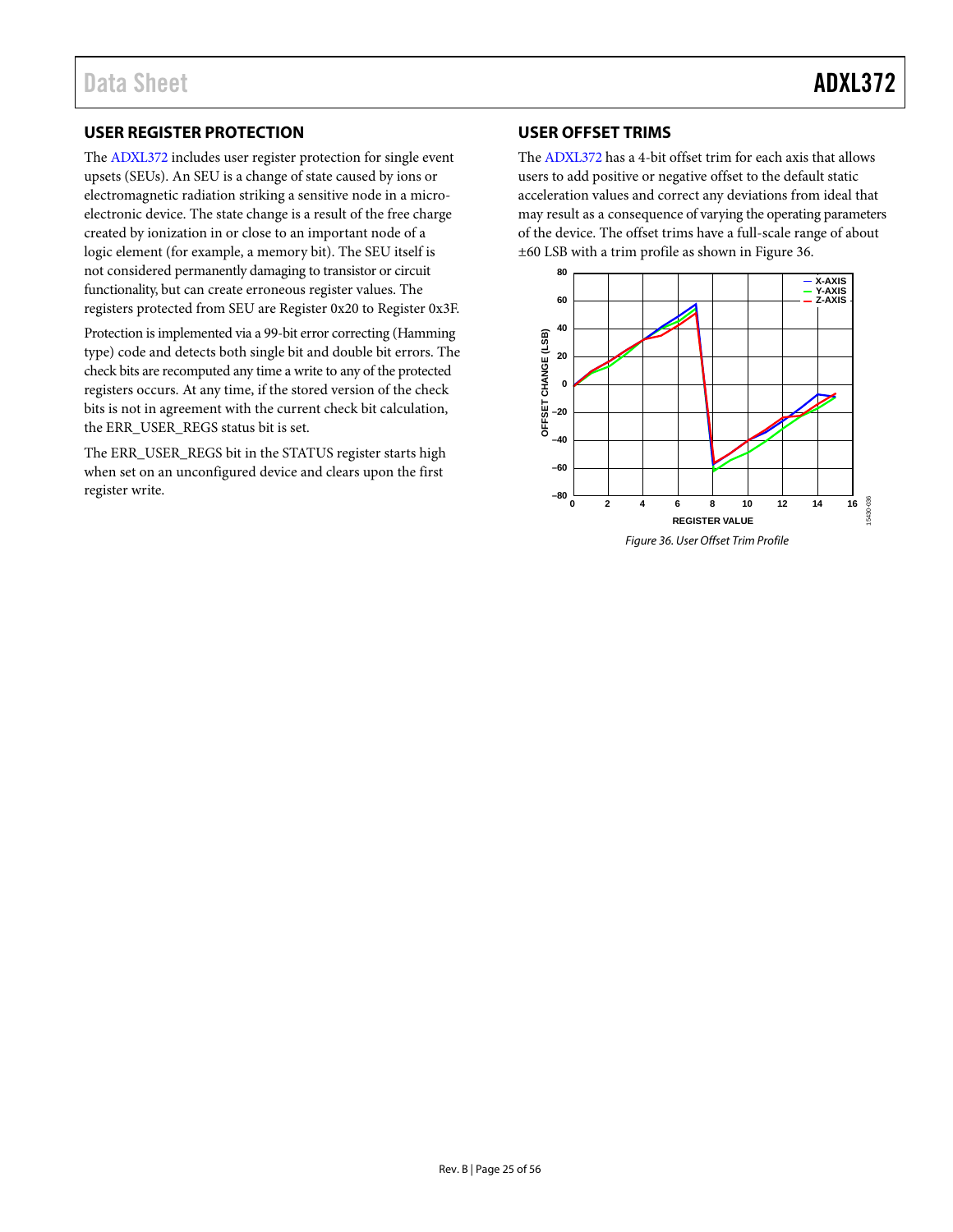## USER REGISTER PROTECTION

The ADXL372 includes user register protection for single event upsets (SEUs). An SEU is a change of state caused by ions or electromagnetic radiation striking a sensitive node in a micro-electronic device. The state change is a result of the free charge created by ionization in or close to an important node of a logic element (for example, a memory bit). The SEU itself is not considered permanently damaging to transistor or circuit functionality, but can create erroneous register values. The registers protected from SEU are Register 0x20 to Register 0x3F.

Protection is implemented via a 99-bit error correcting (Hamming type) code and detects both single bit and double bit errors. The check bits are recomputed any time a write to any of the protected registers occurs. At any time, if the stored version of the check bits is not in agreement with the current check bit calculation, the ERR_USER_REGS status bit is set.

The ERR_USER_REGS bit in the STATUS register starts high when set on an unconfigured device and clears upon the first register write.

## USER OFFSET TRIMS

The ADXL372 has a 4-bit offset trim for each axis that allows users to add positive or negative offset to the default static acceleration values and correct any deviations from ideal that may result as a consequence of varying the operating parameters of the device. The offset trims have a full-scale range of about ±60 LSB with a trim profile as shown in Figure 36.

*Figure 36. User Offset Trim Profile*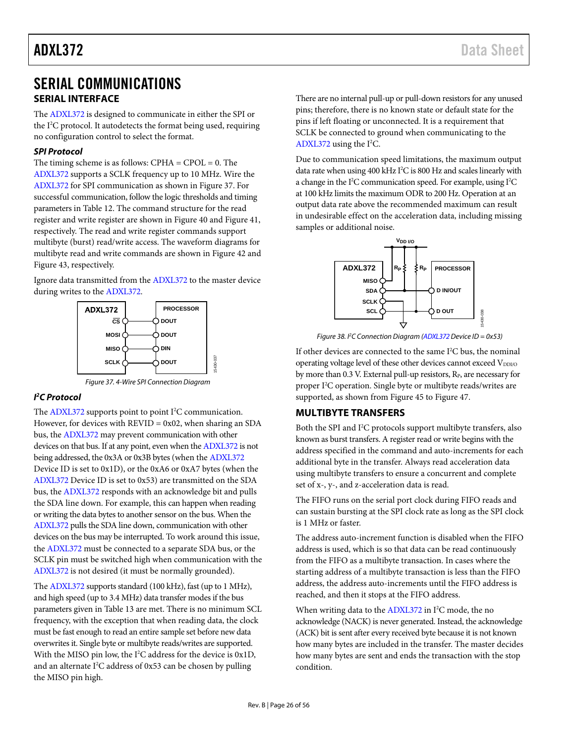# SERIAL COMMUNICATIONS

## SERIAL INTERFACE

The ADXL372 is designed to communicate in either the SPI or the I²C protocol. It autodetects the format being used, requiring no configuration control to select the format.

### *SPI Protocol*

The timing scheme is as follows: CPHA = CPOL = 0. The ADXL372 supports a SCLK frequency up to 10 MHz. Wire the ADXL372 for SPI communication as shown in Figure 37. For successful communication, follow the logic thresholds and timing parameters in Table 12. The command structure for the read register and write register are shown in Figure 40 and Figure 41, respectively. The read and write register commands support multibyte (burst) read/write access. The waveform diagrams for multibyte read and write commands are shown in Figure 42 and Figure 43, respectively.

Ignore data transmitted from the ADXL372 to the master device during writes to the ADXL372.

*Figure 37. 4-Wire SPI Connection Diagram*

### *I²C Protocol*

The ADXL372 supports point to point I²C communication. However, for devices with REVID = 0x02, when sharing an SDA bus, the ADXL372 may prevent communication with other devices on that bus. If at any point, even when the ADXL372 is not being addressed, the 0x3A or 0x3B bytes (when the ADXL372 Device ID is set to 0x1D), or the 0xA6 or 0xA7 bytes (when the ADXL372 Device ID is set to 0x53) are transmitted on the SDA bus, the ADXL372 responds with an acknowledge bit and pulls the SDA line down. For example, this can happen when reading or writing the data bytes to another sensor on the bus. When the ADXL372 pulls the SDA line down, communication with other devices on the bus may be interrupted. To work around this issue, the ADXL372 must be connected to a separate SDA bus, or the SCLK pin must be switched high when communication with the ADXL372 is not desired (it must be normally grounded).

The ADXL372 supports standard (100 kHz), fast (up to 1 MHz), and high speed (up to 3.4 MHz) data transfer modes if the bus parameters given in Table 13 are met. There is no minimum SCL frequency, with the exception that when reading data, the clock must be fast enough to read an entire sample set before new data overwrites it. Single byte or multibyte reads/writes are supported. With the MISO pin low, the I²C address for the device is 0x1D, and an alternate I²C address of 0x53 can be chosen by pulling the MISO pin high.

There are no internal pull-up or pull-down resistors for any unused pins; therefore, there is no known state or default state for the pins if left floating or unconnected. It is a requirement that SCLK be connected to ground when communicating to the ADXL372 using the I²C.

Due to communication speed limitations, the maximum output data rate when using 400 kHz I²C is 800 Hz and scales linearly with a change in the I²C communication speed. For example, using I²C at 100 kHz limits the maximum ODR to 200 Hz. Operation at an output data rate above the recommended maximum can result in undesirable effect on the acceleration data, including missing samples or additional noise.

*Figure 38. I²C Connection Diagram (ADXL372 Device ID = 0x53)*

If other devices are connected to the same I²C bus, the nominal operating voltage level of these other devices cannot exceed $V_{DDI/O}$ by more than 0.3 V. External pull-up resistors, $R_P$, are necessary for proper I²C operation. Single byte or multibyte reads/writes are supported, as shown from Figure 45 to Figure 47.

## MULTIBYTE TRANSFERS

Both the SPI and I²C protocols support multibyte transfers, also known as burst transfers. A register read or write begins with the address specified in the command and auto-increments for each additional byte in the transfer. Always read acceleration data using multibyte transfers to ensure a concurrent and complete set of x-, y-, and z-acceleration data is read.

The FIFO runs on the serial port clock during FIFO reads and can sustain bursting at the SPI clock rate as long as the SPI clock is 1 MHz or faster.

The address auto-increment function is disabled when the FIFO address is used, which is so that data can be read continuously from the FIFO as a multibyte transaction. In cases where the starting address of a multibyte transaction is less than the FIFO address, the address auto-increments until the FIFO address is reached, and then it stops at the FIFO address.

When writing data to the ADXL372 in I²C mode, the no acknowledge (NACK) is never generated. Instead, the acknowledge (ACK) bit is sent after every received byte because it is not known how many bytes are included in the transfer. The master decides how many bytes are sent and ends the transaction with the stop condition.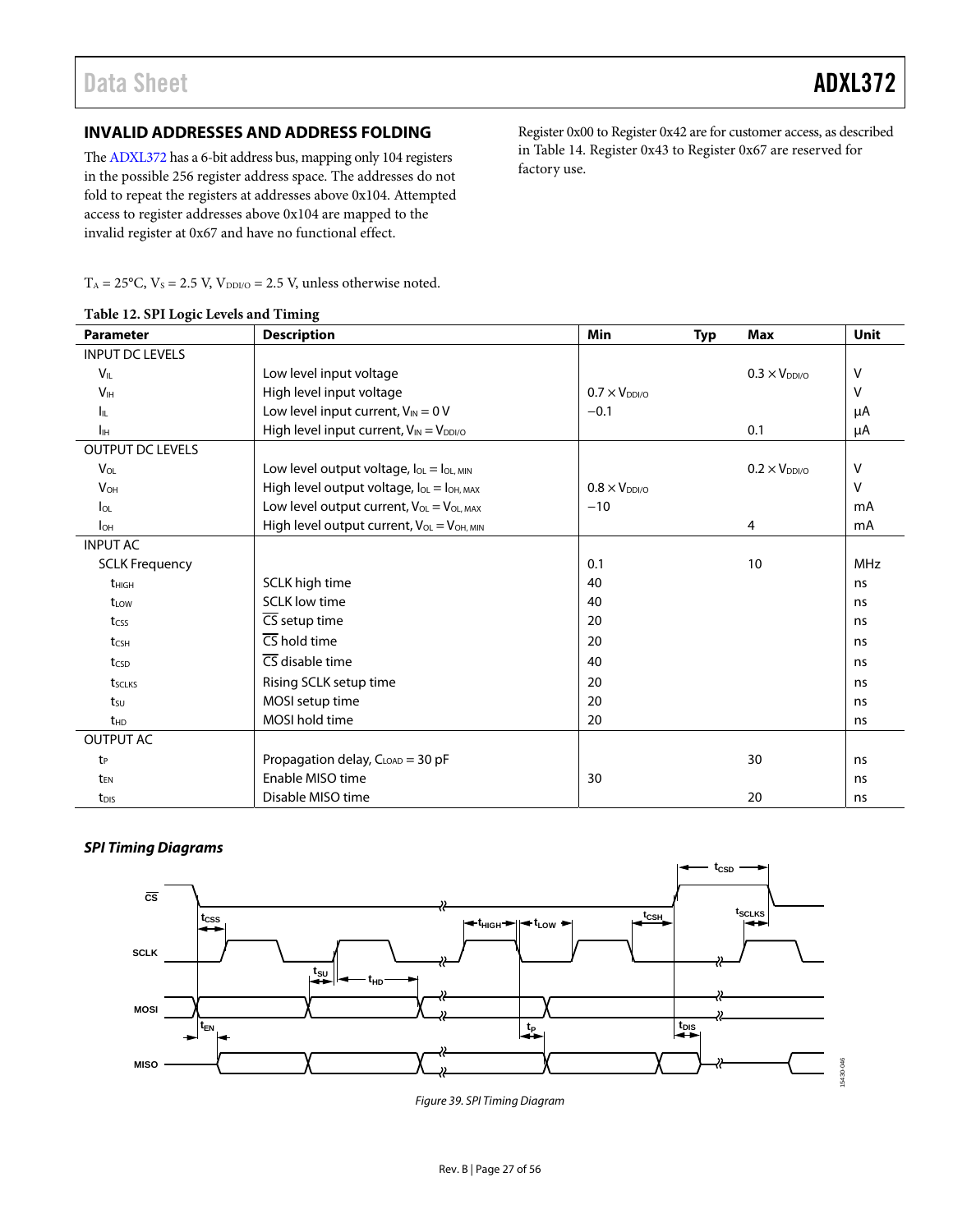### INVALID ADDRESSES AND ADDRESS FOLDING

The ADXL372 has a 6-bit address bus, mapping only 104 registers in the possible 256 register address space. The addresses do not fold to repeat the registers at addresses above 0x104. Attempted access to register addresses above 0x104 are mapped to the invalid register at 0x67 and have no functional effect.

Register 0x00 to Register 0x42 are for customer access, as described in Table 14. Register 0x43 to Register 0x67 are reserved for factory use.

$T_A$ = 25°C, $V_S$ = 2.5 V, $V_{DDI/O}$ = 2.5 V, unless otherwise noted.

**Table 12. SPI Logic Levels and Timing**

| Parameter | Description | Min | Typ | Max | Unit |
|---|---|---|---|---|---|
| INPUT DC LEVELS | | | | | |
| $V_{IL}$ | Low level input voltage | | | 0.3 × $V_{DDI/O}$ | V |
| $V_{IH}$ | High level input voltage | 0.7 × $V_{DDI/O}$ | | | V |
| $I_{IL}$ | Low level input current, $V_{IN}$ = 0 V | −0.1 | | | µA |
| $I_{IH}$ | High level input current, $V_{IN}$ = $V_{DDI/O}$ | | | 0.1 | µA |
| OUTPUT DC LEVELS | | | | | |
| $V_{OL}$ | Low level output voltage, $I_{OL}$ = $I_{OL, MIN}$ | | | 0.2 × $V_{DDI/O}$ | V |
| $V_{OH}$ | High level output voltage, $I_{OL}$ = $I_{OH, MAX}$ | 0.8 × $V_{DDI/O}$ | | | V |
| $I_{OL}$ | Low level output current, $V_{OL}$ = $V_{OL, MAX}$ | −10 | | | mA |
| $I_{OH}$ | High level output current, $V_{OL}$ = $V_{OH, MIN}$ | | | 4 | mA |
| INPUT AC | | | | | |
| SCLK Frequency | | 0.1 | | 10 | MHz |
| $t_{HIGH}$ | SCLK high time | 40 | | | ns |
| $t_{LOW}$ | SCLK low time | 40 | | | ns |
| $t_{CSS}$ | $\overline{CS}$ setup time | 20 | | | ns |
| $t_{CSH}$ | $\overline{CS}$ hold time | 20 | | | ns |
| $t_{CSD}$ | $\overline{CS}$ disable time | 40 | | | ns |
| $t_{SCLKS}$ | Rising SCLK setup time | 20 | | | ns |
| $t_{SU}$ | MOSI setup time | 20 | | | ns |
| $t_{HD}$ | MOSI hold time | 20 | | | ns |
| OUTPUT AC | | | | | |
| $t_P$ | Propagation delay, $C_{LOAD}$ = 30 pF | | | 30 | ns |
| $t_{EN}$ | Enable MISO time | 30 | | | ns |
| $t_{DIS}$ | Disable MISO time | | | 20 | ns |

#### *SPI Timing Diagrams*

*Figure 39. SPI Timing Diagram*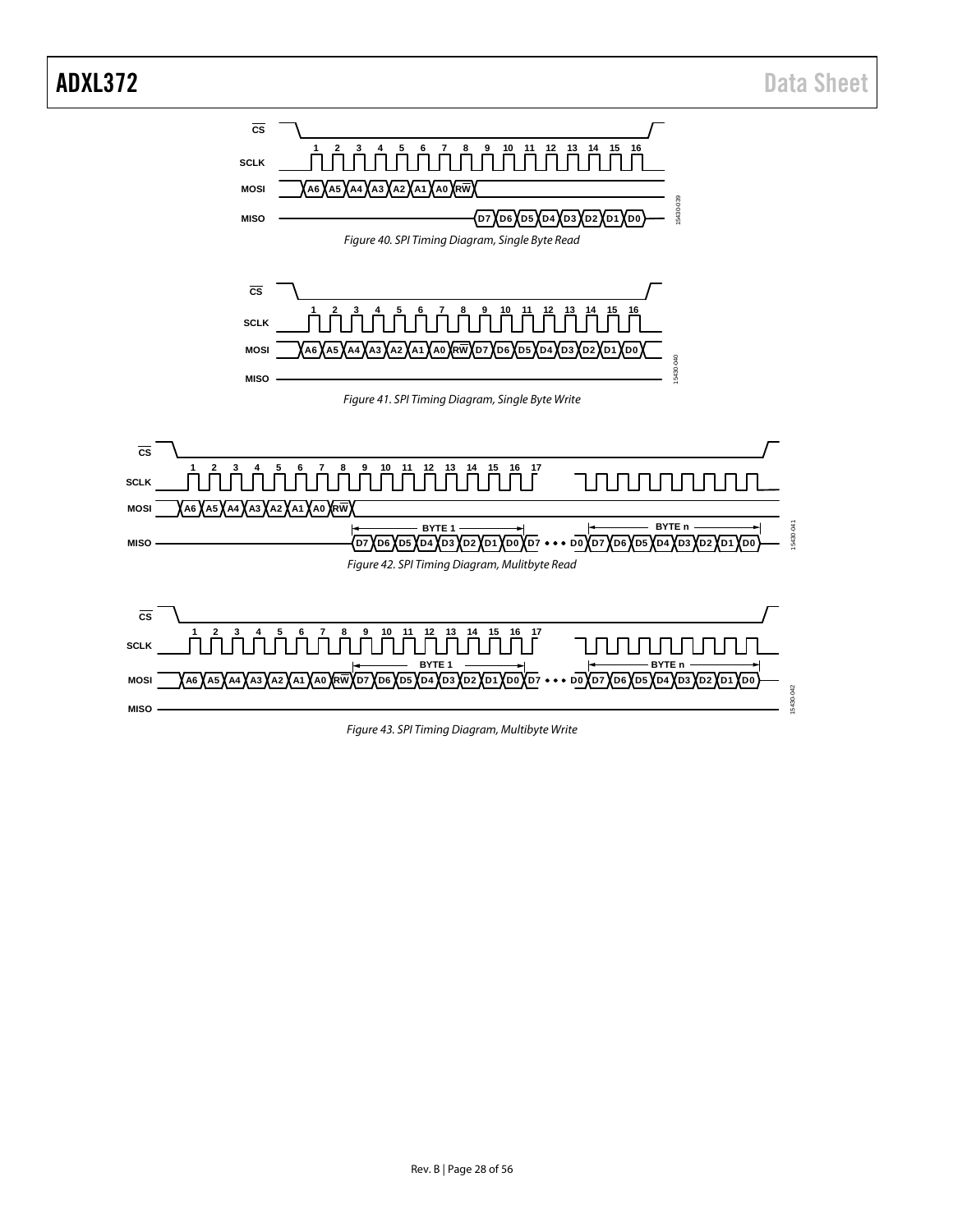Figure 40. SPI Timing Diagram, Single Byte Read

Figure 41. SPI Timing Diagram, Single Byte Write

Figure 42. SPI Timing Diagram, Mulitbyte Read

Figure 43. SPI Timing Diagram, Multibyte Write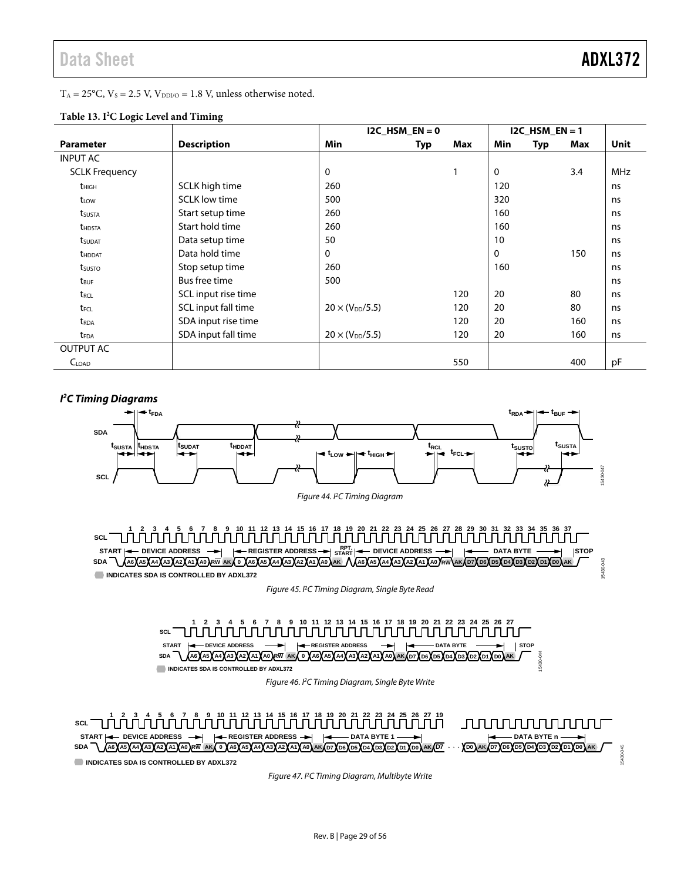$T_A = 25°C$, $V_S = 2.5$ V, $V_{DDI/O} = 1.8$ V, unless otherwise noted.

**Table 13. I²C Logic Level and Timing**

| | | I2C_HSM_EN = 0 | | | I2C_HSM_EN = 1 | | | |
|---|---|---|---|---|---|---|---|---|
| **Parameter** | **Description** | **Min** | **Typ** | **Max** | **Min** | **Typ** | **Max** | **Unit** |
| INPUT AC | | | | | | | | |
| SCLK Frequency | | 0 | | 1 | 0 | | 3.4 | MHz |
| $t_{HIGH}$ | SCLK high time | 260 | | | 120 | | | ns |
| $t_{LOW}$ | SCLK low time | 500 | | | 320 | | | ns |
| $t_{SUSTA}$ | Start setup time | 260 | | | 160 | | | ns |
| $t_{HDSTA}$ | Start hold time | 260 | | | 160 | | | ns |
| $t_{SUDAT}$ | Data setup time | 50 | | | 10 | | | ns |
| $t_{HDDAT}$ | Data hold time | 0 | | | 0 | | 150 | ns |
| $t_{SUSTO}$ | Stop setup time | 260 | | | 160 | | | ns |
| $t_{BUF}$ | Bus free time | 500 | | | | | | ns |
| $t_{RCL}$ | SCL input rise time | | | 120 | 20 | | 80 | ns |
| $t_{FCL}$ | SCL input fall time | $20 \times (V_{DD}/5.5)$ | | 120 | 20 | | 80 | ns |
| $t_{RDA}$ | SDA input rise time | | | 120 | 20 | | 160 | ns |
| $t_{FDA}$ | SDA input fall time | $20 \times (V_{DD}/5.5)$ | | 120 | 20 | | 160 | ns |
| OUTPUT AC | | | | | | | | |
| $C_{LOAD}$ | | | | 550 | | | 400 | pF |

### I²C Timing Diagrams

Figure 44. I²C Timing Diagram

Figure 45. I²C Timing Diagram, Single Byte Read

Figure 46. I²C Timing Diagram, Single Byte Write

Figure 47. I²C Timing Diagram, Multibyte Write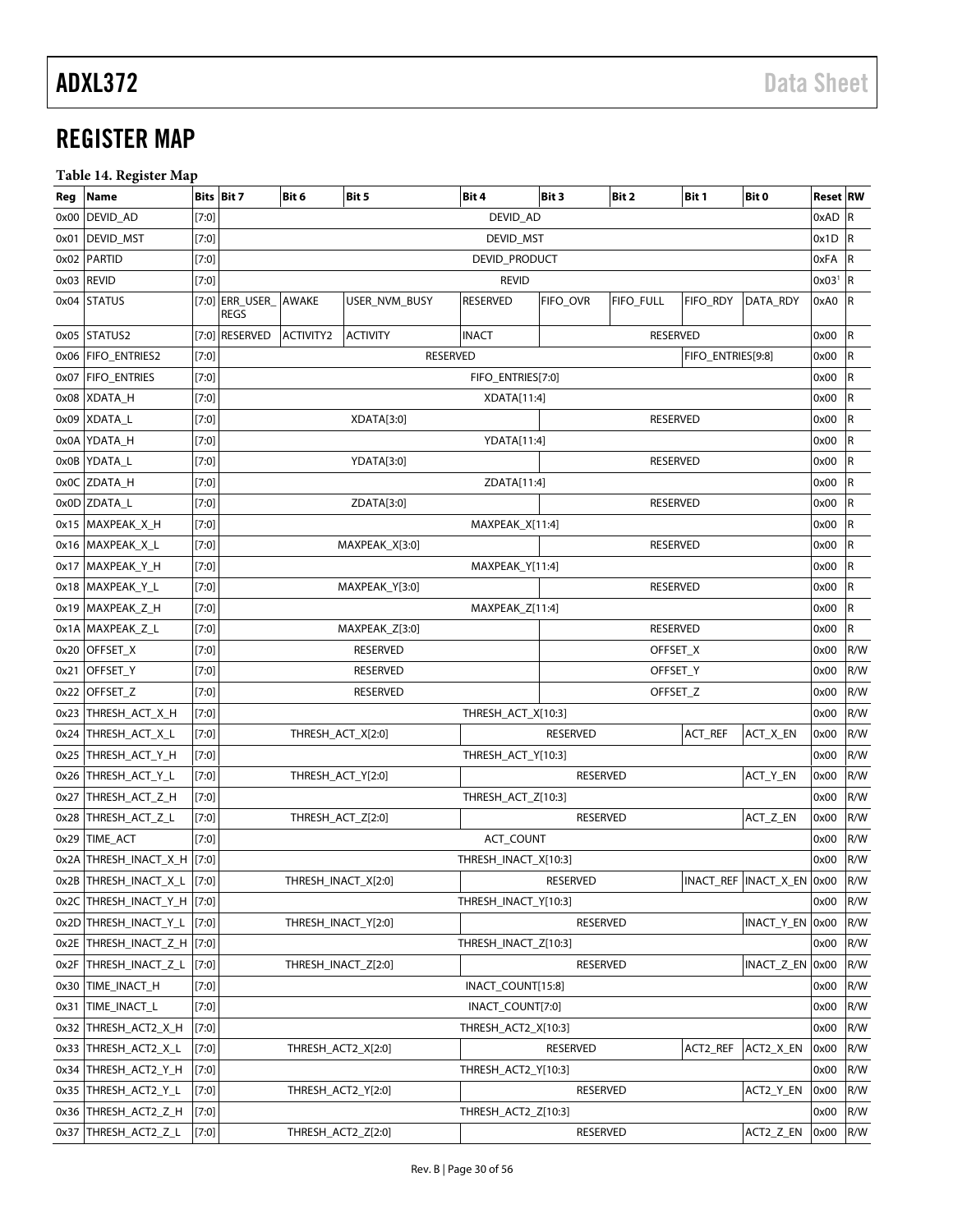# REGISTER MAP

**Table 14. Register Map**

| Reg | Name | Bits | Bit 7 | Bit 6 | Bit 5 | Bit 4 | Bit 3 | Bit 2 | Bit 1 | Bit 0 | Reset | RW |
|---|---|---|---|---|---|---|---|---|---|---|---|---|
| 0x00 | DEVID_AD | [7:0] | DEVID_AD | | | | | | | | 0xAD | R |
| 0x01 | DEVID_MST | [7:0] | DEVID_MST | | | | | | | | 0x1D | R |
| 0x02 | PARTID | [7:0] | DEVID_PRODUCT | | | | | | | | 0xFA | R |
| 0x03 | REVID | [7:0] | REVID | | | | | | | | 0x03[1] | R |
| 0x04 | STATUS | [7:0] | ERR_USER_REGS | AWAKE | USER_NVM_BUSY | RESERVED | FIFO_OVR | FIFO_FULL | FIFO_RDY | DATA_RDY | 0xA0 | R |
| 0x05 | STATUS2 | [7:0] | RESERVED | ACTIVITY2 | ACTIVITY | INACT | RESERVED | | | | 0x00 | R |
| 0x06 | FIFO_ENTRIES2 | [7:0] | RESERVED | | | | | | FIFO_ENTRIES[9:8] | | 0x00 | R |
| 0x07 | FIFO_ENTRIES | [7:0] | FIFO_ENTRIES[7:0] | | | | | | | | 0x00 | R |
| 0x08 | XDATA_H | [7:0] | XDATA[11:4] | | | | | | | | 0x00 | R |
| 0x09 | XDATA_L | [7:0] | XDATA[3:0] | | | | RESERVED | | | | 0x00 | R |
| 0x0A | YDATA_H | [7:0] | YDATA[11:4] | | | | | | | | 0x00 | R |
| 0x0B | YDATA_L | [7:0] | YDATA[3:0] | | | | RESERVED | | | | 0x00 | R |
| 0x0C | ZDATA_H | [7:0] | ZDATA[11:4] | | | | | | | | 0x00 | R |
| 0x0D | ZDATA_L | [7:0] | ZDATA[3:0] | | | | RESERVED | | | | 0x00 | R |
| 0x15 | MAXPEAK_X_H | [7:0] | MAXPEAK_X[11:4] | | | | | | | | 0x00 | R |
| 0x16 | MAXPEAK_X_L | [7:0] | MAXPEAK_X[3:0] | | | | RESERVED | | | | 0x00 | R |
| 0x17 | MAXPEAK_Y_H | [7:0] | MAXPEAK_Y[11:4] | | | | | | | | 0x00 | R |
| 0x18 | MAXPEAK_Y_L | [7:0] | MAXPEAK_Y[3:0] | | | | RESERVED | | | | 0x00 | R |
| 0x19 | MAXPEAK_Z_H | [7:0] | MAXPEAK_Z[11:4] | | | | | | | | 0x00 | R |
| 0x1A | MAXPEAK_Z_L | [7:0] | MAXPEAK_Z[3:0] | | | | RESERVED | | | | 0x00 | R |
| 0x20 | OFFSET_X | [7:0] | RESERVED | | | | OFFSET_X | | | | 0x00 | R/W |
| 0x21 | OFFSET_Y | [7:0] | RESERVED | | | | OFFSET_Y | | | | 0x00 | R/W |
| 0x22 | OFFSET_Z | [7:0] | RESERVED | | | | OFFSET_Z | | | | 0x00 | R/W |
| 0x23 | THRESH_ACT_X_H | [7:0] | THRESH_ACT_X[10:3] | | | | | | | | 0x00 | R/W |
| 0x24 | THRESH_ACT_X_L | [7:0] | THRESH_ACT_X[2:0] | | | RESERVED | | | ACT_REF | ACT_X_EN | 0x00 | R/W |
| 0x25 | THRESH_ACT_Y_H | [7:0] | THRESH_ACT_Y[10:3] | | | | | | | | 0x00 | R/W |
| 0x26 | THRESH_ACT_Y_L | [7:0] | THRESH_ACT_Y[2:0] | | | RESERVED | | | | ACT_Y_EN | 0x00 | R/W |
| 0x27 | THRESH_ACT_Z_H | [7:0] | THRESH_ACT_Z[10:3] | | | | | | | | 0x00 | R/W |
| 0x28 | THRESH_ACT_Z_L | [7:0] | THRESH_ACT_Z[2:0] | | | RESERVED | | | | ACT_Z_EN | 0x00 | R/W |
| 0x29 | TIME_ACT | [7:0] | ACT_COUNT | | | | | | | | 0x00 | R/W |
| 0x2A | THRESH_INACT_X_H | [7:0] | THRESH_INACT_X[10:3] | | | | | | | | 0x00 | R/W |
| 0x2B | THRESH_INACT_X_L | [7:0] | THRESH_INACT_X[2:0] | | | RESERVED | | | INACT_REF | INACT_X_EN | 0x00 | R/W |
| 0x2C | THRESH_INACT_Y_H | [7:0] | THRESH_INACT_Y[10:3] | | | | | | | | 0x00 | R/W |
| 0x2D | THRESH_INACT_Y_L | [7:0] | THRESH_INACT_Y[2:0] | | | RESERVED | | | | INACT_Y_EN | 0x00 | R/W |
| 0x2E | THRESH_INACT_Z_H | [7:0] | THRESH_INACT_Z[10:3] | | | | | | | | 0x00 | R/W |
| 0x2F | THRESH_INACT_Z_L | [7:0] | THRESH_INACT_Z[2:0] | | | RESERVED | | | | INACT_Z_EN | 0x00 | R/W |
| 0x30 | TIME_INACT_H | [7:0] | INACT_COUNT[15:8] | | | | | | | | 0x00 | R/W |
| 0x31 | TIME_INACT_L | [7:0] | INACT_COUNT[7:0] | | | | | | | | 0x00 | R/W |
| 0x32 | THRESH_ACT2_X_H | [7:0] | THRESH_ACT2_X[10:3] | | | | | | | | 0x00 | R/W |
| 0x33 | THRESH_ACT2_X_L | [7:0] | THRESH_ACT2_X[2:0] | | | RESERVED | | | ACT2_REF | ACT2_X_EN | 0x00 | R/W |
| 0x34 | THRESH_ACT2_Y_H | [7:0] | THRESH_ACT2_Y[10:3] | | | | | | | | 0x00 | R/W |
| 0x35 | THRESH_ACT2_Y_L | [7:0] | THRESH_ACT2_Y[2:0] | | | RESERVED | | | | ACT2_Y_EN | 0x00 | R/W |
| 0x36 | THRESH_ACT2_Z_H | [7:0] | THRESH_ACT2_Z[10:3] | | | | | | | | 0x00 | R/W |
| 0x37 | THRESH_ACT2_Z_L | [7:0] | THRESH_ACT2_Z[2:0] | | | RESERVED | | | | ACT2_Z_EN | 0x00 | R/W |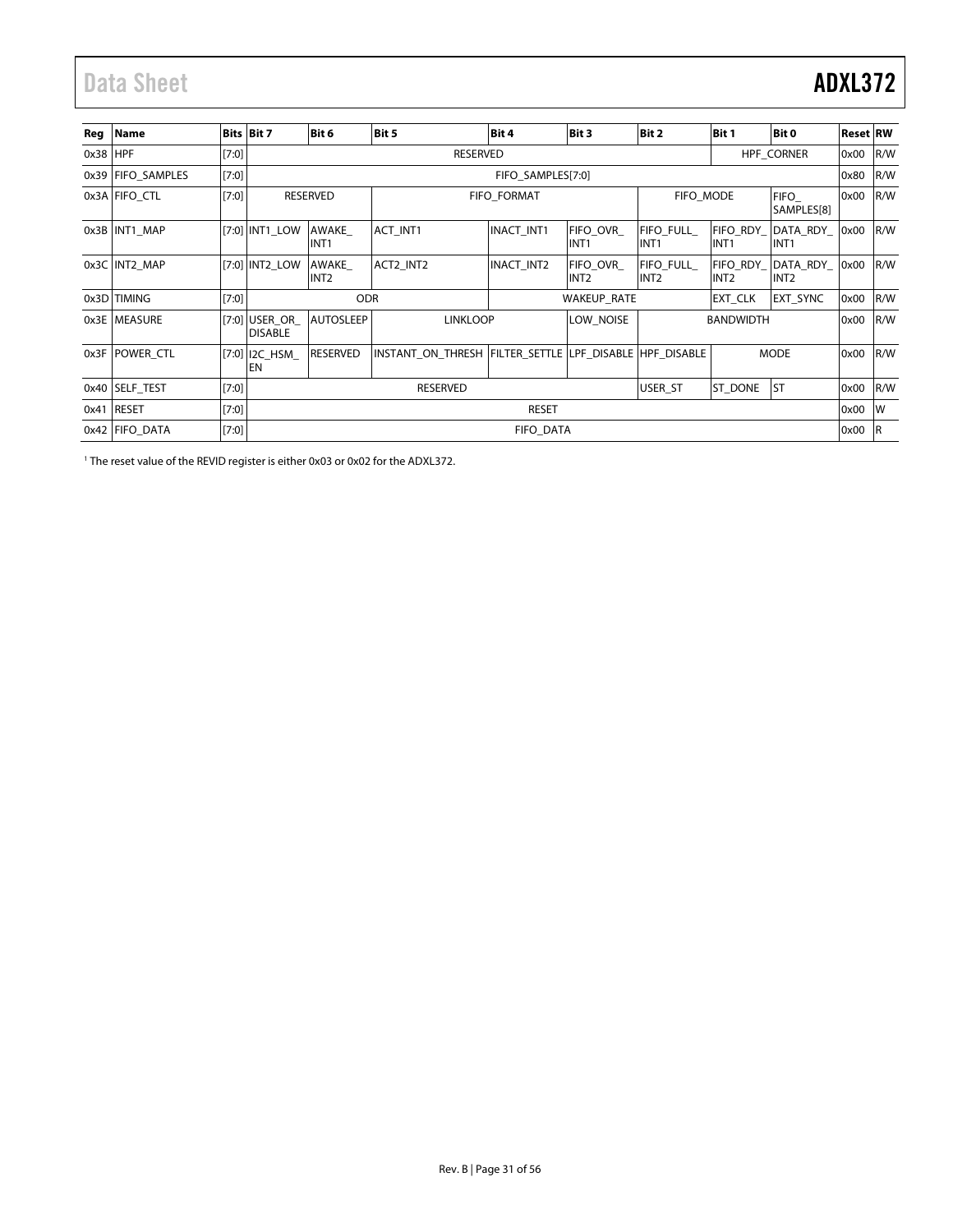| Reg | Name | Bits | Bit 7 | Bit 6 | Bit 5 | Bit 4 | Bit 3 | Bit 2 | Bit 1 | Bit 0 | Reset | RW |
|---|---|---|---|---|---|---|---|---|---|---|---|---|
| 0x38 | HPF | [7:0] | RESERVED | | | | | | HPF_CORNER | | 0x00 | R/W |
| 0x39 | FIFO_SAMPLES | [7:0] | FIFO_SAMPLES[7:0] | | | | | | | | 0x80 | R/W |
| 0x3A | FIFO_CTL | [7:0] | RESERVED | | FIFO_FORMAT | | | FIFO_MODE | | FIFO_ SAMPLES[8] | 0x00 | R/W |
| 0x3B | INT1_MAP | [7:0] | INT1_LOW | AWAKE_ INT1 | ACT_INT1 | INACT_INT1 | FIFO_OVR_ INT1 | FIFO_FULL_ INT1 | FIFO_RDY_ INT1 | DATA_RDY_ INT1 | 0x00 | R/W |
| 0x3C | INT2_MAP | [7:0] | INT2_LOW | AWAKE_ INT2 | ACT2_INT2 | INACT_INT2 | FIFO_OVR_ INT2 | FIFO_FULL_ INT2 | FIFO_RDY_ INT2 | DATA_RDY_ INT2 | 0x00 | R/W |
| 0x3D | TIMING | [7:0] | ODR | | | WAKEUP_RATE | | | EXT_CLK | EXT_SYNC | 0x00 | R/W |
| 0x3E | MEASURE | [7:0] | USER_OR_ DISABLE | AUTOSLEEP | LINKLOOP | | LOW_NOISE | BANDWIDTH | | | 0x00 | R/W |
| 0x3F | POWER_CTL | [7:0] | I2C_HSM_ EN | RESERVED | INSTANT_ON_THRESH | FILTER_SETTLE | LPF_DISABLE | HPF_DISABLE | MODE | | 0x00 | R/W |
| 0x40 | SELF_TEST | [7:0] | RESERVED | | | | | USER_ST | ST_DONE | ST | 0x00 | R/W |
| 0x41 | RESET | [7:0] | RESET | | | | | | | | 0x00 | W |
| 0x42 | FIFO_DATA | [7:0] | FIFO_DATA | | | | | | | | 0x00 | R |

[1] The reset value of the REVID register is either 0x03 or 0x02 for the ADXL372.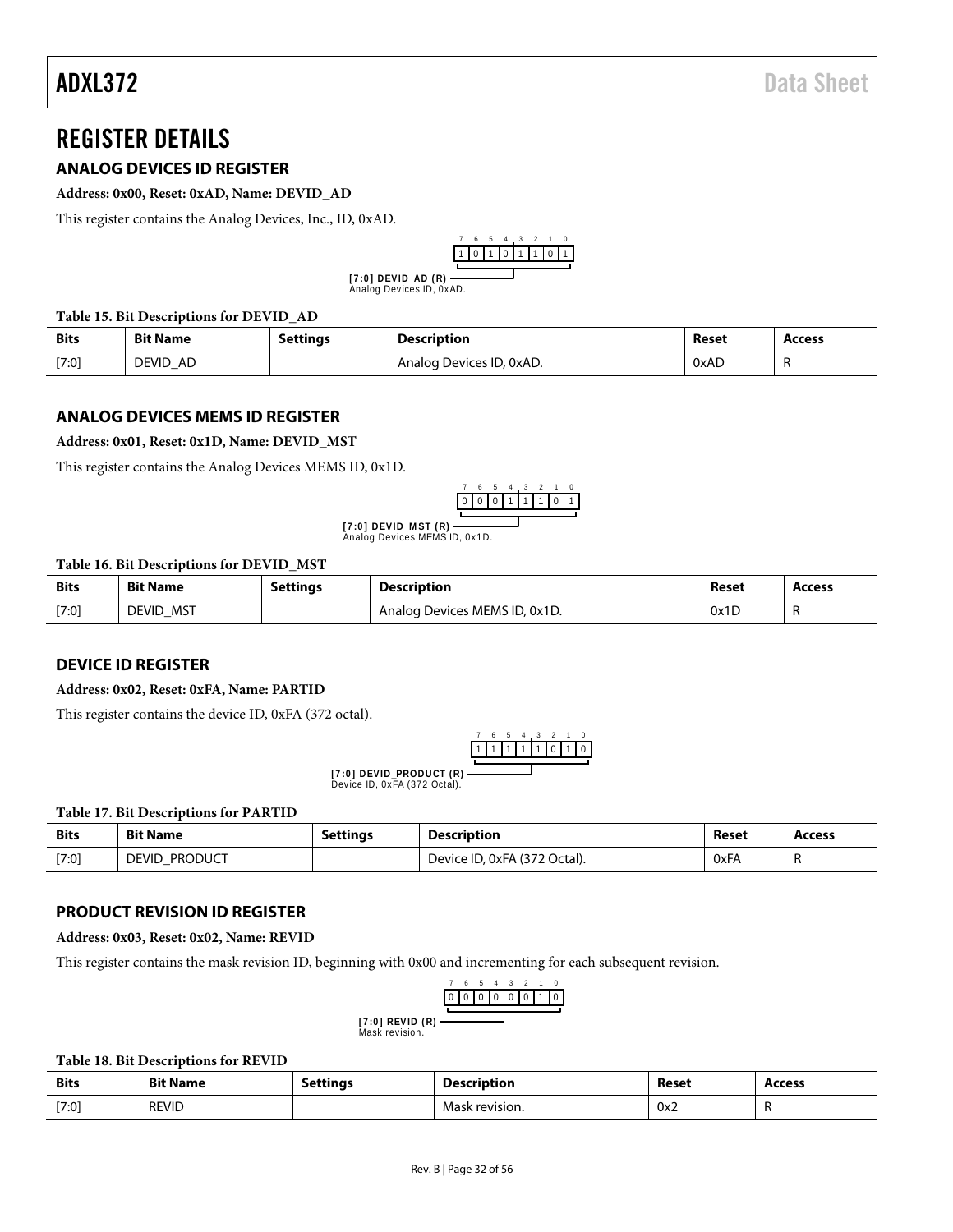# REGISTER DETAILS

## ANALOG DEVICES ID REGISTER

**Address: 0x00, Reset: 0xAD, Name: DEVID_AD**

This register contains the Analog Devices, Inc., ID, 0xAD.

| 7 | 6 | 5 | 4 | 3 | 2 | 1 | 0 |
|---|---|---|---|---|---|---|---|
| 1 | 0 | 1 | 0 | 1 | 1 | 0 | 1 |

**[7:0] DEVID_AD (R)**
Analog Devices ID, 0xAD.

**Table 15. Bit Descriptions for DEVID_AD**

| Bits | Bit Name | Settings | Description | Reset | Access |
|---|---|---|---|---|---|
| [7:0] | DEVID_AD | | Analog Devices ID, 0xAD. | 0xAD | R |

## ANALOG DEVICES MEMS ID REGISTER

**Address: 0x01, Reset: 0x1D, Name: DEVID_MST**

This register contains the Analog Devices MEMS ID, 0x1D.

| 7 | 6 | 5 | 4 | 3 | 2 | 1 | 0 |
|---|---|---|---|---|---|---|---|
| 0 | 0 | 0 | 1 | 1 | 1 | 0 | 1 |

**[7:0] DEVID_MST (R)**
Analog Devices MEMS ID, 0x1D.

**Table 16. Bit Descriptions for DEVID_MST**

| Bits | Bit Name | Settings | Description | Reset | Access |
|---|---|---|---|---|---|
| [7:0] | DEVID_MST | | Analog Devices MEMS ID, 0x1D. | 0x1D | R |

## DEVICE ID REGISTER

**Address: 0x02, Reset: 0xFA, Name: PARTID**

This register contains the device ID, 0xFA (372 octal).

| 7 | 6 | 5 | 4 | 3 | 2 | 1 | 0 |
|---|---|---|---|---|---|---|---|
| 1 | 1 | 1 | 1 | 1 | 0 | 1 | 0 |

**[7:0] DEVID_PRODUCT (R)**
Device ID, 0xFA (372 Octal).

**Table 17. Bit Descriptions for PARTID**

| Bits | Bit Name | Settings | Description | Reset | Access |
|---|---|---|---|---|---|
| [7:0] | DEVID_PRODUCT | | Device ID, 0xFA (372 Octal). | 0xFA | R |

## PRODUCT REVISION ID REGISTER

**Address: 0x03, Reset: 0x02, Name: REVID**

This register contains the mask revision ID, beginning with 0x00 and incrementing for each subsequent revision.

| 7 | 6 | 5 | 4 | 3 | 2 | 1 | 0 |
|---|---|---|---|---|---|---|---|
| 0 | 0 | 0 | 0 | 0 | 0 | 1 | 0 |

**[7:0] REVID (R)**
Mask revision.

**Table 18. Bit Descriptions for REVID**

| Bits | Bit Name | Settings | Description | Reset | Access |
|---|---|---|---|---|---|
| [7:0] | REVID | | Mask revision. | 0x2 | R |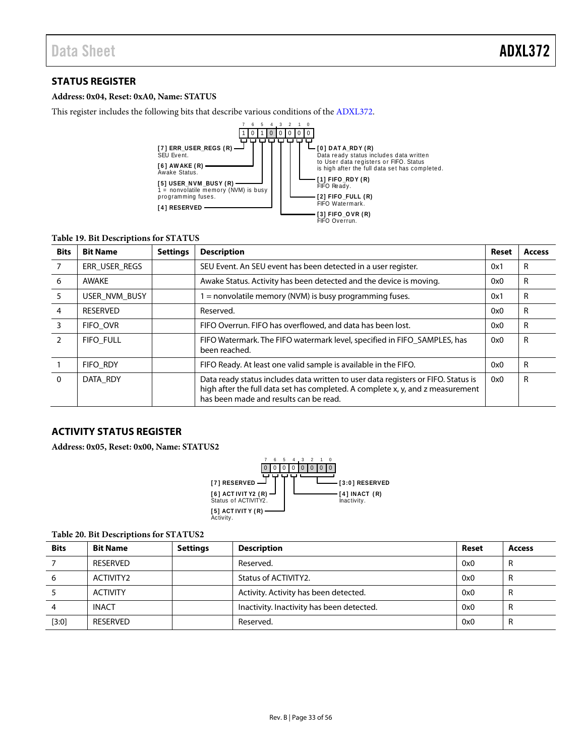## STATUS REGISTER

**Address: 0x04, Reset: 0xA0, Name: STATUS**

This register includes the following bits that describe various conditions of the ADXL372.

| Bit | 7 | 6 | 5 | 4 | 3 | 2 | 1 | 0 |
|---|---|---|---|---|---|---|---|---|
| Reset | 1 | 0 | 1 | 0 | 0 | 0 | 0 | 0 |

- [7] ERR_USER_REGS (R) — SEU Event.
- [6] AWAKE (R) — Awake Status.
- [5] USER_NVM_BUSY (R) — 1 = nonvolatile memory (NVM) is busy programming fuses.
- [4] RESERVED
- [3] FIFO_OVR (R) — FIFO Overrun.
- [2] FIFO_FULL (R) — FIFO Watermark.
- [1] FIFO_RDY (R) — FIFO Ready.
- [0] DATA_RDY (R) — Data ready status includes data written to User data registers or FIFO. Status is high after the full data set has completed.

**Table 19. Bit Descriptions for STATUS**

| Bits | Bit Name | Settings | Description | Reset | Access |
|---|---|---|---|---|---|
| 7 | ERR_USER_REGS | | SEU Event. An SEU event has been detected in a user register. | 0x1 | R |
| 6 | AWAKE | | Awake Status. Activity has been detected and the device is moving. | 0x0 | R |
| 5 | USER_NVM_BUSY | | 1 = nonvolatile memory (NVM) is busy programming fuses. | 0x1 | R |
| 4 | RESERVED | | Reserved. | 0x0 | R |
| 3 | FIFO_OVR | | FIFO Overrun. FIFO has overflowed, and data has been lost. | 0x0 | R |
| 2 | FIFO_FULL | | FIFO Watermark. The FIFO watermark level, specified in FIFO_SAMPLES, has been reached. | 0x0 | R |
| 1 | FIFO_RDY | | FIFO Ready. At least one valid sample is available in the FIFO. | 0x0 | R |
| 0 | DATA_RDY | | Data ready status includes data written to user data registers or FIFO. Status is high after the full data set has completed. A complete x, y, and z measurement has been made and results can be read. | 0x0 | R |

## ACTIVITY STATUS REGISTER

**Address: 0x05, Reset: 0x00, Name: STATUS2**

| Bit | 7 | 6 | 5 | 4 | 3 | 2 | 1 | 0 |
|---|---|---|---|---|---|---|---|---|
| Reset | 0 | 0 | 0 | 0 | 0 | 0 | 0 | 0 |

- [7] RESERVED
- [6] ACTIVITY2 (R) — Status of ACTIVITY2.
- [5] ACTIVITY (R) — Activity.
- [4] INACT (R) — Inactivity.
- [3:0] RESERVED

**Table 20. Bit Descriptions for STATUS2**

| Bits | Bit Name | Settings | Description | Reset | Access |
|---|---|---|---|---|---|
| 7 | RESERVED | | Reserved. | 0x0 | R |
| 6 | ACTIVITY2 | | Status of ACTIVITY2. | 0x0 | R |
| 5 | ACTIVITY | | Activity. Activity has been detected. | 0x0 | R |
| 4 | INACT | | Inactivity. Inactivity has been detected. | 0x0 | R |
| [3:0] | RESERVED | | Reserved. | 0x0 | R |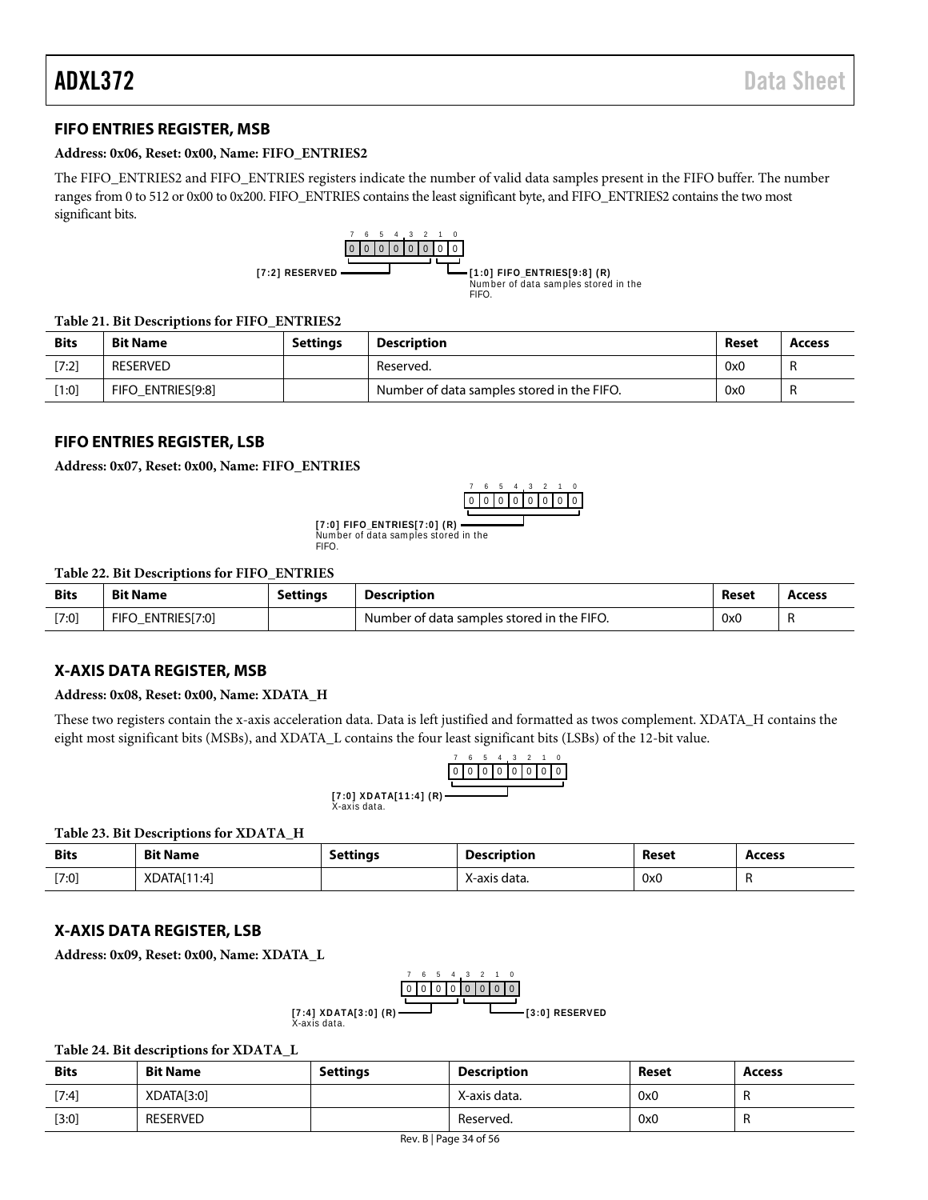## FIFO ENTRIES REGISTER, MSB

**Address: 0x06, Reset: 0x00, Name: FIFO_ENTRIES2**

The FIFO_ENTRIES2 and FIFO_ENTRIES registers indicate the number of valid data samples present in the FIFO buffer. The number ranges from 0 to 512 or 0x00 to 0x200. FIFO_ENTRIES contains the least significant byte, and FIFO_ENTRIES2 contains the two most significant bits.

| 7 | 6 | 5 | 4 | 3 | 2 | 1 | 0 |
|---|---|---|---|---|---|---|---|
| 0 | 0 | 0 | 0 | 0 | 0 | 0 | 0 |

[7:2] RESERVED

[1:0] FIFO_ENTRIES[9:8] (R)
Number of data samples stored in the FIFO.

**Table 21. Bit Descriptions for FIFO_ENTRIES2**

| Bits | Bit Name | Settings | Description | Reset | Access |
|---|---|---|---|---|---|
| [7:2] | RESERVED | | Reserved. | 0x0 | R |
| [1:0] | FIFO_ENTRIES[9:8] | | Number of data samples stored in the FIFO. | 0x0 | R |

## FIFO ENTRIES REGISTER, LSB

**Address: 0x07, Reset: 0x00, Name: FIFO_ENTRIES**

| 7 | 6 | 5 | 4 | 3 | 2 | 1 | 0 |
|---|---|---|---|---|---|---|---|
| 0 | 0 | 0 | 0 | 0 | 0 | 0 | 0 |

[7:0] FIFO_ENTRIES[7:0] (R)
Number of data samples stored in the FIFO.

**Table 22. Bit Descriptions for FIFO_ENTRIES**

| Bits | Bit Name | Settings | Description | Reset | Access |
|---|---|---|---|---|---|
| [7:0] | FIFO_ENTRIES[7:0] | | Number of data samples stored in the FIFO. | 0x0 | R |

## X-AXIS DATA REGISTER, MSB

**Address: 0x08, Reset: 0x00, Name: XDATA_H**

These two registers contain the x-axis acceleration data. Data is left justified and formatted as twos complement. XDATA_H contains the eight most significant bits (MSBs), and XDATA_L contains the four least significant bits (LSBs) of the 12-bit value.

| 7 | 6 | 5 | 4 | 3 | 2 | 1 | 0 |
|---|---|---|---|---|---|---|---|
| 0 | 0 | 0 | 0 | 0 | 0 | 0 | 0 |

[7:0] XDATA[11:4] (R)
X-axis data.

**Table 23. Bit Descriptions for XDATA_H**

| Bits | Bit Name | Settings | Description | Reset | Access |
|---|---|---|---|---|---|
| [7:0] | XDATA[11:4] | | X-axis data. | 0x0 | R |

## X-AXIS DATA REGISTER, LSB

**Address: 0x09, Reset: 0x00, Name: XDATA_L**

| 7 | 6 | 5 | 4 | 3 | 2 | 1 | 0 |
|---|---|---|---|---|---|---|---|
| 0 | 0 | 0 | 0 | 0 | 0 | 0 | 0 |

[7:4] XDATA[3:0] (R)
X-axis data.

[3:0] RESERVED

**Table 24. Bit descriptions for XDATA_L**

| Bits | Bit Name | Settings | Description | Reset | Access |
|---|---|---|---|---|---|
| [7:4] | XDATA[3:0] | | X-axis data. | 0x0 | R |
| [3:0] | RESERVED | | Reserved. | 0x0 | R |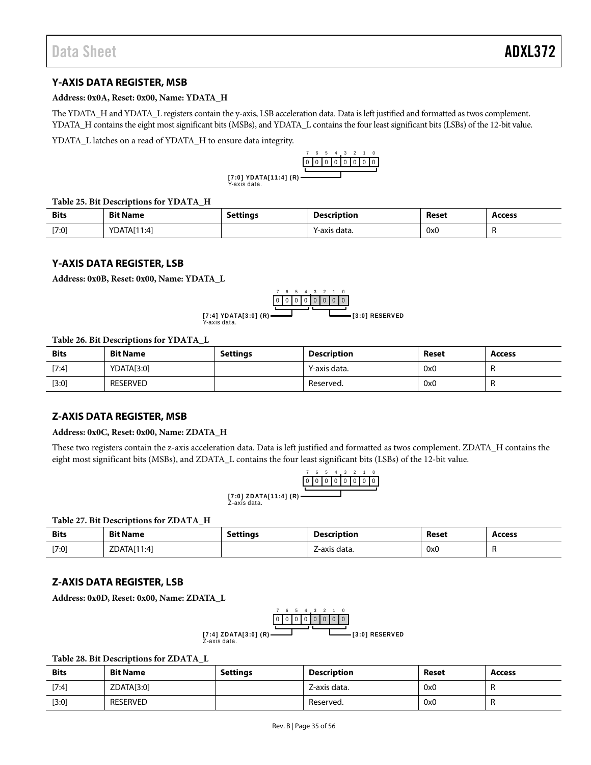## Y-AXIS DATA REGISTER, MSB

**Address: 0x0A, Reset: 0x00, Name: YDATA_H**

The YDATA_H and YDATA_L registers contain the y-axis, LSB acceleration data. Data is left justified and formatted as twos complement. YDATA_H contains the eight most significant bits (MSBs), and YDATA_L contains the four least significant bits (LSBs) of the 12-bit value.

YDATA_L latches on a read of YDATA_H to ensure data integrity.

| 7 | 6 | 5 | 4 | 3 | 2 | 1 | 0 |
|---|---|---|---|---|---|---|---|
| 0 | 0 | 0 | 0 | 0 | 0 | 0 | 0 |

[7:0] YDATA[11:4] (R)
Y-axis data.

**Table 25. Bit Descriptions for YDATA_H**

| Bits | Bit Name | Settings | Description | Reset | Access |
|---|---|---|---|---|---|
| [7:0] | YDATA[11:4] | | Y-axis data. | 0x0 | R |

## Y-AXIS DATA REGISTER, LSB

**Address: 0x0B, Reset: 0x00, Name: YDATA_L**

| 7 | 6 | 5 | 4 | 3 | 2 | 1 | 0 |
|---|---|---|---|---|---|---|---|
| 0 | 0 | 0 | 0 | 0 | 0 | 0 | 0 |

[7:4] YDATA[3:0] (R)
Y-axis data.

[3:0] RESERVED

**Table 26. Bit Descriptions for YDATA_L**

| Bits | Bit Name | Settings | Description | Reset | Access |
|---|---|---|---|---|---|
| [7:4] | YDATA[3:0] | | Y-axis data. | 0x0 | R |
| [3:0] | RESERVED | | Reserved. | 0x0 | R |

## Z-AXIS DATA REGISTER, MSB

**Address: 0x0C, Reset: 0x00, Name: ZDATA_H**

These two registers contain the z-axis acceleration data. Data is left justified and formatted as twos complement. ZDATA_H contains the eight most significant bits (MSBs), and ZDATA_L contains the four least significant bits (LSBs) of the 12-bit value.

| 7 | 6 | 5 | 4 | 3 | 2 | 1 | 0 |
|---|---|---|---|---|---|---|---|
| 0 | 0 | 0 | 0 | 0 | 0 | 0 | 0 |

[7:0] ZDATA[11:4] (R)
Z-axis data.

**Table 27. Bit Descriptions for ZDATA_H**

| Bits | Bit Name | Settings | Description | Reset | Access |
|---|---|---|---|---|---|
| [7:0] | ZDATA[11:4] | | Z-axis data. | 0x0 | R |

## Z-AXIS DATA REGISTER, LSB

**Address: 0x0D, Reset: 0x00, Name: ZDATA_L**

| 7 | 6 | 5 | 4 | 3 | 2 | 1 | 0 |
|---|---|---|---|---|---|---|---|
| 0 | 0 | 0 | 0 | 0 | 0 | 0 | 0 |

[7:4] ZDATA[3:0] (R)
Z-axis data.

[3:0] RESERVED

**Table 28. Bit Descriptions for ZDATA_L**

| Bits | Bit Name | Settings | Description | Reset | Access |
|---|---|---|---|---|---|
| [7:4] | ZDATA[3:0] | | Z-axis data. | 0x0 | R |
| [3:0] | RESERVED | | Reserved. | 0x0 | R |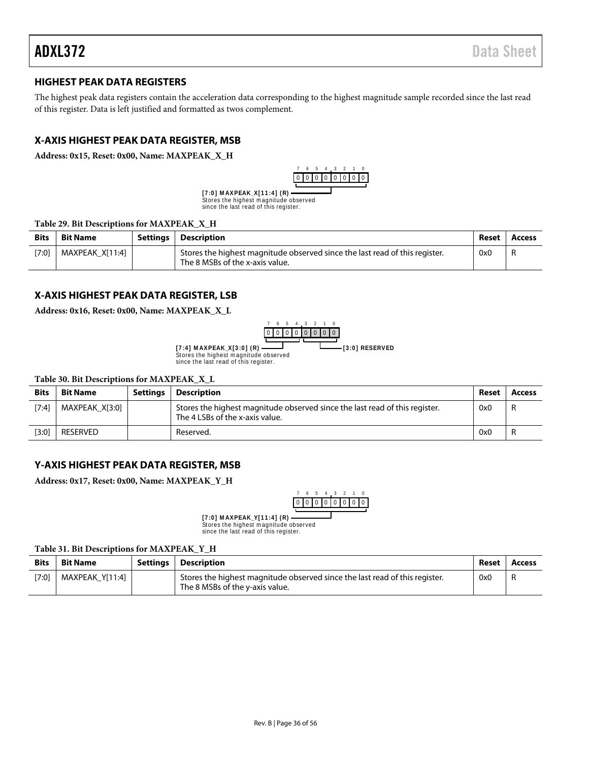## HIGHEST PEAK DATA REGISTERS

The highest peak data registers contain the acceleration data corresponding to the highest magnitude sample recorded since the last read of this register. Data is left justified and formatted as twos complement.

## X-AXIS HIGHEST PEAK DATA REGISTER, MSB

**Address: 0x15, Reset: 0x00, Name: MAXPEAK_X_H**

| 7 | 6 | 5 | 4 | 3 | 2 | 1 | 0 |
|---|---|---|---|---|---|---|---|
| 0 | 0 | 0 | 0 | 0 | 0 | 0 | 0 |

**[7:0] MAXPEAK_X[11:4] (R)**
Stores the highest magnitude observed since the last read of this register.

**Table 29. Bit Descriptions for MAXPEAK_X_H**

| Bits | Bit Name | Settings | Description | Reset | Access |
|---|---|---|---|---|---|
| [7:0] | MAXPEAK_X[11:4] | | Stores the highest magnitude observed since the last read of this register. The 8 MSBs of the x-axis value. | 0x0 | R |

## X-AXIS HIGHEST PEAK DATA REGISTER, LSB

**Address: 0x16, Reset: 0x00, Name: MAXPEAK_X_L**

| 7 | 6 | 5 | 4 | 3 | 2 | 1 | 0 |
|---|---|---|---|---|---|---|---|
| 0 | 0 | 0 | 0 | 0 | 0 | 0 | 0 |

**[7:4] MAXPEAK_X[3:0] (R)**
Stores the highest magnitude observed since the last read of this register.

**[3:0] RESERVED**

**Table 30. Bit Descriptions for MAXPEAK_X_L**

| Bits | Bit Name | Settings | Description | Reset | Access |
|---|---|---|---|---|---|
| [7:4] | MAXPEAK_X[3:0] | | Stores the highest magnitude observed since the last read of this register. The 4 LSBs of the x-axis value. | 0x0 | R |
| [3:0] | RESERVED | | Reserved. | 0x0 | R |

## Y-AXIS HIGHEST PEAK DATA REGISTER, MSB

**Address: 0x17, Reset: 0x00, Name: MAXPEAK_Y_H**

| 7 | 6 | 5 | 4 | 3 | 2 | 1 | 0 |
|---|---|---|---|---|---|---|---|
| 0 | 0 | 0 | 0 | 0 | 0 | 0 | 0 |

**[7:0] MAXPEAK_Y[11:4] (R)**
Stores the highest magnitude observed since the last read of this register.

**Table 31. Bit Descriptions for MAXPEAK_Y_H**

| Bits | Bit Name | Settings | Description | Reset | Access |
|---|---|---|---|---|---|
| [7:0] | MAXPEAK_Y[11:4] | | Stores the highest magnitude observed since the last read of this register. The 8 MSBs of the y-axis value. | 0x0 | R |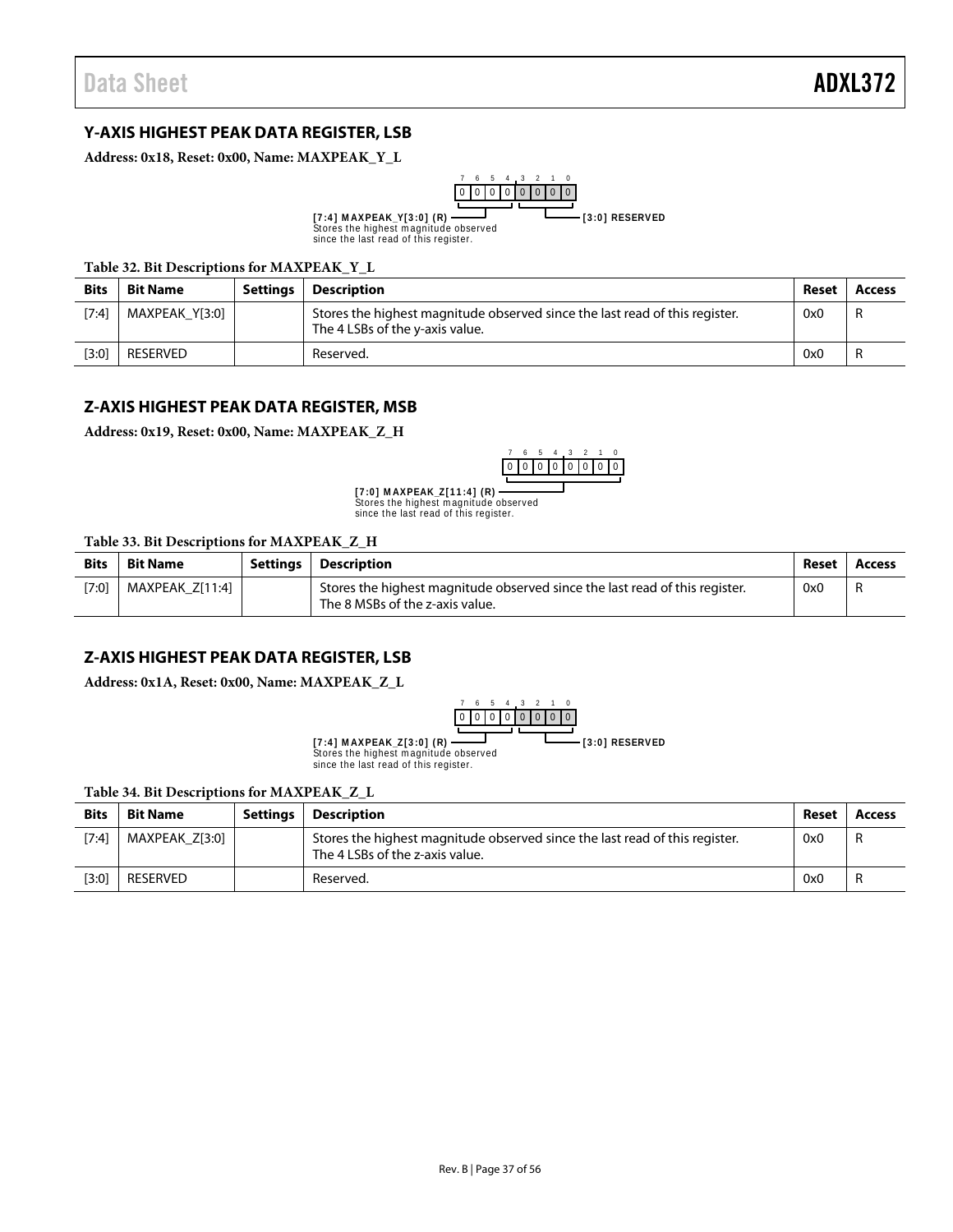## Y-AXIS HIGHEST PEAK DATA REGISTER, LSB

**Address: 0x18, Reset: 0x00, Name: MAXPEAK_Y_L**

```
 7   6   5   4   3   2   1   0
[0 | 0 | 0 | 0 | 0 | 0 | 0 | 0]

[7:4] MAXPEAK_Y[3:0] (R)
Stores the highest magnitude observed
since the last read of this register.

[3:0] RESERVED
```

**Table 32. Bit Descriptions for MAXPEAK_Y_L**

| Bits | Bit Name | Settings | Description | Reset | Access |
|---|---|---|---|---|---|
| [7:4] | MAXPEAK_Y[3:0] | | Stores the highest magnitude observed since the last read of this register. The 4 LSBs of the y-axis value. | 0x0 | R |
| [3:0] | RESERVED | | Reserved. | 0x0 | R |

## Z-AXIS HIGHEST PEAK DATA REGISTER, MSB

**Address: 0x19, Reset: 0x00, Name: MAXPEAK_Z_H**

```
 7   6   5   4   3   2   1   0
[0 | 0 | 0 | 0 | 0 | 0 | 0 | 0]

[7:0] MAXPEAK_Z[11:4] (R)
Stores the highest magnitude observed
since the last read of this register.
```

**Table 33. Bit Descriptions for MAXPEAK_Z_H**

| Bits | Bit Name | Settings | Description | Reset | Access |
|---|---|---|---|---|---|
| [7:0] | MAXPEAK_Z[11:4] | | Stores the highest magnitude observed since the last read of this register. The 8 MSBs of the z-axis value. | 0x0 | R |

## Z-AXIS HIGHEST PEAK DATA REGISTER, LSB

**Address: 0x1A, Reset: 0x00, Name: MAXPEAK_Z_L**

```
 7   6   5   4   3   2   1   0
[0 | 0 | 0 | 0 | 0 | 0 | 0 | 0]

[7:4] MAXPEAK_Z[3:0] (R)
Stores the highest magnitude observed
since the last read of this register.

[3:0] RESERVED
```

**Table 34. Bit Descriptions for MAXPEAK_Z_L**

| Bits | Bit Name | Settings | Description | Reset | Access |
|---|---|---|---|---|---|
| [7:4] | MAXPEAK_Z[3:0] | | Stores the highest magnitude observed since the last read of this register. The 4 LSBs of the z-axis value. | 0x0 | R |
| [3:0] | RESERVED | | Reserved. | 0x0 | R |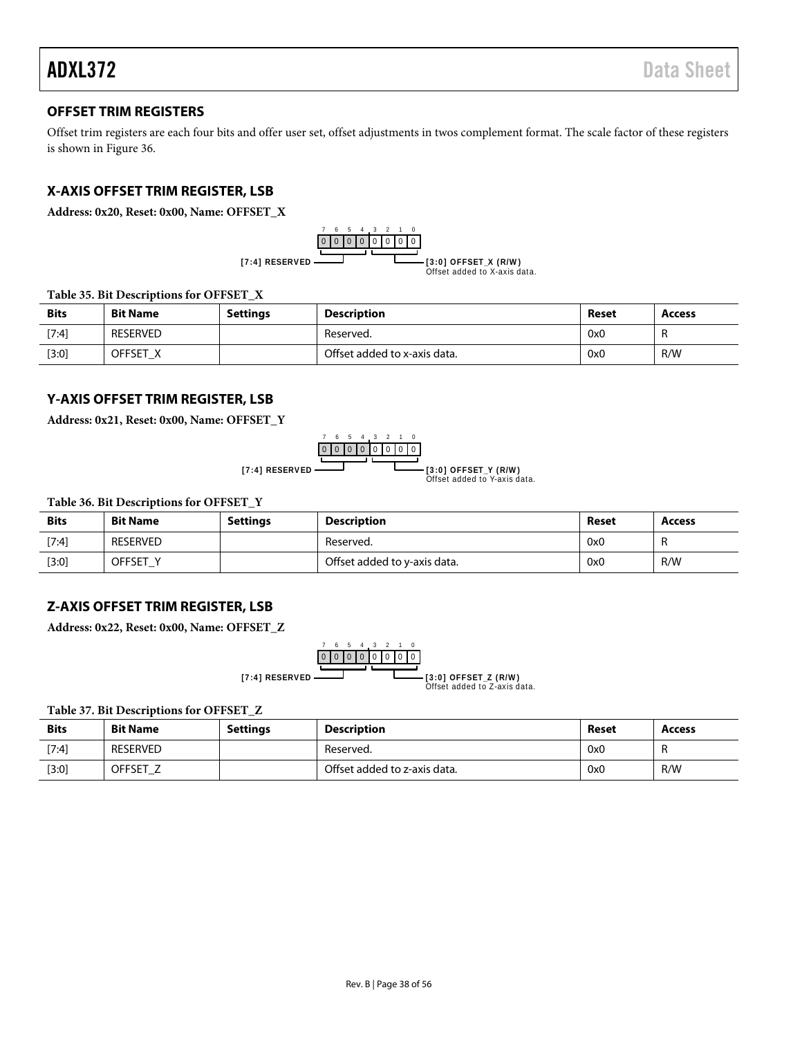## OFFSET TRIM REGISTERS

Offset trim registers are each four bits and offer user set, offset adjustments in twos complement format. The scale factor of these registers is shown in Figure 36.

## X-AXIS OFFSET TRIM REGISTER, LSB

**Address: 0x20, Reset: 0x00, Name: OFFSET_X**

| 7 | 6 | 5 | 4 | 3 | 2 | 1 | 0 |
|---|---|---|---|---|---|---|---|
| 0 | 0 | 0 | 0 | 0 | 0 | 0 | 0 |

[7:4] RESERVED

[3:0] OFFSET_X (R/W)
Offset added to X-axis data.

**Table 35. Bit Descriptions for OFFSET_X**

| Bits | Bit Name | Settings | Description | Reset | Access |
|---|---|---|---|---|---|
| [7:4] | RESERVED | | Reserved. | 0x0 | R |
| [3:0] | OFFSET_X | | Offset added to x-axis data. | 0x0 | R/W |

## Y-AXIS OFFSET TRIM REGISTER, LSB

**Address: 0x21, Reset: 0x00, Name: OFFSET_Y**

| 7 | 6 | 5 | 4 | 3 | 2 | 1 | 0 |
|---|---|---|---|---|---|---|---|
| 0 | 0 | 0 | 0 | 0 | 0 | 0 | 0 |

[7:4] RESERVED

[3:0] OFFSET_Y (R/W)
Offset added to Y-axis data.

**Table 36. Bit Descriptions for OFFSET_Y**

| Bits | Bit Name | Settings | Description | Reset | Access |
|---|---|---|---|---|---|
| [7:4] | RESERVED | | Reserved. | 0x0 | R |
| [3:0] | OFFSET_Y | | Offset added to y-axis data. | 0x0 | R/W |

## Z-AXIS OFFSET TRIM REGISTER, LSB

**Address: 0x22, Reset: 0x00, Name: OFFSET_Z**

| 7 | 6 | 5 | 4 | 3 | 2 | 1 | 0 |
|---|---|---|---|---|---|---|---|
| 0 | 0 | 0 | 0 | 0 | 0 | 0 | 0 |

[7:4] RESERVED

[3:0] OFFSET_Z (R/W)
Offset added to Z-axis data.

**Table 37. Bit Descriptions for OFFSET_Z**

| Bits | Bit Name | Settings | Description | Reset | Access |
|---|---|---|---|---|---|
| [7:4] | RESERVED | | Reserved. | 0x0 | R |
| [3:0] | OFFSET_Z | | Offset added to z-axis data. | 0x0 | R/W |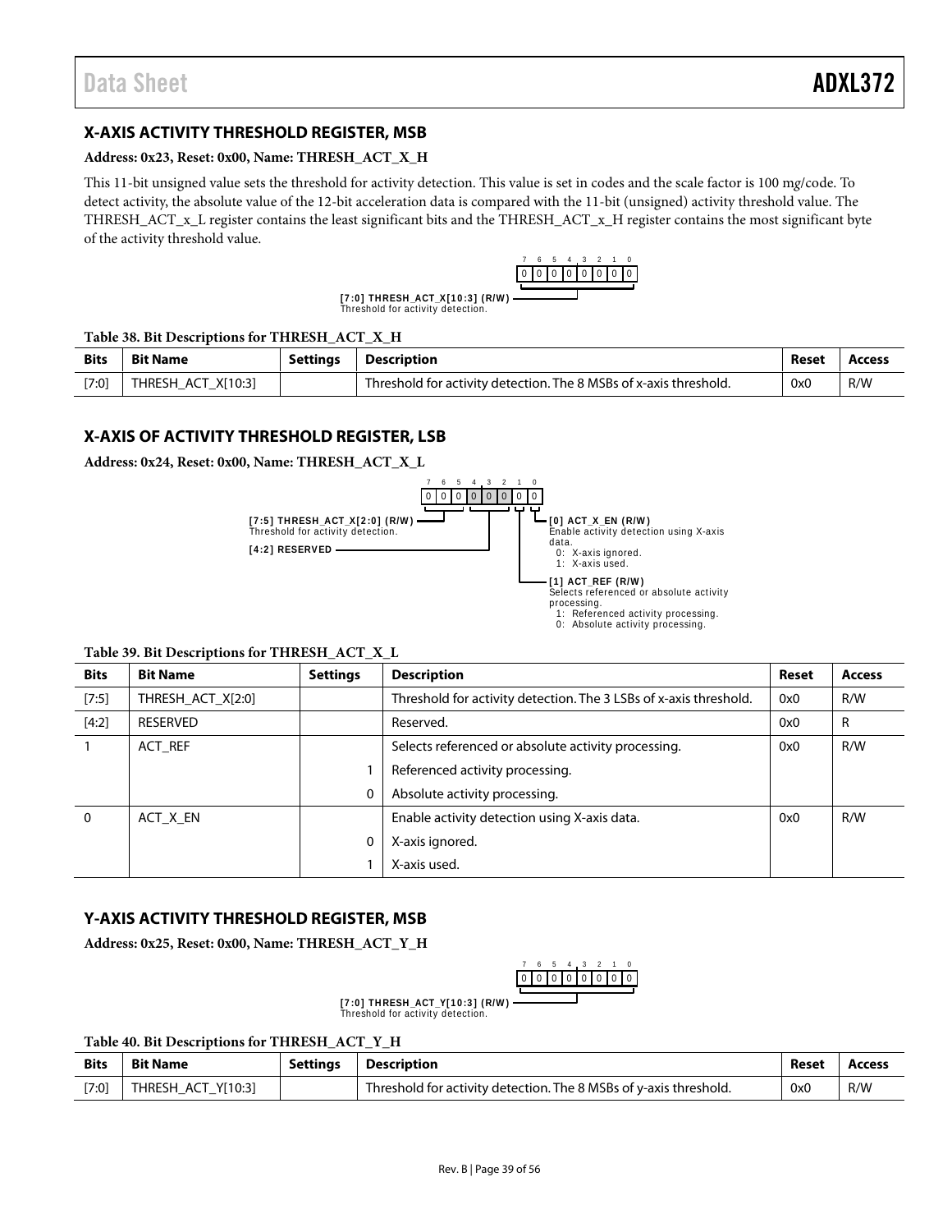## X-AXIS ACTIVITY THRESHOLD REGISTER, MSB

**Address: 0x23, Reset: 0x00, Name: THRESH_ACT_X_H**

This 11-bit unsigned value sets the threshold for activity detection. This value is set in codes and the scale factor is 100 mg/code. To detect activity, the absolute value of the 12-bit acceleration data is compared with the 11-bit (unsigned) activity threshold value. The THRESH_ACT_x_L register contains the least significant bits and the THRESH_ACT_x_H register contains the most significant byte of the activity threshold value.

| 7 | 6 | 5 | 4 | 3 | 2 | 1 | 0 |
|---|---|---|---|---|---|---|---|
| 0 | 0 | 0 | 0 | 0 | 0 | 0 | 0 |

**[7:0] THRESH_ACT_X[10:3] (R/W)**
Threshold for activity detection.

**Table 38. Bit Descriptions for THRESH_ACT_X_H**

| Bits | Bit Name | Settings | Description | Reset | Access |
|---|---|---|---|---|---|
| [7:0] | THRESH_ACT_X[10:3] | | Threshold for activity detection. The 8 MSBs of x-axis threshold. | 0x0 | R/W |

## X-AXIS OF ACTIVITY THRESHOLD REGISTER, LSB

**Address: 0x24, Reset: 0x00, Name: THRESH_ACT_X_L**

| 7 | 6 | 5 | 4 | 3 | 2 | 1 | 0 |
|---|---|---|---|---|---|---|---|
| 0 | 0 | 0 | 0 | 0 | 0 | 0 | 0 |

**[7:5] THRESH_ACT_X[2:0] (R/W)**
Threshold for activity detection.

**[4:2] RESERVED**

**[1] ACT_REF (R/W)**
Selects referenced or absolute activity processing.
1: Referenced activity processing.
0: Absolute activity processing.

**[0] ACT_X_EN (R/W)**
Enable activity detection using X-axis data.
0: X-axis ignored.
1: X-axis used.

**Table 39. Bit Descriptions for THRESH_ACT_X_L**

| Bits | Bit Name | Settings | Description | Reset | Access |
|---|---|---|---|---|---|
| [7:5] | THRESH_ACT_X[2:0] | | Threshold for activity detection. The 3 LSBs of x-axis threshold. | 0x0 | R/W |
| [4:2] | RESERVED | | Reserved. | 0x0 | R |
| 1 | ACT_REF | | Selects referenced or absolute activity processing. | 0x0 | R/W |
| | | 1 | Referenced activity processing. | | |
| | | 0 | Absolute activity processing. | | |
| 0 | ACT_X_EN | | Enable activity detection using X-axis data. | 0x0 | R/W |
| | | 0 | X-axis ignored. | | |
| | | 1 | X-axis used. | | |

## Y-AXIS ACTIVITY THRESHOLD REGISTER, MSB

**Address: 0x25, Reset: 0x00, Name: THRESH_ACT_Y_H**

| 7 | 6 | 5 | 4 | 3 | 2 | 1 | 0 |
|---|---|---|---|---|---|---|---|
| 0 | 0 | 0 | 0 | 0 | 0 | 0 | 0 |

**[7:0] THRESH_ACT_Y[10:3] (R/W)**
Threshold for activity detection.

**Table 40. Bit Descriptions for THRESH_ACT_Y_H**

| Bits | Bit Name | Settings | Description | Reset | Access |
|---|---|---|---|---|---|
| [7:0] | THRESH_ACT_Y[10:3] | | Threshold for activity detection. The 8 MSBs of y-axis threshold. | 0x0 | R/W |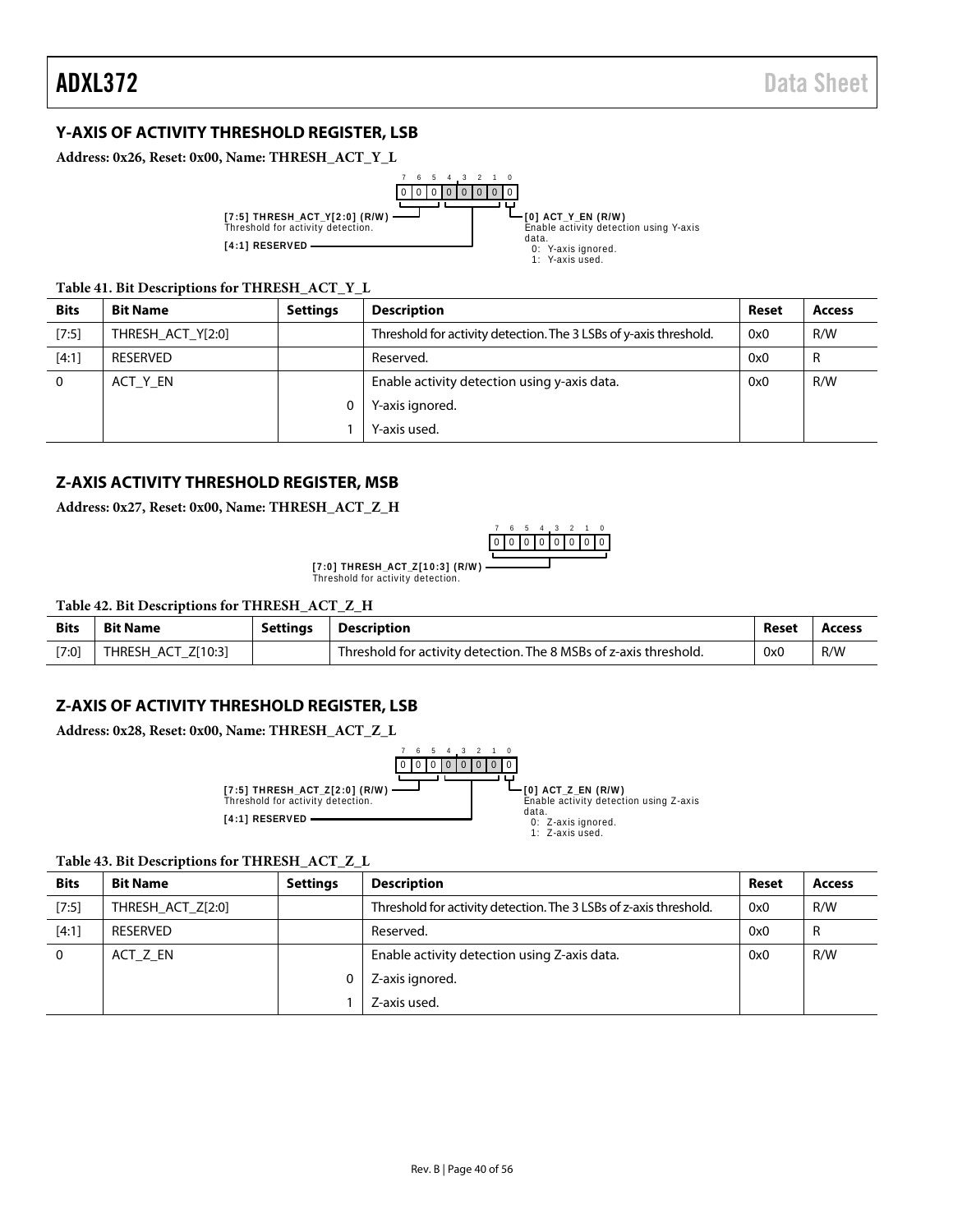## Y-AXIS OF ACTIVITY THRESHOLD REGISTER, LSB

**Address: 0x26, Reset: 0x00, Name: THRESH_ACT_Y_L**

| 7 | 6 | 5 | 4 | 3 | 2 | 1 | 0 |
|---|---|---|---|---|---|---|---|
| 0 | 0 | 0 | 0 | 0 | 0 | 0 | 0 |

**[7:5] THRESH_ACT_Y[2:0] (R/W)**
Threshold for activity detection.

**[4:1] RESERVED**

**[0] ACT_Y_EN (R/W)**
Enable activity detection using Y-axis data.
0: Y-axis ignored.
1: Y-axis used.

**Table 41. Bit Descriptions for THRESH_ACT_Y_L**

| Bits | Bit Name | Settings | Description | Reset | Access |
|---|---|---|---|---|---|
| [7:5] | THRESH_ACT_Y[2:0] | | Threshold for activity detection. The 3 LSBs of y-axis threshold. | 0x0 | R/W |
| [4:1] | RESERVED | | Reserved. | 0x0 | R |
| 0 | ACT_Y_EN | | Enable activity detection using y-axis data. | 0x0 | R/W |
| | | 0 | Y-axis ignored. | | |
| | | 1 | Y-axis used. | | |

## Z-AXIS ACTIVITY THRESHOLD REGISTER, MSB

**Address: 0x27, Reset: 0x00, Name: THRESH_ACT_Z_H**

| 7 | 6 | 5 | 4 | 3 | 2 | 1 | 0 |
|---|---|---|---|---|---|---|---|
| 0 | 0 | 0 | 0 | 0 | 0 | 0 | 0 |

**[7:0] THRESH_ACT_Z[10:3] (R/W)**
Threshold for activity detection.

**Table 42. Bit Descriptions for THRESH_ACT_Z_H**

| Bits | Bit Name | Settings | Description | Reset | Access |
|---|---|---|---|---|---|
| [7:0] | THRESH_ACT_Z[10:3] | | Threshold for activity detection. The 8 MSBs of z-axis threshold. | 0x0 | R/W |

## Z-AXIS OF ACTIVITY THRESHOLD REGISTER, LSB

**Address: 0x28, Reset: 0x00, Name: THRESH_ACT_Z_L**

| 7 | 6 | 5 | 4 | 3 | 2 | 1 | 0 |
|---|---|---|---|---|---|---|---|
| 0 | 0 | 0 | 0 | 0 | 0 | 0 | 0 |

**[7:5] THRESH_ACT_Z[2:0] (R/W)**
Threshold for activity detection.

**[4:1] RESERVED**

**[0] ACT_Z_EN (R/W)**
Enable activity detection using Z-axis data.
0: Z-axis ignored.
1: Z-axis used.

**Table 43. Bit Descriptions for THRESH_ACT_Z_L**

| Bits | Bit Name | Settings | Description | Reset | Access |
|---|---|---|---|---|---|
| [7:5] | THRESH_ACT_Z[2:0] | | Threshold for activity detection. The 3 LSBs of z-axis threshold. | 0x0 | R/W |
| [4:1] | RESERVED | | Reserved. | 0x0 | R |
| 0 | ACT_Z_EN | | Enable activity detection using Z-axis data. | 0x0 | R/W |
| | | 0 | Z-axis ignored. | | |
| | | 1 | Z-axis used. | | |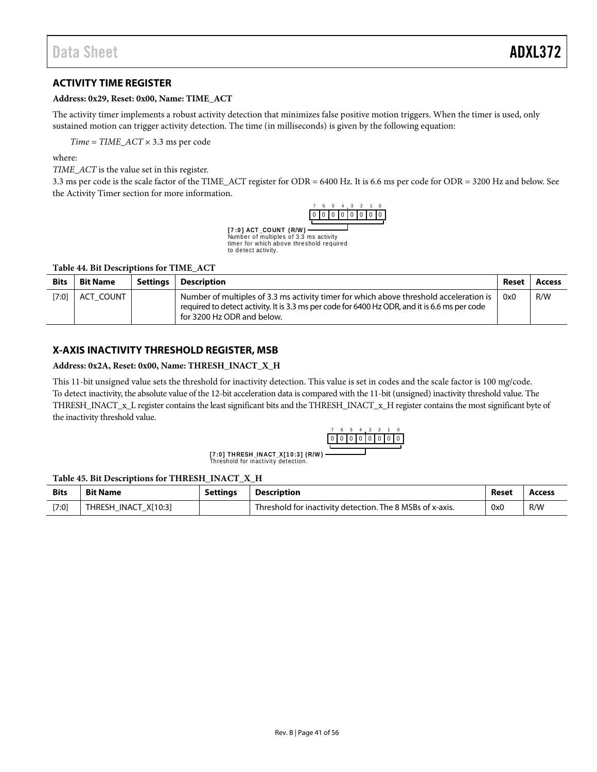## ACTIVITY TIME REGISTER

**Address: 0x29, Reset: 0x00, Name: TIME_ACT**

The activity timer implements a robust activity detection that minimizes false positive motion triggers. When the timer is used, only sustained motion can trigger activity detection. The time (in milliseconds) is given by the following equation:

*Time* = *TIME_ACT* × 3.3 ms per code

where:

*TIME_ACT* is the value set in this register.

3.3 ms per code is the scale factor of the TIME_ACT register for ODR = 6400 Hz. It is 6.6 ms per code for ODR = 3200 Hz and below. See the Activity Timer section for more information.

| 7 | 6 | 5 | 4 | 3 | 2 | 1 | 0 |
|---|---|---|---|---|---|---|---|
| 0 | 0 | 0 | 0 | 0 | 0 | 0 | 0 |

**[7:0] ACT_COUNT (R/W)**
Number of multiples of 3.3 ms activity timer for which above threshold required to detect activity.

**Table 44. Bit Descriptions for TIME_ACT**

| Bits | Bit Name | Settings | Description | Reset | Access |
|---|---|---|---|---|---|
| [7:0] | ACT_COUNT | | Number of multiples of 3.3 ms activity timer for which above threshold acceleration is required to detect activity. It is 3.3 ms per code for 6400 Hz ODR, and it is 6.6 ms per code for 3200 Hz ODR and below. | 0x0 | R/W |

## X-AXIS INACTIVITY THRESHOLD REGISTER, MSB

**Address: 0x2A, Reset: 0x00, Name: THRESH_INACT_X_H**

This 11-bit unsigned value sets the threshold for inactivity detection. This value is set in codes and the scale factor is 100 mg/code. To detect inactivity, the absolute value of the 12-bit acceleration data is compared with the 11-bit (unsigned) inactivity threshold value. The THRESH_INACT_x_L register contains the least significant bits and the THRESH_INACT_x_H register contains the most significant byte of the inactivity threshold value.

| 7 | 6 | 5 | 4 | 3 | 2 | 1 | 0 |
|---|---|---|---|---|---|---|---|
| 0 | 0 | 0 | 0 | 0 | 0 | 0 | 0 |

**[7:0] THRESH_INACT_X[10:3] (R/W)**
Threshold for inactivity detection.

**Table 45. Bit Descriptions for THRESH_INACT_X_H**

| Bits | Bit Name | Settings | Description | Reset | Access |
|---|---|---|---|---|---|
| [7:0] | THRESH_INACT_X[10:3] | | Threshold for inactivity detection. The 8 MSBs of x-axis. | 0x0 | R/W |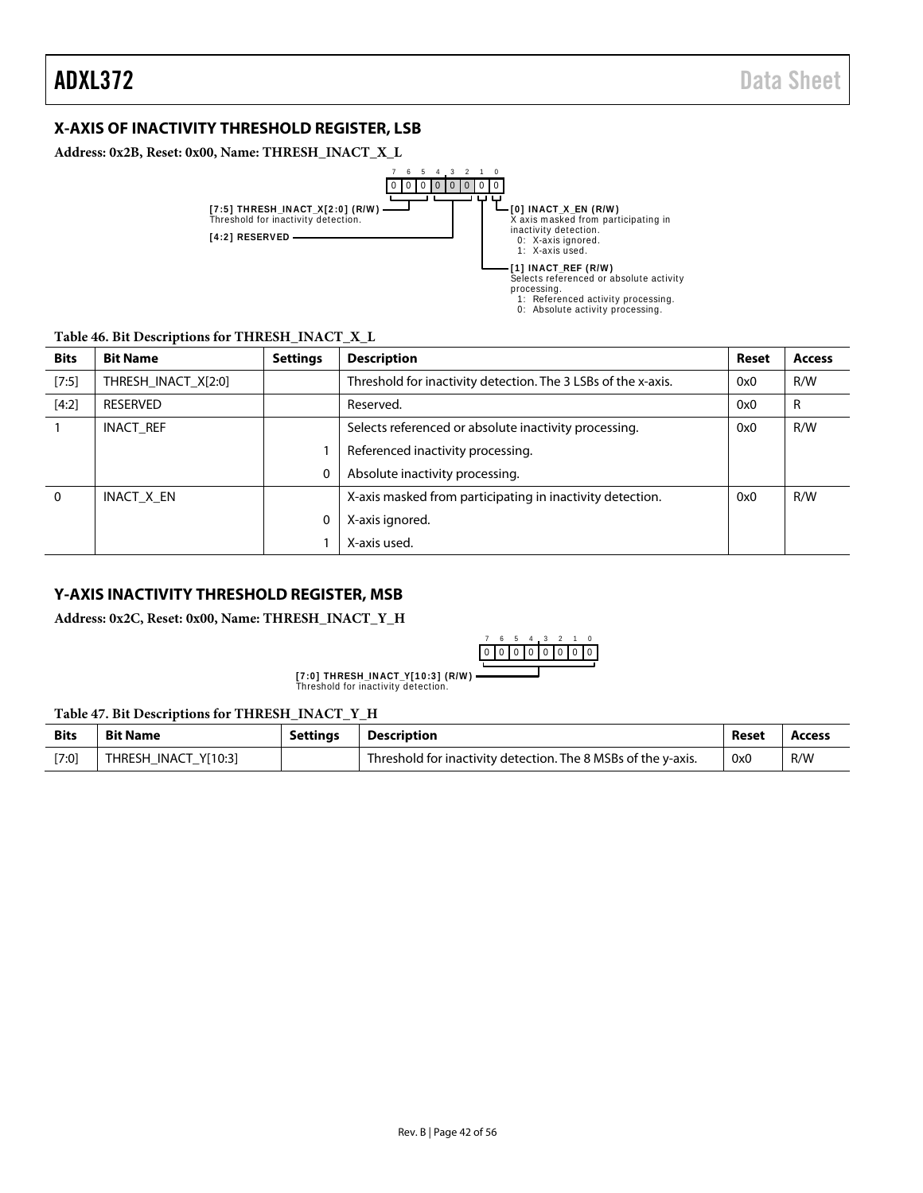## X-AXIS OF INACTIVITY THRESHOLD REGISTER, LSB

**Address: 0x2B, Reset: 0x00, Name: THRESH_INACT_X_L**

| 7 | 6 | 5 | 4 | 3 | 2 | 1 | 0 |
|---|---|---|---|---|---|---|---|
| 0 | 0 | 0 | 0 | 0 | 0 | 0 | 0 |

**[7:5] THRESH_INACT_X[2:0] (R/W)**
Threshold for inactivity detection.

**[4:2] RESERVED**

**[1] INACT_REF (R/W)**
Selects referenced or absolute activity processing.
1: Referenced activity processing.
0: Absolute activity processing.

**[0] INACT_X_EN (R/W)**
X axis masked from participating in inactivity detection.
0: X-axis ignored.
1: X-axis used.

**Table 46. Bit Descriptions for THRESH_INACT_X_L**

| Bits | Bit Name | Settings | Description | Reset | Access |
|---|---|---|---|---|---|
| [7:5] | THRESH_INACT_X[2:0] | | Threshold for inactivity detection. The 3 LSBs of the x-axis. | 0x0 | R/W |
| [4:2] | RESERVED | | Reserved. | 0x0 | R |
| 1 | INACT_REF | | Selects referenced or absolute inactivity processing. | 0x0 | R/W |
| | | 1 | Referenced inactivity processing. | | |
| | | 0 | Absolute inactivity processing. | | |
| 0 | INACT_X_EN | | X-axis masked from participating in inactivity detection. | 0x0 | R/W |
| | | 0 | X-axis ignored. | | |
| | | 1 | X-axis used. | | |

## Y-AXIS INACTIVITY THRESHOLD REGISTER, MSB

**Address: 0x2C, Reset: 0x00, Name: THRESH_INACT_Y_H**

| 7 | 6 | 5 | 4 | 3 | 2 | 1 | 0 |
|---|---|---|---|---|---|---|---|
| 0 | 0 | 0 | 0 | 0 | 0 | 0 | 0 |

**[7:0] THRESH_INACT_Y[10:3] (R/W)**
Threshold for inactivity detection.

**Table 47. Bit Descriptions for THRESH_INACT_Y_H**

| Bits | Bit Name | Settings | Description | Reset | Access |
|---|---|---|---|---|---|
| [7:0] | THRESH_INACT_Y[10:3] | | Threshold for inactivity detection. The 8 MSBs of the y-axis. | 0x0 | R/W |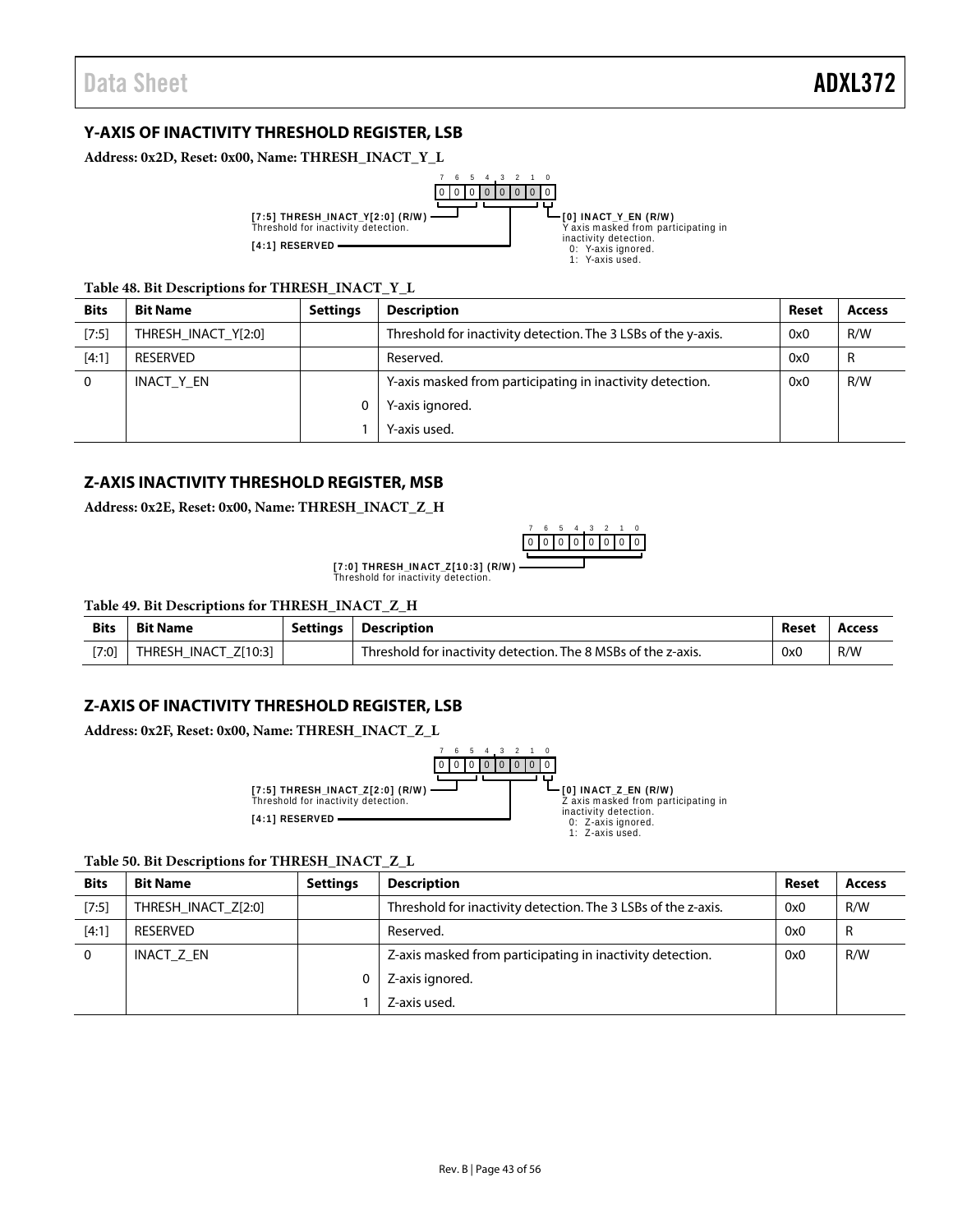## Y-AXIS OF INACTIVITY THRESHOLD REGISTER, LSB

**Address: 0x2D, Reset: 0x00, Name: THRESH_INACT_Y_L**

| Bit | 7 | 6 | 5 | 4 | 3 | 2 | 1 | 0 |
|---|---|---|---|---|---|---|---|---|
| Reset | 0 | 0 | 0 | 0 | 0 | 0 | 0 | 0 |

**[7:5] THRESH_INACT_Y[2:0] (R/W)**
Threshold for inactivity detection.

**[4:1] RESERVED**

**[0] INACT_Y_EN (R/W)**
Y axis masked from participating in inactivity detection.
0: Y-axis ignored.
1: Y-axis used.

**Table 48. Bit Descriptions for THRESH_INACT_Y_L**

| Bits | Bit Name | Settings | Description | Reset | Access |
|---|---|---|---|---|---|
| [7:5] | THRESH_INACT_Y[2:0] | | Threshold for inactivity detection. The 3 LSBs of the y-axis. | 0x0 | R/W |
| [4:1] | RESERVED | | Reserved. | 0x0 | R |
| 0 | INACT_Y_EN | | Y-axis masked from participating in inactivity detection. | 0x0 | R/W |
| | | 0 | Y-axis ignored. | | |
| | | 1 | Y-axis used. | | |

## Z-AXIS INACTIVITY THRESHOLD REGISTER, MSB

**Address: 0x2E, Reset: 0x00, Name: THRESH_INACT_Z_H**

| Bit | 7 | 6 | 5 | 4 | 3 | 2 | 1 | 0 |
|---|---|---|---|---|---|---|---|---|
| Reset | 0 | 0 | 0 | 0 | 0 | 0 | 0 | 0 |

**[7:0] THRESH_INACT_Z[10:3] (R/W)**
Threshold for inactivity detection.

**Table 49. Bit Descriptions for THRESH_INACT_Z_H**

| Bits | Bit Name | Settings | Description | Reset | Access |
|---|---|---|---|---|---|
| [7:0] | THRESH_INACT_Z[10:3] | | Threshold for inactivity detection. The 8 MSBs of the z-axis. | 0x0 | R/W |

## Z-AXIS OF INACTIVITY THRESHOLD REGISTER, LSB

**Address: 0x2F, Reset: 0x00, Name: THRESH_INACT_Z_L**

| Bit | 7 | 6 | 5 | 4 | 3 | 2 | 1 | 0 |
|---|---|---|---|---|---|---|---|---|
| Reset | 0 | 0 | 0 | 0 | 0 | 0 | 0 | 0 |

**[7:5] THRESH_INACT_Z[2:0] (R/W)**
Threshold for inactivity detection.

**[4:1] RESERVED**

**[0] INACT_Z_EN (R/W)**
Z axis masked from participating in inactivity detection.
0: Z-axis ignored.
1: Z-axis used.

**Table 50. Bit Descriptions for THRESH_INACT_Z_L**

| Bits | Bit Name | Settings | Description | Reset | Access |
|---|---|---|---|---|---|
| [7:5] | THRESH_INACT_Z[2:0] | | Threshold for inactivity detection. The 3 LSBs of the z-axis. | 0x0 | R/W |
| [4:1] | RESERVED | | Reserved. | 0x0 | R |
| 0 | INACT_Z_EN | | Z-axis masked from participating in inactivity detection. | 0x0 | R/W |
| | | 0 | Z-axis ignored. | | |
| | | 1 | Z-axis used. | | |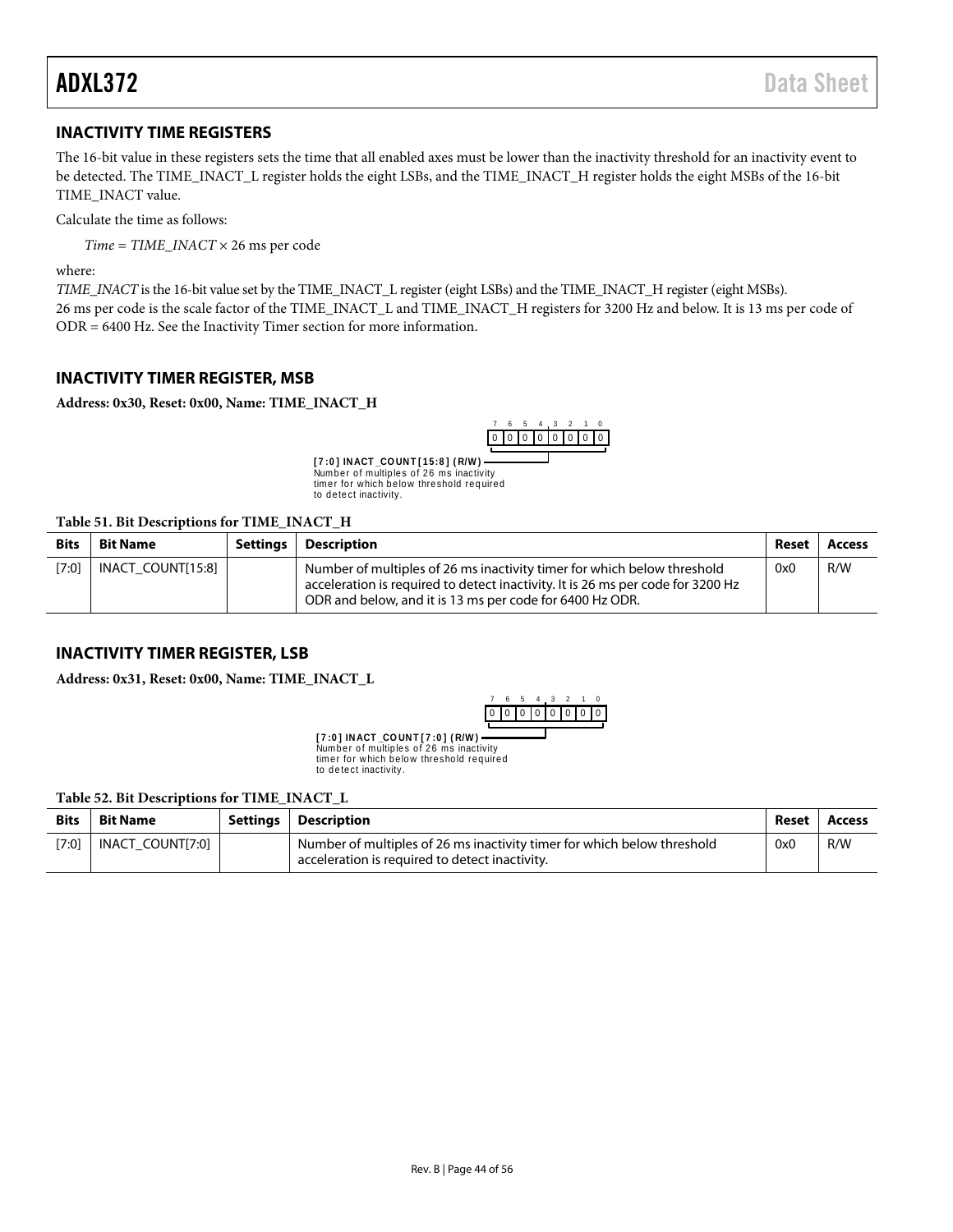## INACTIVITY TIME REGISTERS

The 16-bit value in these registers sets the time that all enabled axes must be lower than the inactivity threshold for an inactivity event to be detected. The TIME_INACT_L register holds the eight LSBs, and the TIME_INACT_H register holds the eight MSBs of the 16-bit TIME_INACT value.

Calculate the time as follows:

$$Time = TIME\_INACT \times 26 \text{ ms per code}$$

where:

*TIME_INACT* is the 16-bit value set by the TIME_INACT_L register (eight LSBs) and the TIME_INACT_H register (eight MSBs).
26 ms per code is the scale factor of the TIME_INACT_L and TIME_INACT_H registers for 3200 Hz and below. It is 13 ms per code of ODR = 6400 Hz. See the Inactivity Timer section for more information.

## INACTIVITY TIMER REGISTER, MSB

**Address: 0x30, Reset: 0x00, Name: TIME_INACT_H**

| 7 | 6 | 5 | 4 | 3 | 2 | 1 | 0 |
|---|---|---|---|---|---|---|---|
| 0 | 0 | 0 | 0 | 0 | 0 | 0 | 0 |

**[7:0] INACT_COUNT[15:8] (R/W)**
Number of multiples of 26 ms inactivity timer for which below threshold required to detect inactivity.

**Table 51. Bit Descriptions for TIME_INACT_H**

| Bits | Bit Name | Settings | Description | Reset | Access |
|---|---|---|---|---|---|
| [7:0] | INACT_COUNT[15:8] | | Number of multiples of 26 ms inactivity timer for which below threshold acceleration is required to detect inactivity. It is 26 ms per code for 3200 Hz ODR and below, and it is 13 ms per code for 6400 Hz ODR. | 0x0 | R/W |

## INACTIVITY TIMER REGISTER, LSB

**Address: 0x31, Reset: 0x00, Name: TIME_INACT_L**

| 7 | 6 | 5 | 4 | 3 | 2 | 1 | 0 |
|---|---|---|---|---|---|---|---|
| 0 | 0 | 0 | 0 | 0 | 0 | 0 | 0 |

**[7:0] INACT_COUNT[7:0] (R/W)**
Number of multiples of 26 ms inactivity timer for which below threshold required to detect inactivity.

**Table 52. Bit Descriptions for TIME_INACT_L**

| Bits | Bit Name | Settings | Description | Reset | Access |
|---|---|---|---|---|---|
| [7:0] | INACT_COUNT[7:0] | | Number of multiples of 26 ms inactivity timer for which below threshold acceleration is required to detect inactivity. | 0x0 | R/W |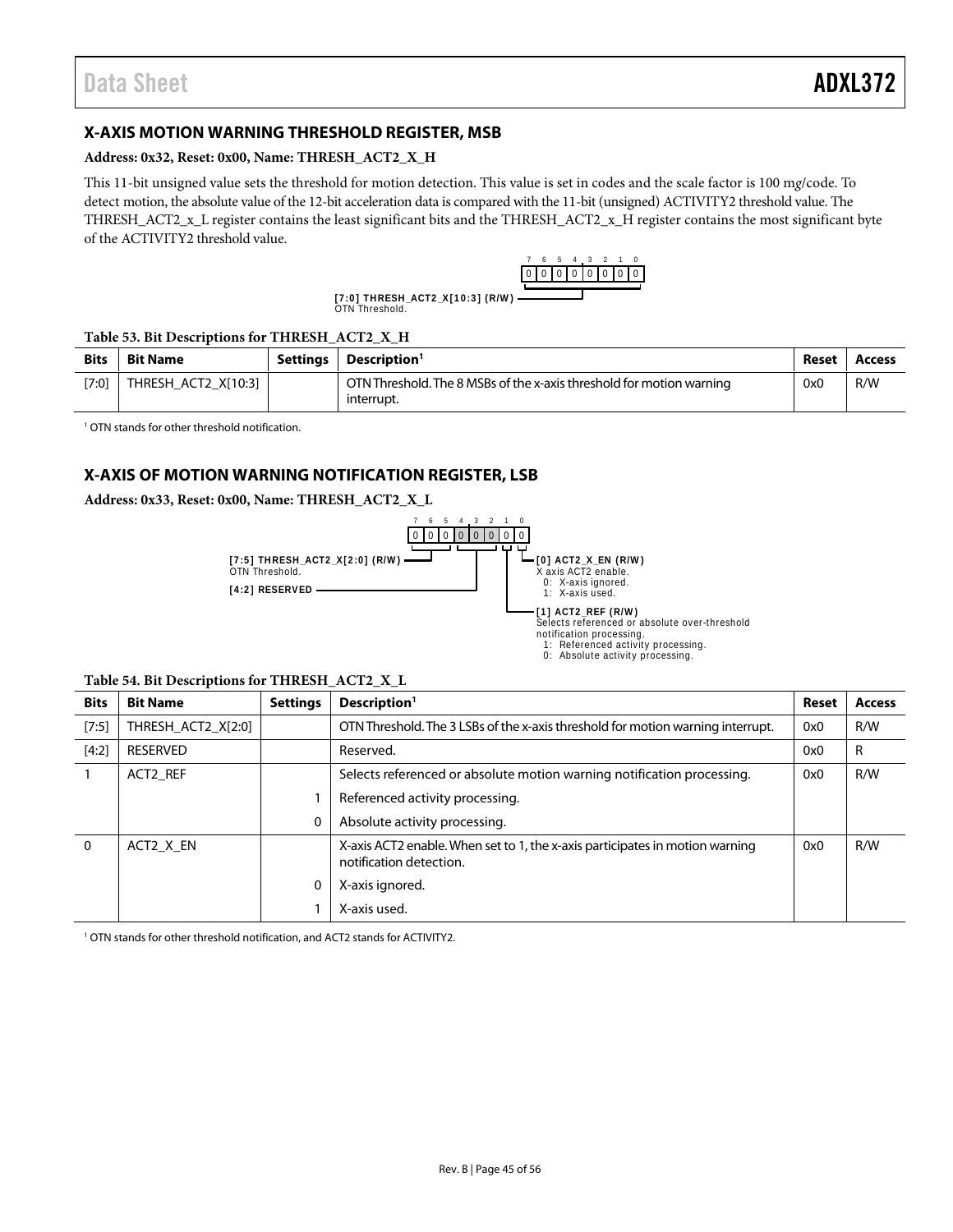## X-AXIS MOTION WARNING THRESHOLD REGISTER, MSB

**Address: 0x32, Reset: 0x00, Name: THRESH_ACT2_X_H**

This 11-bit unsigned value sets the threshold for motion detection. This value is set in codes and the scale factor is 100 mg/code. To detect motion, the absolute value of the 12-bit acceleration data is compared with the 11-bit (unsigned) ACTIVITY2 threshold value. The THRESH_ACT2_x_L register contains the least significant bits and the THRESH_ACT2_x_H register contains the most significant byte of the ACTIVITY2 threshold value.

| 7 | 6 | 5 | 4 | 3 | 2 | 1 | 0 |
|---|---|---|---|---|---|---|---|
| 0 | 0 | 0 | 0 | 0 | 0 | 0 | 0 |

**[7:0] THRESH_ACT2_X[10:3] (R/W)**
OTN Threshold.

**Table 53. Bit Descriptions for THRESH_ACT2_X_H**

| Bits | Bit Name | Settings | Description[1] | Reset | Access |
|---|---|---|---|---|---|
| [7:0] | THRESH_ACT2_X[10:3] | | OTN Threshold. The 8 MSBs of the x-axis threshold for motion warning interrupt. | 0x0 | R/W |

[1] OTN stands for other threshold notification.

## X-AXIS OF MOTION WARNING NOTIFICATION REGISTER, LSB

**Address: 0x33, Reset: 0x00, Name: THRESH_ACT2_X_L**

| 7 | 6 | 5 | 4 | 3 | 2 | 1 | 0 |
|---|---|---|---|---|---|---|---|
| 0 | 0 | 0 | 0 | 0 | 0 | 0 | 0 |

**[7:5] THRESH_ACT2_X[2:0] (R/W)**
OTN Threshold.

**[4:2] RESERVED**

**[1] ACT2_REF (R/W)**
Selects referenced or absolute over-threshold notification processing.
1: Referenced activity processing.
0: Absolute activity processing.

**[0] ACT2_X_EN (R/W)**
X axis ACT2 enable.
0: X-axis ignored.
1: X-axis used.

**Table 54. Bit Descriptions for THRESH_ACT2_X_L**

| Bits | Bit Name | Settings | Description[1] | Reset | Access |
|---|---|---|---|---|---|
| [7:5] | THRESH_ACT2_X[2:0] | | OTN Threshold. The 3 LSBs of the x-axis threshold for motion warning interrupt. | 0x0 | R/W |
| [4:2] | RESERVED | | Reserved. | 0x0 | R |
| 1 | ACT2_REF | | Selects referenced or absolute motion warning notification processing. | 0x0 | R/W |
| | | 1 | Referenced activity processing. | | |
| | | 0 | Absolute activity processing. | | |
| 0 | ACT2_X_EN | | X-axis ACT2 enable. When set to 1, the x-axis participates in motion warning notification detection. | 0x0 | R/W |
| | | 0 | X-axis ignored. | | |
| | | 1 | X-axis used. | | |

[1] OTN stands for other threshold notification, and ACT2 stands for ACTIVITY2.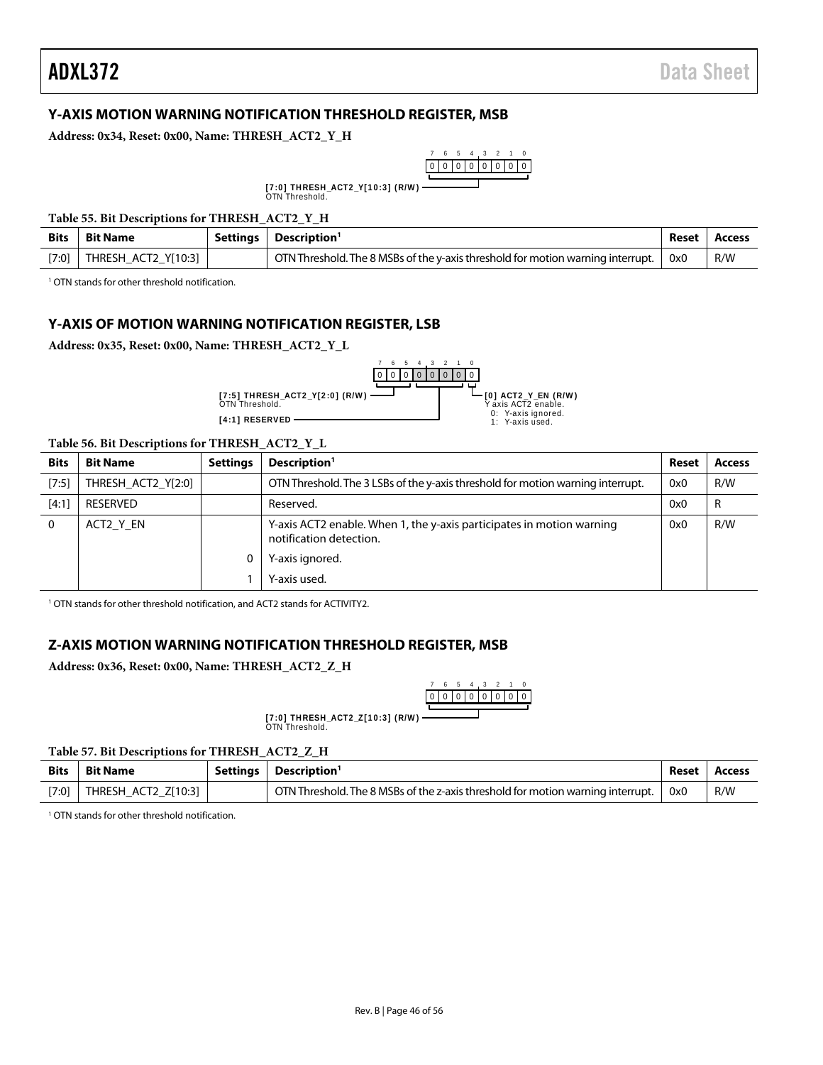## Y-AXIS MOTION WARNING NOTIFICATION THRESHOLD REGISTER, MSB

**Address: 0x34, Reset: 0x00, Name: THRESH_ACT2_Y_H**

| 7 | 6 | 5 | 4 | 3 | 2 | 1 | 0 |
|---|---|---|---|---|---|---|---|
| 0 | 0 | 0 | 0 | 0 | 0 | 0 | 0 |

**[7:0] THRESH_ACT2_Y[10:3] (R/W)**
OTN Threshold.

**Table 55. Bit Descriptions for THRESH_ACT2_Y_H**

| Bits | Bit Name | Settings | Description[1] | Reset | Access |
|---|---|---|---|---|---|
| [7:0] | THRESH_ACT2_Y[10:3] | | OTN Threshold. The 8 MSBs of the y-axis threshold for motion warning interrupt. | 0x0 | R/W |

[1] OTN stands for other threshold notification.

## Y-AXIS OF MOTION WARNING NOTIFICATION REGISTER, LSB

**Address: 0x35, Reset: 0x00, Name: THRESH_ACT2_Y_L**

| 7 | 6 | 5 | 4 | 3 | 2 | 1 | 0 |
|---|---|---|---|---|---|---|---|
| 0 | 0 | 0 | 0 | 0 | 0 | 0 | 0 |

**[7:5] THRESH_ACT2_Y[2:0] (R/W)**
OTN Threshold.

**[4:1] RESERVED**

**[0] ACT2_Y_EN (R/W)**
Y axis ACT2 enable.
0: Y-axis ignored.
1: Y-axis used.

**Table 56. Bit Descriptions for THRESH_ACT2_Y_L**

| Bits | Bit Name | Settings | Description[1] | Reset | Access |
|---|---|---|---|---|---|
| [7:5] | THRESH_ACT2_Y[2:0] | | OTN Threshold. The 3 LSBs of the y-axis threshold for motion warning interrupt. | 0x0 | R/W |
| [4:1] | RESERVED | | Reserved. | 0x0 | R |
| 0 | ACT2_Y_EN | | Y-axis ACT2 enable. When 1, the y-axis participates in motion warning notification detection. | 0x0 | R/W |
| | | 0 | Y-axis ignored. | | |
| | | 1 | Y-axis used. | | |

[1] OTN stands for other threshold notification, and ACT2 stands for ACTIVITY2.

## Z-AXIS MOTION WARNING NOTIFICATION THRESHOLD REGISTER, MSB

**Address: 0x36, Reset: 0x00, Name: THRESH_ACT2_Z_H**

| 7 | 6 | 5 | 4 | 3 | 2 | 1 | 0 |
|---|---|---|---|---|---|---|---|
| 0 | 0 | 0 | 0 | 0 | 0 | 0 | 0 |

**[7:0] THRESH_ACT2_Z[10:3] (R/W)**
OTN Threshold.

**Table 57. Bit Descriptions for THRESH_ACT2_Z_H**

| Bits | Bit Name | Settings | Description[1] | Reset | Access |
|---|---|---|---|---|---|
| [7:0] | THRESH_ACT2_Z[10:3] | | OTN Threshold. The 8 MSBs of the z-axis threshold for motion warning interrupt. | 0x0 | R/W |

[1] OTN stands for other threshold notification.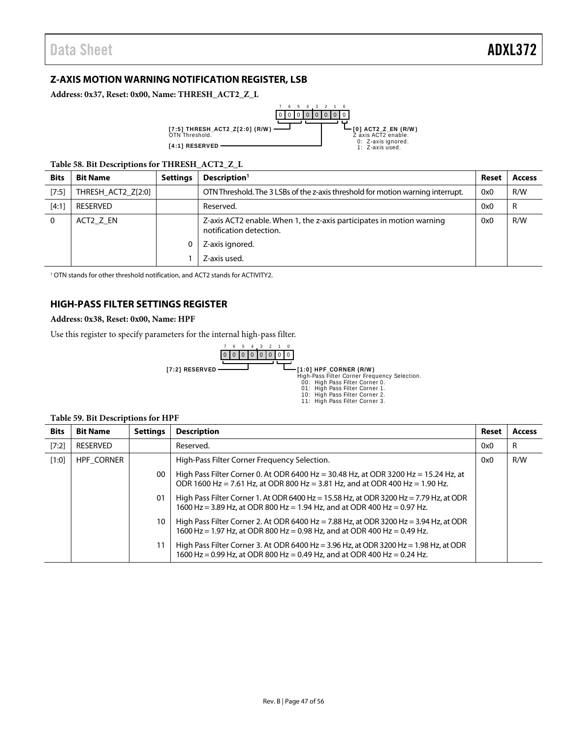## Z-AXIS MOTION WARNING NOTIFICATION REGISTER, LSB

**Address: 0x37, Reset: 0x00, Name: THRESH_ACT2_Z_L**

| 7 | 6 | 5 | 4 | 3 | 2 | 1 | 0 |
|---|---|---|---|---|---|---|---|
| 0 | 0 | 0 | 0 | 0 | 0 | 0 | 0 |

**[7:5] THRESH_ACT2_Z[2:0] (R/W)**
OTN Threshold.

**[4:1] RESERVED**

**[0] ACT2_Z_EN (R/W)**
Z axis ACT2 enable.
0: Z-axis ignored.
1: Z-axis used.

**Table 58. Bit Descriptions for THRESH_ACT2_Z_L**

| Bits | Bit Name | Settings | Description[1] | Reset | Access |
|---|---|---|---|---|---|
| [7:5] | THRESH_ACT2_Z[2:0] | | OTN Threshold. The 3 LSBs of the z-axis threshold for motion warning interrupt. | 0x0 | R/W |
| [4:1] | RESERVED | | Reserved. | 0x0 | R |
| 0 | ACT2_Z_EN | | Z-axis ACT2 enable. When 1, the z-axis participates in motion warning notification detection. | 0x0 | R/W |
| | | 0 | Z-axis ignored. | | |
| | | 1 | Z-axis used. | | |

[1] OTN stands for other threshold notification, and ACT2 stands for ACTIVITY2.

## HIGH-PASS FILTER SETTINGS REGISTER

**Address: 0x38, Reset: 0x00, Name: HPF**

Use this register to specify parameters for the internal high-pass filter.

| 7 | 6 | 5 | 4 | 3 | 2 | 1 | 0 |
|---|---|---|---|---|---|---|---|
| 0 | 0 | 0 | 0 | 0 | 0 | 0 | 0 |

**[7:2] RESERVED**

**[1:0] HPF_CORNER (R/W)**
High-Pass Filter Corner Frequency Selection.
00: High Pass Filter Corner 0.
01: High Pass Filter Corner 1.
10: High Pass Filter Corner 2.
11: High Pass Filter Corner 3.

**Table 59. Bit Descriptions for HPF**

| Bits | Bit Name | Settings | Description | Reset | Access |
|---|---|---|---|---|---|
| [7:2] | RESERVED | | Reserved. | 0x0 | R |
| [1:0] | HPF_CORNER | | High-Pass Filter Corner Frequency Selection. | 0x0 | R/W |
| | | 00 | High Pass Filter Corner 0. At ODR 6400 Hz = 30.48 Hz, at ODR 3200 Hz = 15.24 Hz, at ODR 1600 Hz = 7.61 Hz, at ODR 800 Hz = 3.81 Hz, and at ODR 400 Hz = 1.90 Hz. | | |
| | | 01 | High Pass Filter Corner 1. At ODR 6400 Hz = 15.58 Hz, at ODR 3200 Hz = 7.79 Hz, at ODR 1600 Hz = 3.89 Hz, at ODR 800 Hz = 1.94 Hz, and at ODR 400 Hz = 0.97 Hz. | | |
| | | 10 | High Pass Filter Corner 2. At ODR 6400 Hz = 7.88 Hz, at ODR 3200 Hz = 3.94 Hz, at ODR 1600 Hz = 1.97 Hz, at ODR 800 Hz = 0.98 Hz, and at ODR 400 Hz = 0.49 Hz. | | |
| | | 11 | High Pass Filter Corner 3. At ODR 6400 Hz = 3.96 Hz, at ODR 3200 Hz = 1.98 Hz, at ODR 1600 Hz = 0.99 Hz, at ODR 800 Hz = 0.49 Hz, and at ODR 400 Hz = 0.24 Hz. | | |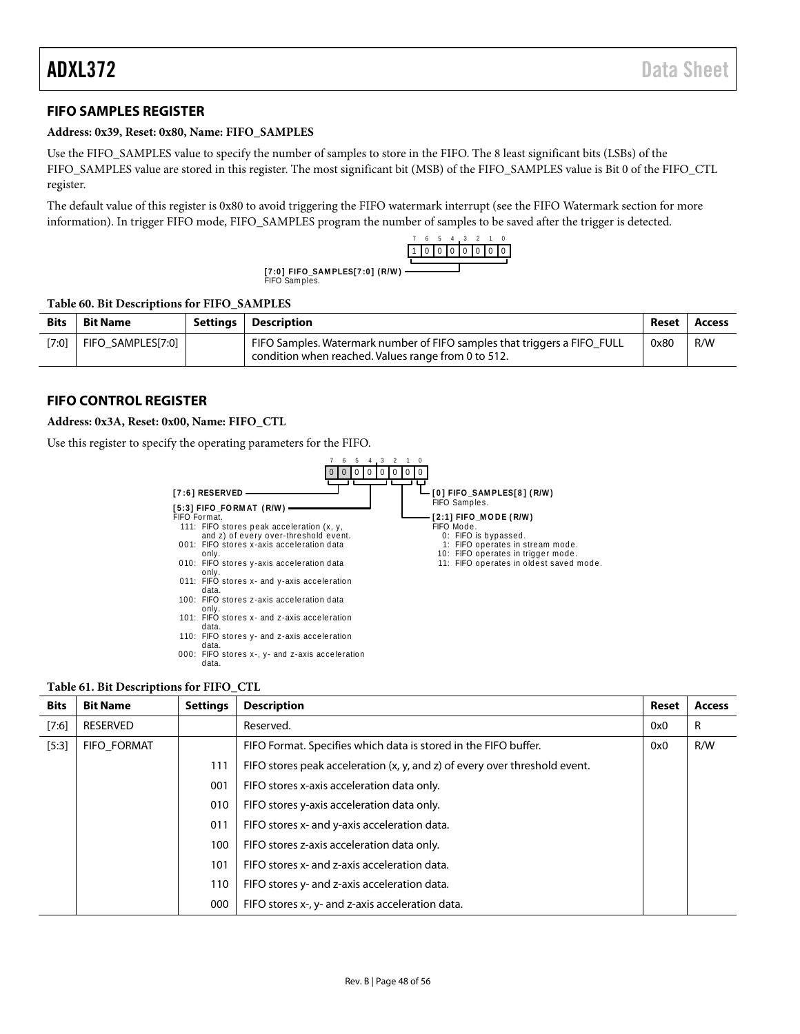## FIFO SAMPLES REGISTER

**Address: 0x39, Reset: 0x80, Name: FIFO_SAMPLES**

Use the FIFO_SAMPLES value to specify the number of samples to store in the FIFO. The 8 least significant bits (LSBs) of the FIFO_SAMPLES value are stored in this register. The most significant bit (MSB) of the FIFO_SAMPLES value is Bit 0 of the FIFO_CTL register.

The default value of this register is 0x80 to avoid triggering the FIFO watermark interrupt (see the FIFO Watermark section for more information). In trigger FIFO mode, FIFO_SAMPLES program the number of samples to be saved after the trigger is detected.

| 7 | 6 | 5 | 4 | 3 | 2 | 1 | 0 |
|---|---|---|---|---|---|---|---|
| 1 | 0 | 0 | 0 | 0 | 0 | 0 | 0 |

**[7:0] FIFO_SAMPLES[7:0] (R/W)**
FIFO Samples.

**Table 60. Bit Descriptions for FIFO_SAMPLES**

| Bits | Bit Name | Settings | Description | Reset | Access |
|---|---|---|---|---|---|
| [7:0] | FIFO_SAMPLES[7:0] | | FIFO Samples. Watermark number of FIFO samples that triggers a FIFO_FULL condition when reached. Values range from 0 to 512. | 0x80 | R/W |

## FIFO CONTROL REGISTER

**Address: 0x3A, Reset: 0x00, Name: FIFO_CTL**

Use this register to specify the operating parameters for the FIFO.

| 7 | 6 | 5 | 4 | 3 | 2 | 1 | 0 |
|---|---|---|---|---|---|---|---|
| 0 | 0 | 0 | 0 | 0 | 0 | 0 | 0 |

**[7:6] RESERVED**

**[5:3] FIFO_FORMAT (R/W)**
FIFO Format.
111: FIFO stores peak acceleration (x, y, and z) of every over-threshold event.
001: FIFO stores x-axis acceleration data only.
010: FIFO stores y-axis acceleration data only.
011: FIFO stores x- and y-axis acceleration data.
100: FIFO stores z-axis acceleration data only.
101: FIFO stores x- and z-axis acceleration data.
110: FIFO stores y- and z-axis acceleration data.
000: FIFO stores x-, y- and z-axis acceleration data.

**[0] FIFO_SAMPLES[8] (R/W)**
FIFO Samples.

**[2:1] FIFO_MODE (R/W)**
FIFO Mode.
0: FIFO is bypassed.
1: FIFO operates in stream mode.
10: FIFO operates in trigger mode.
11: FIFO operates in oldest saved mode.

**Table 61. Bit Descriptions for FIFO_CTL**

| Bits | Bit Name | Settings | Description | Reset | Access |
|---|---|---|---|---|---|
| [7:6] | RESERVED | | Reserved. | 0x0 | R |
| [5:3] | FIFO_FORMAT | | FIFO Format. Specifies which data is stored in the FIFO buffer. | 0x0 | R/W |
| | | 111 | FIFO stores peak acceleration (x, y, and z) of every over threshold event. | | |
| | | 001 | FIFO stores x-axis acceleration data only. | | |
| | | 010 | FIFO stores y-axis acceleration data only. | | |
| | | 011 | FIFO stores x- and y-axis acceleration data. | | |
| | | 100 | FIFO stores z-axis acceleration data only. | | |
| | | 101 | FIFO stores x- and z-axis acceleration data. | | |
| | | 110 | FIFO stores y- and z-axis acceleration data. | | |
| | | 000 | FIFO stores x-, y- and z-axis acceleration data. | | |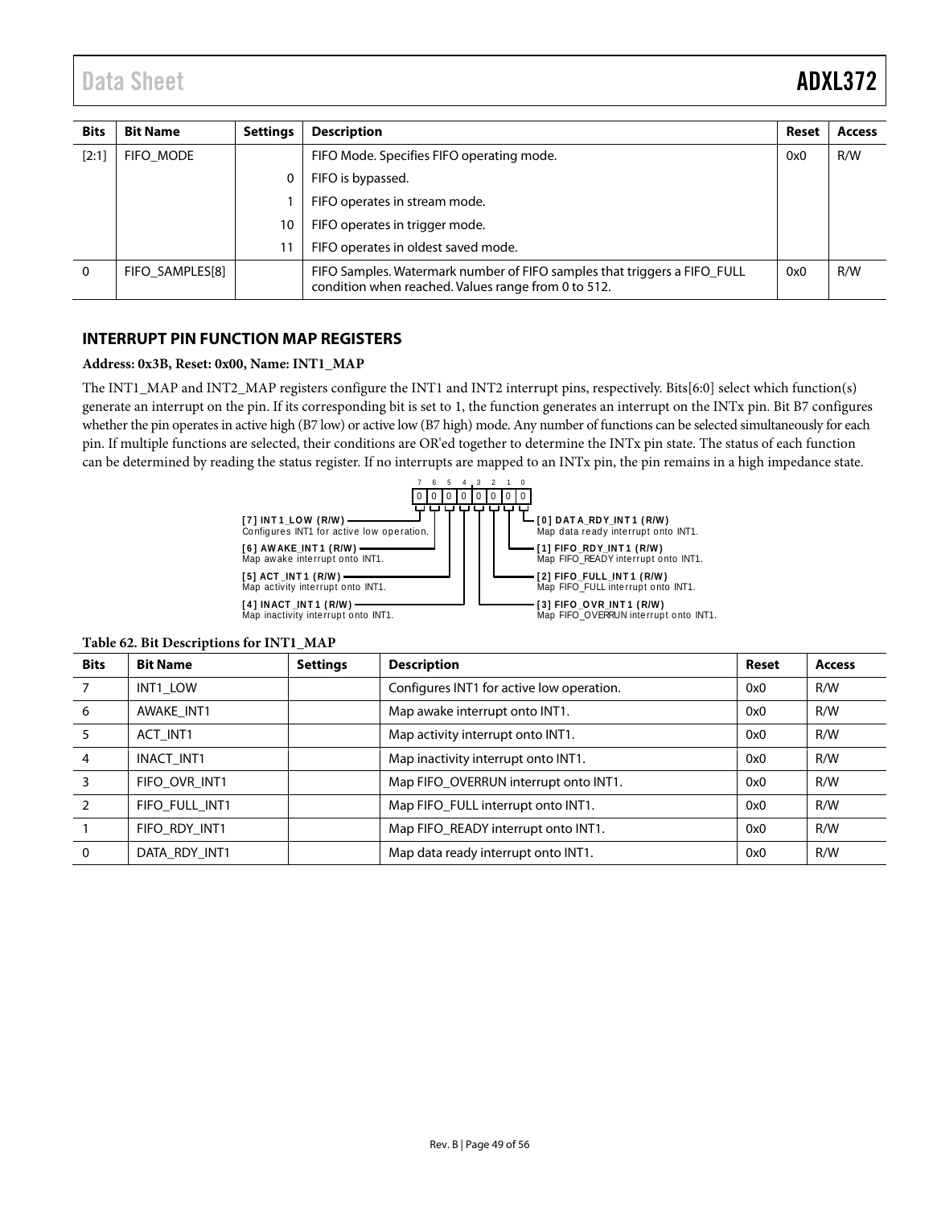| Bits | Bit Name | Settings | Description | Reset | Access |
|---|---|---|---|---|---|
| [2:1] | FIFO_MODE | | FIFO Mode. Specifies FIFO operating mode. | 0x0 | R/W |
| | | 0 | FIFO is bypassed. | | |
| | | 1 | FIFO operates in stream mode. | | |
| | | 10 | FIFO operates in trigger mode. | | |
| | | 11 | FIFO operates in oldest saved mode. | | |
| 0 | FIFO_SAMPLES[8] | | FIFO Samples. Watermark number of FIFO samples that triggers a FIFO_FULL condition when reached. Values range from 0 to 512. | 0x0 | R/W |

## INTERRUPT PIN FUNCTION MAP REGISTERS

**Address: 0x3B, Reset: 0x00, Name: INT1_MAP**

The INT1_MAP and INT2_MAP registers configure the INT1 and INT2 interrupt pins, respectively. Bits[6:0] select which function(s) generate an interrupt on the pin. If its corresponding bit is set to 1, the function generates an interrupt on the INTx pin. Bit B7 configures whether the pin operates in active high (B7 low) or active low (B7 high) mode. Any number of functions can be selected simultaneously for each pin. If multiple functions are selected, their conditions are OR'ed together to determine the INTx pin state. The status of each function can be determined by reading the status register. If no interrupts are mapped to an INTx pin, the pin remains in a high impedance state.

| 7 | 6 | 5 | 4 | 3 | 2 | 1 | 0 |
|---|---|---|---|---|---|---|---|
| 0 | 0 | 0 | 0 | 0 | 0 | 0 | 0 |

**[7] INT1_LOW (R/W)**
Configures INT1 for active low operation.

**[6] AWAKE_INT1 (R/W)**
Map awake interrupt onto INT1.

**[5] ACT_INT1 (R/W)**
Map activity interrupt onto INT1.

**[4] INACT_INT1 (R/W)**
Map inactivity interrupt onto INT1.

**[3] FIFO_OVR_INT1 (R/W)**
Map FIFO_OVERRUN interrupt onto INT1.

**[2] FIFO_FULL_INT1 (R/W)**
Map FIFO_FULL interrupt onto INT1.

**[1] FIFO_RDY_INT1 (R/W)**
Map FIFO_READY interrupt onto INT1.

**[0] DATA_RDY_INT1 (R/W)**
Map data ready interrupt onto INT1.

**Table 62. Bit Descriptions for INT1_MAP**

| Bits | Bit Name | Settings | Description | Reset | Access |
|---|---|---|---|---|---|
| 7 | INT1_LOW | | Configures INT1 for active low operation. | 0x0 | R/W |
| 6 | AWAKE_INT1 | | Map awake interrupt onto INT1. | 0x0 | R/W |
| 5 | ACT_INT1 | | Map activity interrupt onto INT1. | 0x0 | R/W |
| 4 | INACT_INT1 | | Map inactivity interrupt onto INT1. | 0x0 | R/W |
| 3 | FIFO_OVR_INT1 | | Map FIFO_OVERRUN interrupt onto INT1. | 0x0 | R/W |
| 2 | FIFO_FULL_INT1 | | Map FIFO_FULL interrupt onto INT1. | 0x0 | R/W |
| 1 | FIFO_RDY_INT1 | | Map FIFO_READY interrupt onto INT1. | 0x0 | R/W |
| 0 | DATA_RDY_INT1 | | Map data ready interrupt onto INT1. | 0x0 | R/W |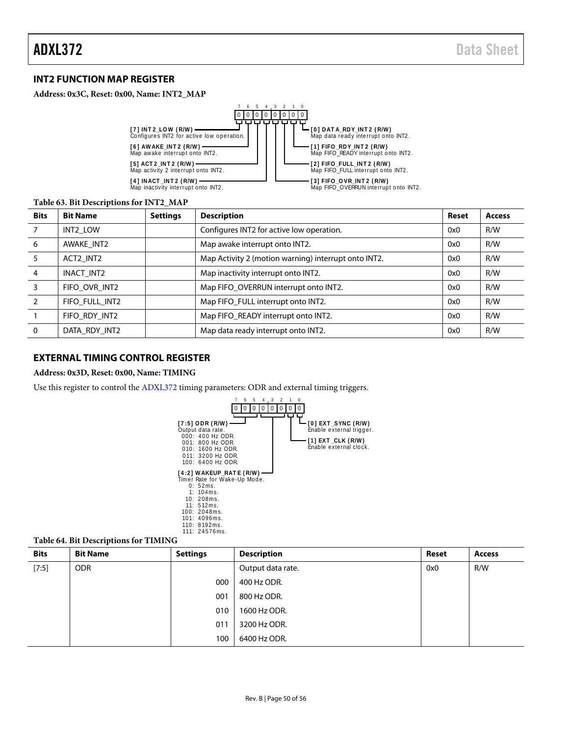## INT2 FUNCTION MAP REGISTER

**Address: 0x3C, Reset: 0x00, Name: INT2_MAP**

| 7 | 6 | 5 | 4 | 3 | 2 | 1 | 0 |
|---|---|---|---|---|---|---|---|
| 0 | 0 | 0 | 0 | 0 | 0 | 0 | 0 |

- **[7] INT2_LOW (R/W)** Configures INT2 for active low operation.
- **[6] AWAKE_INT2 (R/W)** Map awake interrupt onto INT2.
- **[5] ACT2_INT2 (R/W)** Map activity 2 interrupt onto INT2.
- **[4] INACT_INT2 (R/W)** Map inactivity interrupt onto INT2.
- **[3] FIFO_OVR_INT2 (R/W)** Map FIFO_OVERRUN interrupt onto INT2.
- **[2] FIFO_FULL_INT2 (R/W)** Map FIFO_FULL interrupt onto INT2.
- **[1] FIFO_RDY_INT2 (R/W)** Map FIFO_READY interrupt onto INT2.
- **[0] DATA_RDY_INT2 (R/W)** Map data ready interrupt onto INT2.

**Table 63. Bit Descriptions for INT2_MAP**

| Bits | Bit Name | Settings | Description | Reset | Access |
|---|---|---|---|---|---|
| 7 | INT2_LOW | | Configures INT2 for active low operation. | 0x0 | R/W |
| 6 | AWAKE_INT2 | | Map awake interrupt onto INT2. | 0x0 | R/W |
| 5 | ACT2_INT2 | | Map Activity 2 (motion warning) interrupt onto INT2. | 0x0 | R/W |
| 4 | INACT_INT2 | | Map inactivity interrupt onto INT2. | 0x0 | R/W |
| 3 | FIFO_OVR_INT2 | | Map FIFO_OVERRUN interrupt onto INT2. | 0x0 | R/W |
| 2 | FIFO_FULL_INT2 | | Map FIFO_FULL interrupt onto INT2. | 0x0 | R/W |
| 1 | FIFO_RDY_INT2 | | Map FIFO_READY interrupt onto INT2. | 0x0 | R/W |
| 0 | DATA_RDY_INT2 | | Map data ready interrupt onto INT2. | 0x0 | R/W |

## EXTERNAL TIMING CONTROL REGISTER

**Address: 0x3D, Reset: 0x00, Name: TIMING**

Use this register to control the ADXL372 timing parameters: ODR and external timing triggers.

| 7 | 6 | 5 | 4 | 3 | 2 | 1 | 0 |
|---|---|---|---|---|---|---|---|
| 0 | 0 | 0 | 0 | 0 | 0 | 0 | 0 |

- **[7:5] ODR (R/W)** Output data rate.
  - 000: 400 Hz ODR.
  - 001: 800 Hz ODR.
  - 010: 1600 Hz ODR.
  - 011: 3200 Hz ODR.
  - 100: 6400 Hz ODR.
- **[4:2] WAKEUP_RATE (R/W)** Timer Rate for Wake-Up Mode.
  - 0: 52ms.
  - 1: 104ms.
  - 10: 208ms.
  - 11: 512ms.
  - 100: 2048ms.
  - 101: 4096ms.
  - 110: 8192ms.
  - 111: 24576ms.
- **[1] EXT_CLK (R/W)** Enable external clock.
- **[0] EXT_SYNC (R/W)** Enable external trigger.

**Table 64. Bit Descriptions for TIMING**

| Bits | Bit Name | Settings | Description | Reset | Access |
|---|---|---|---|---|---|
| [7:5] | ODR | | Output data rate. | 0x0 | R/W |
| | | 000 | 400 Hz ODR. | | |
| | | 001 | 800 Hz ODR. | | |
| | | 010 | 1600 Hz ODR. | | |
| | | 011 | 3200 Hz ODR. | | |
| | | 100 | 6400 Hz ODR. | | |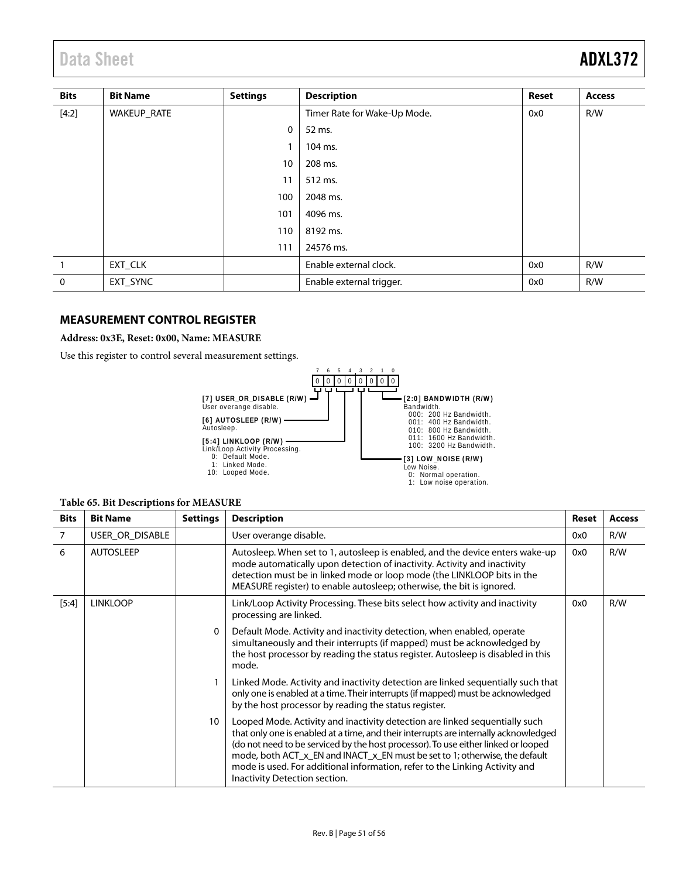| Bits | Bit Name | Settings | Description | Reset | Access |
|---|---|---|---|---|---|
| [4:2] | WAKEUP_RATE | | Timer Rate for Wake-Up Mode. | 0x0 | R/W |
| | | 0 | 52 ms. | | |
| | | 1 | 104 ms. | | |
| | | 10 | 208 ms. | | |
| | | 11 | 512 ms. | | |
| | | 100 | 2048 ms. | | |
| | | 101 | 4096 ms. | | |
| | | 110 | 8192 ms. | | |
| | | 111 | 24576 ms. | | |
| 1 | EXT_CLK | | Enable external clock. | 0x0 | R/W |
| 0 | EXT_SYNC | | Enable external trigger. | 0x0 | R/W |

## MEASUREMENT CONTROL REGISTER

**Address: 0x3E, Reset: 0x00, Name: MEASURE**

Use this register to control several measurement settings.

```
 7 6 5 4 3 2 1 0
 0 0 0 0 0 0 0 0

[7] USER_OR_DISABLE (R/W)
User overange disable.

[6] AUTOSLEEP (R/W)
Autosleep.

[5:4] LINKLOOP (R/W)
Link/Loop Activity Processing.
  0: Default Mode.
  1: Linked Mode.
 10: Looped Mode.

[2:0] BANDWIDTH (R/W)
Bandwidth.
 000: 200 Hz Bandwidth.
 001: 400 Hz Bandwidth.
 010: 800 Hz Bandwidth.
 011: 1600 Hz Bandwidth.
 100: 3200 Hz Bandwidth.

[3] LOW_NOISE (R/W)
Low Noise.
 0: Normal operation.
 1: Low noise operation.
```

**Table 65. Bit Descriptions for MEASURE**

| Bits | Bit Name | Settings | Description | Reset | Access |
|---|---|---|---|---|---|
| 7 | USER_OR_DISABLE | | User overange disable. | 0x0 | R/W |
| 6 | AUTOSLEEP | | Autosleep. When set to 1, autosleep is enabled, and the device enters wake-up mode automatically upon detection of inactivity. Activity and inactivity detection must be in linked mode or loop mode (the LINKLOOP bits in the MEASURE register) to enable autosleep; otherwise, the bit is ignored. | 0x0 | R/W |
| [5:4] | LINKLOOP | | Link/Loop Activity Processing. These bits select how activity and inactivity processing are linked. | 0x0 | R/W |
| | | 0 | Default Mode. Activity and inactivity detection, when enabled, operate simultaneously and their interrupts (if mapped) must be acknowledged by the host processor by reading the status register. Autosleep is disabled in this mode. | | |
| | | 1 | Linked Mode. Activity and inactivity detection are linked sequentially such that only one is enabled at a time. Their interrupts (if mapped) must be acknowledged by the host processor by reading the status register. | | |
| | | 10 | Looped Mode. Activity and inactivity detection are linked sequentially such that only one is enabled at a time, and their interrupts are internally acknowledged (do not need to be serviced by the host processor). To use either linked or looped mode, both ACT_x_EN and INACT_x_EN must be set to 1; otherwise, the default mode is used. For additional information, refer to the Linking Activity and Inactivity Detection section. | | |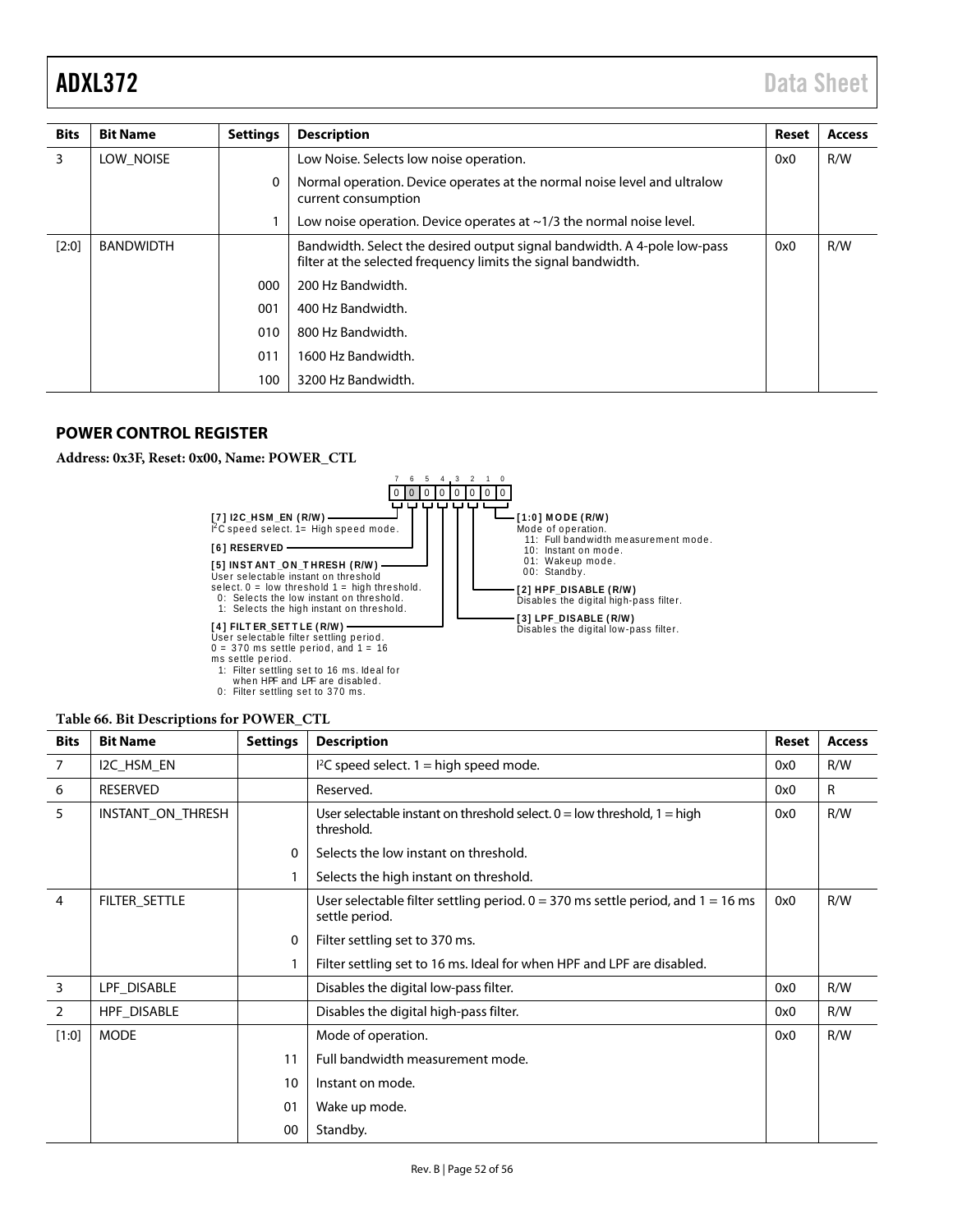| Bits | Bit Name | Settings | Description | Reset | Access |
|---|---|---|---|---|---|
| 3 | LOW_NOISE | | Low Noise. Selects low noise operation. | 0x0 | R/W |
| | | 0 | Normal operation. Device operates at the normal noise level and ultralow current consumption | | |
| | | 1 | Low noise operation. Device operates at ~1/3 the normal noise level. | | |
| [2:0] | BANDWIDTH | | Bandwidth. Select the desired output signal bandwidth. A 4-pole low-pass filter at the selected frequency limits the signal bandwidth. | 0x0 | R/W |
| | | 000 | 200 Hz Bandwidth. | | |
| | | 001 | 400 Hz Bandwidth. | | |
| | | 010 | 800 Hz Bandwidth. | | |
| | | 011 | 1600 Hz Bandwidth. | | |
| | | 100 | 3200 Hz Bandwidth. | | |

## POWER CONTROL REGISTER

**Address: 0x3F, Reset: 0x00, Name: POWER_CTL**

| 7 | 6 | 5 | 4 | 3 | 2 | 1 | 0 |
|---|---|---|---|---|---|---|---|
| 0 | 0 | 0 | 0 | 0 | 0 | 0 | 0 |

**[7] I2C_HSM_EN (R/W)**
I²C speed select. 1= High speed mode.

**[6] RESERVED**

**[5] INSTANT_ON_THRESH (R/W)**
User selectable instant on threshold select. 0 = low threshold 1 = high threshold.
0: Selects the low instant on threshold.
1: Selects the high instant on threshold.

**[4] FILTER_SETTLE (R/W)**
User selectable filter settling period. 0 = 370 ms settle period, and 1 = 16 ms settle period.
1: Filter settling set to 16 ms. Ideal for when HPF and LPF are disabled.
0: Filter settling set to 370 ms.

**[1:0] MODE (R/W)**
Mode of operation.
11: Full bandwidth measurement mode.
10: Instant on mode.
01: Wakeup mode.
00: Standby.

**[2] HPF_DISABLE (R/W)**
Disables the digital high-pass filter.

**[3] LPF_DISABLE (R/W)**
Disables the digital low-pass filter.

**Table 66. Bit Descriptions for POWER_CTL**

| Bits | Bit Name | Settings | Description | Reset | Access |
|---|---|---|---|---|---|
| 7 | I2C_HSM_EN | | I²C speed select. 1 = high speed mode. | 0x0 | R/W |
| 6 | RESERVED | | Reserved. | 0x0 | R |
| 5 | INSTANT_ON_THRESH | | User selectable instant on threshold select. 0 = low threshold, 1 = high threshold. | 0x0 | R/W |
| | | 0 | Selects the low instant on threshold. | | |
| | | 1 | Selects the high instant on threshold. | | |
| 4 | FILTER_SETTLE | | User selectable filter settling period. 0 = 370 ms settle period, and 1 = 16 ms settle period. | 0x0 | R/W |
| | | 0 | Filter settling set to 370 ms. | | |
| | | 1 | Filter settling set to 16 ms. Ideal for when HPF and LPF are disabled. | | |
| 3 | LPF_DISABLE | | Disables the digital low-pass filter. | 0x0 | R/W |
| 2 | HPF_DISABLE | | Disables the digital high-pass filter. | 0x0 | R/W |
| [1:0] | MODE | | Mode of operation. | 0x0 | R/W |
| | | 11 | Full bandwidth measurement mode. | | |
| | | 10 | Instant on mode. | | |
| | | 01 | Wake up mode. | | |
| | | 00 | Standby. | | |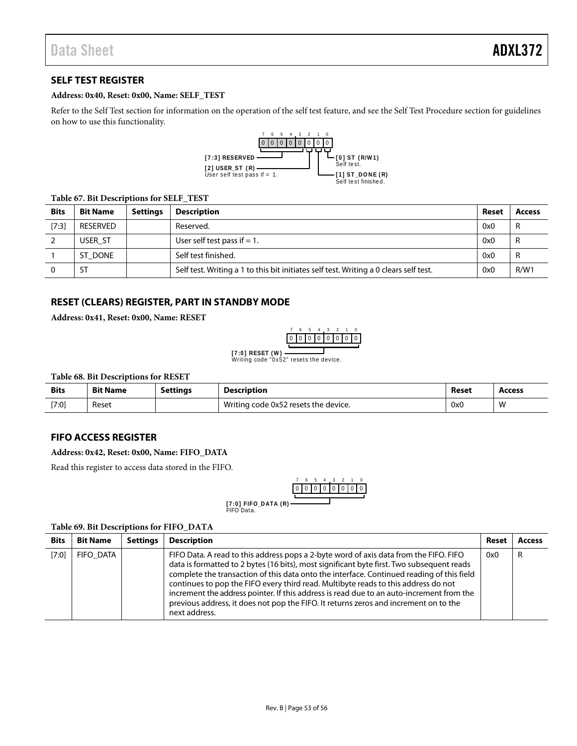## SELF TEST REGISTER

**Address: 0x40, Reset: 0x00, Name: SELF_TEST**

Refer to the Self Test section for information on the operation of the self test feature, and see the Self Test Procedure section for guidelines on how to use this functionality.

| Bit | 7 | 6 | 5 | 4 | 3 | 2 | 1 | 0 |
|---|---|---|---|---|---|---|---|---|
| Reset | 0 | 0 | 0 | 0 | 0 | 0 | 0 | 0 |

- **[7:3] RESERVED**
- **[2] USER_ST (R)** User self test pass if = 1.
- **[1] ST_DONE (R)** Self test finished.
- **[0] ST (R/W1)** Self test.

**Table 67. Bit Descriptions for SELF_TEST**

| Bits | Bit Name | Settings | Description | Reset | Access |
|---|---|---|---|---|---|
| [7:3] | RESERVED | | Reserved. | 0x0 | R |
| 2 | USER_ST | | User self test pass if = 1. | 0x0 | R |
| 1 | ST_DONE | | Self test finished. | 0x0 | R |
| 0 | ST | | Self test. Writing a 1 to this bit initiates self test. Writing a 0 clears self test. | 0x0 | R/W1 |

## RESET (CLEARS) REGISTER, PART IN STANDBY MODE

**Address: 0x41, Reset: 0x00, Name: RESET**

| Bit | 7 | 6 | 5 | 4 | 3 | 2 | 1 | 0 |
|---|---|---|---|---|---|---|---|---|
| Reset | 0 | 0 | 0 | 0 | 0 | 0 | 0 | 0 |

- **[7:0] RESET (W)** Writing code "0x52" resets the device.

**Table 68. Bit Descriptions for RESET**

| Bits | Bit Name | Settings | Description | Reset | Access |
|---|---|---|---|---|---|
| [7:0] | Reset | | Writing code 0x52 resets the device. | 0x0 | W |

## FIFO ACCESS REGISTER

**Address: 0x42, Reset: 0x00, Name: FIFO_DATA**

Read this register to access data stored in the FIFO.

| Bit | 7 | 6 | 5 | 4 | 3 | 2 | 1 | 0 |
|---|---|---|---|---|---|---|---|---|
| Reset | 0 | 0 | 0 | 0 | 0 | 0 | 0 | 0 |

- **[7:0] FIFO_DATA (R)** FIFO Data.

**Table 69. Bit Descriptions for FIFO_DATA**

| Bits | Bit Name | Settings | Description | Reset | Access |
|---|---|---|---|---|---|
| [7:0] | FIFO_DATA | | FIFO Data. A read to this address pops a 2-byte word of axis data from the FIFO. FIFO data is formatted to 2 bytes (16 bits), most significant byte first. Two subsequent reads complete the transaction of this data onto the interface. Continued reading of this field continues to pop the FIFO every third read. Multibyte reads to this address do not increment the address pointer. If this address is read due to an auto-increment from the previous address, it does not pop the FIFO. It returns zeros and increment on to the next address. | 0x0 | R |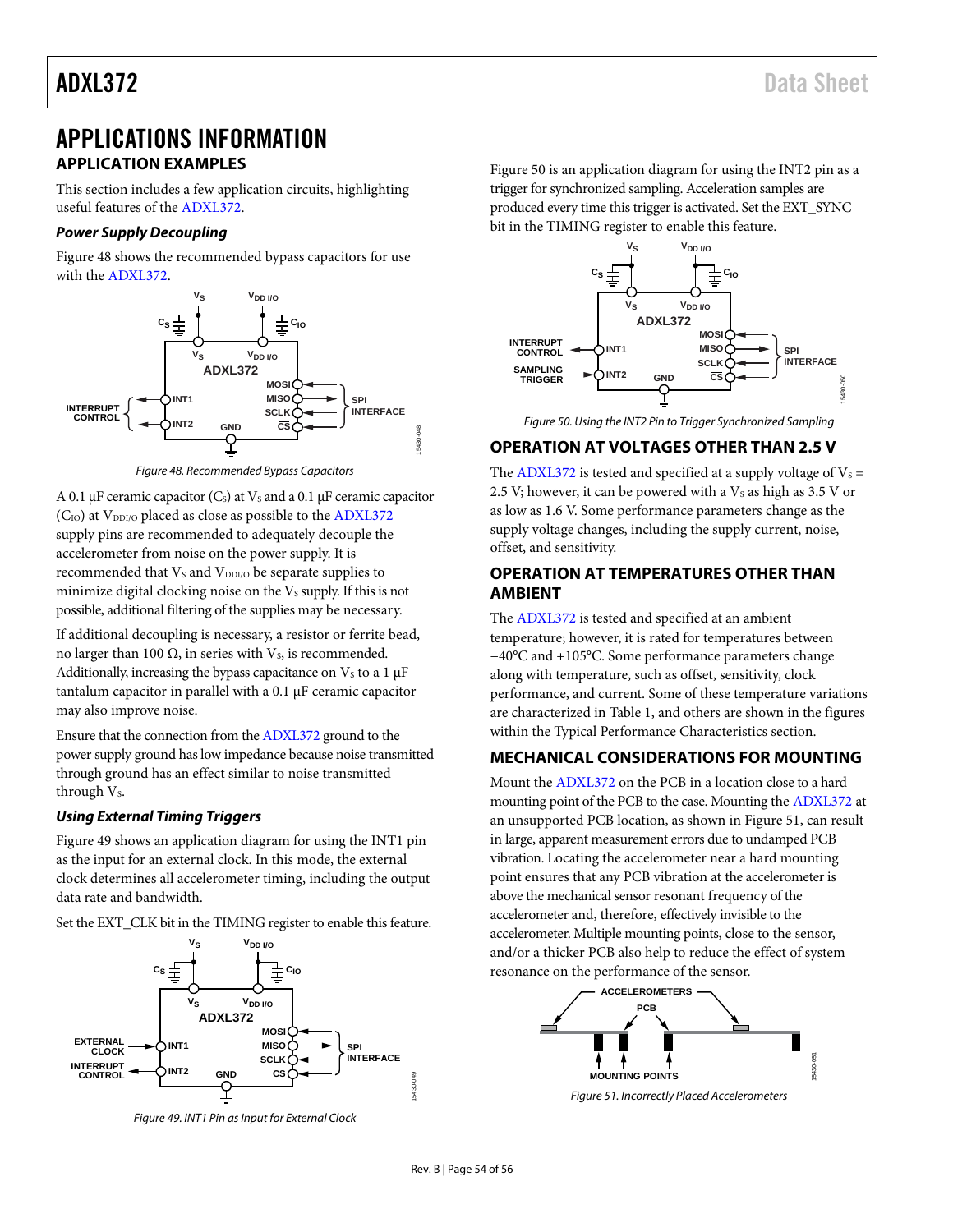# APPLICATIONS INFORMATION

## APPLICATION EXAMPLES

This section includes a few application circuits, highlighting useful features of the ADXL372.

### *Power Supply Decoupling*

Figure 48 shows the recommended bypass capacitors for use with the ADXL372.

Figure 48. Recommended Bypass Capacitors

A 0.1 µF ceramic capacitor ($C_S$) at $V_S$ and a 0.1 µF ceramic capacitor ($C_{IO}$) at $V_{DDI/O}$ placed as close as possible to the ADXL372 supply pins are recommended to adequately decouple the accelerometer from noise on the power supply. It is recommended that $V_S$ and $V_{DDI/O}$ be separate supplies to minimize digital clocking noise on the $V_S$ supply. If this is not possible, additional filtering of the supplies may be necessary.

If additional decoupling is necessary, a resistor or ferrite bead, no larger than 100 Ω, in series with $V_S$, is recommended. Additionally, increasing the bypass capacitance on $V_S$ to a 1 µF tantalum capacitor in parallel with a 0.1 µF ceramic capacitor may also improve noise.

Ensure that the connection from the ADXL372 ground to the power supply ground has low impedance because noise transmitted through ground has an effect similar to noise transmitted through $V_S$.

### *Using External Timing Triggers*

Figure 49 shows an application diagram for using the INT1 pin as the input for an external clock. In this mode, the external clock determines all accelerometer timing, including the output data rate and bandwidth.

Set the EXT_CLK bit in the TIMING register to enable this feature.

Figure 49. INT1 Pin as Input for External Clock

Figure 50 is an application diagram for using the INT2 pin as a trigger for synchronized sampling. Acceleration samples are produced every time this trigger is activated. Set the EXT_SYNC bit in the TIMING register to enable this feature.

Figure 50. Using the INT2 Pin to Trigger Synchronized Sampling

## OPERATION AT VOLTAGES OTHER THAN 2.5 V

The ADXL372 is tested and specified at a supply voltage of $V_S$ = 2.5 V; however, it can be powered with a $V_S$ as high as 3.5 V or as low as 1.6 V. Some performance parameters change as the supply voltage changes, including the supply current, noise, offset, and sensitivity.

## OPERATION AT TEMPERATURES OTHER THAN AMBIENT

The ADXL372 is tested and specified at an ambient temperature; however, it is rated for temperatures between −40°C and +105°C. Some performance parameters change along with temperature, such as offset, sensitivity, clock performance, and current. Some of these temperature variations are characterized in Table 1, and others are shown in the figures within the Typical Performance Characteristics section.

## MECHANICAL CONSIDERATIONS FOR MOUNTING

Mount the ADXL372 on the PCB in a location close to a hard mounting point of the PCB to the case. Mounting the ADXL372 at an unsupported PCB location, as shown in Figure 51, can result in large, apparent measurement errors due to undamped PCB vibration. Locating the accelerometer near a hard mounting point ensures that any PCB vibration at the accelerometer is above the mechanical sensor resonant frequency of the accelerometer and, therefore, effectively invisible to the accelerometer. Multiple mounting points, close to the sensor, and/or a thicker PCB also help to reduce the effect of system resonance on the performance of the sensor.

Figure 51. Incorrectly Placed Accelerometers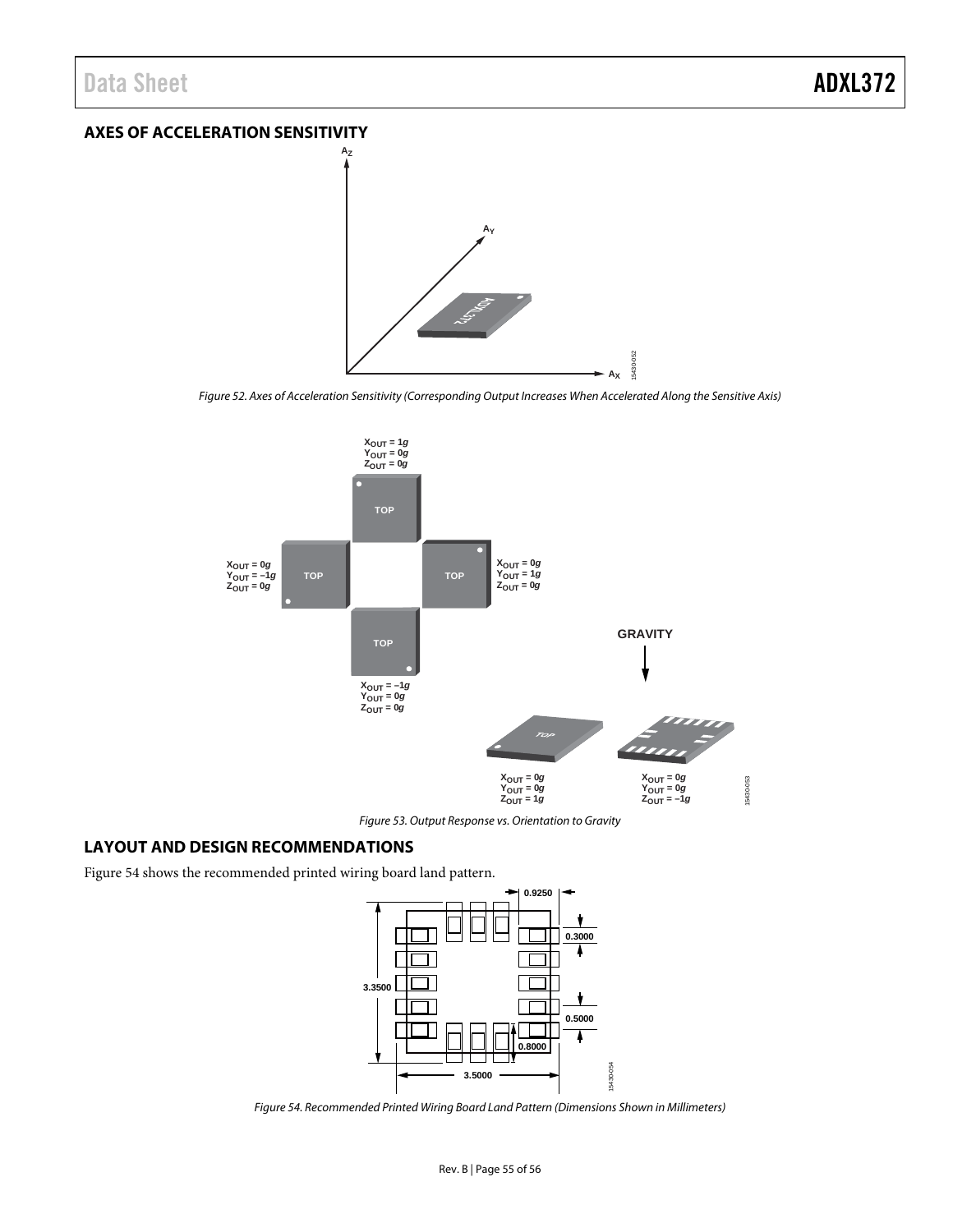## AXES OF ACCELERATION SENSITIVITY

Figure 52. Axes of Acceleration Sensitivity (Corresponding Output Increases When Accelerated Along the Sensitive Axis)

Figure 53. Output Response vs. Orientation to Gravity

## LAYOUT AND DESIGN RECOMMENDATIONS

Figure 54 shows the recommended printed wiring board land pattern.

Figure 54. Recommended Printed Wiring Board Land Pattern (Dimensions Shown in Millimeters)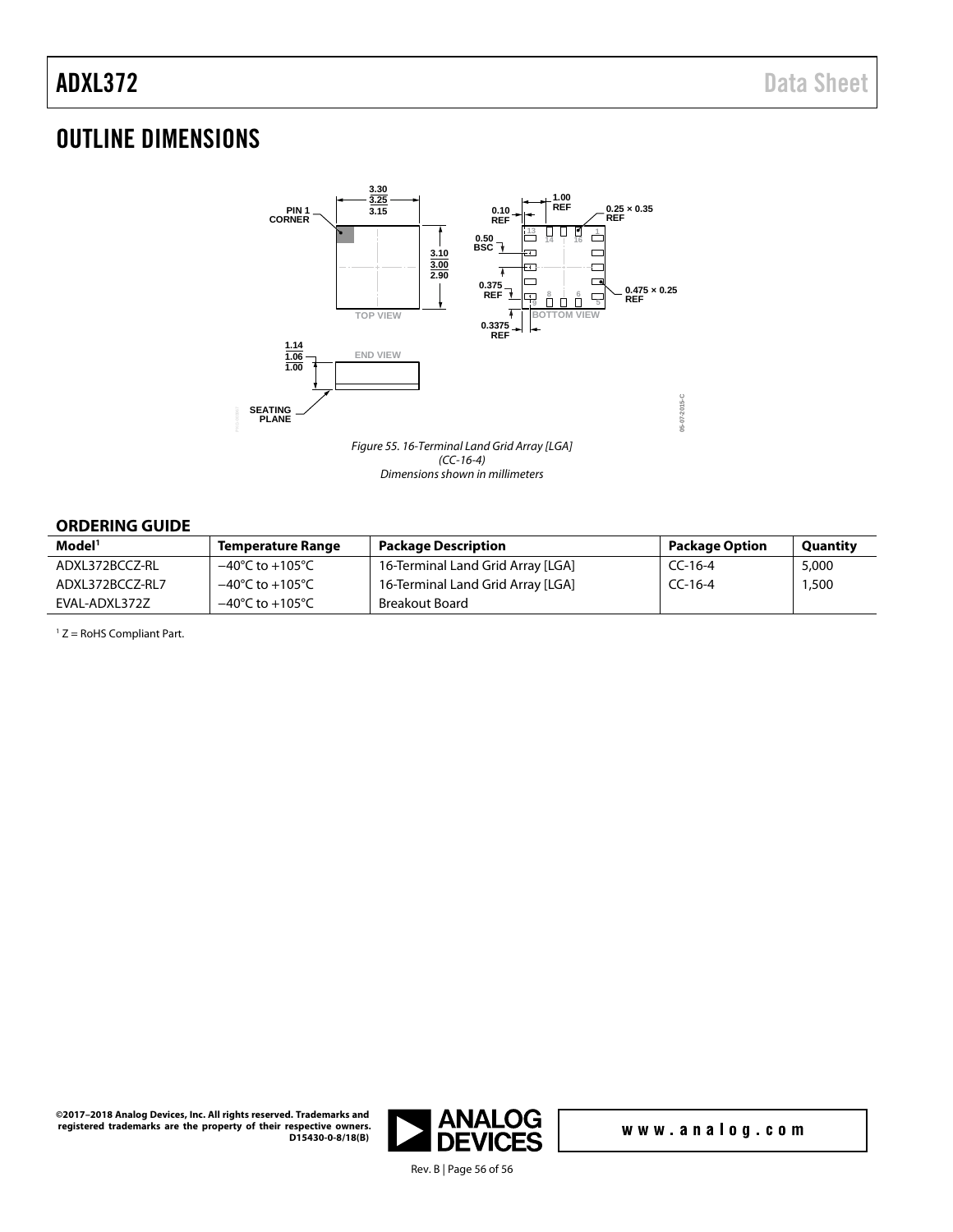# OUTLINE DIMENSIONS

3.30
3.25
3.15

PIN 1 CORNER

3.10
3.00
2.90

TOP VIEW

1.00 REF

0.10 REF

0.25 × 0.35 REF

0.50 BSC

13 14 16 1

0.375 REF

8 6

9 5

0.475 × 0.25 REF

BOTTOM VIEW

0.3375 REF

1.14
1.06
1.00

END VIEW

SEATING PLANE

05-07-2015-C

*Figure 55. 16-Terminal Land Grid Array [LGA]*
*(CC-16-4)*
*Dimensions shown in millimeters*

## ORDERING GUIDE

| Model[1] | Temperature Range | Package Description | Package Option | Quantity |
|---|---|---|---|---|
| ADXL372BCCZ-RL | −40°C to +105°C | 16-Terminal Land Grid Array [LGA] | CC-16-4 | 5,000 |
| ADXL372BCCZ-RL7 | −40°C to +105°C | 16-Terminal Land Grid Array [LGA] | CC-16-4 | 1,500 |
| EVAL-ADXL372Z | −40°C to +105°C | Breakout Board | | |

[1] Z = RoHS Compliant Part.

**©2017–2018 Analog Devices, Inc. All rights reserved. Trademarks and registered trademarks are the property of their respective owners. D15430-0-8/18(B)**